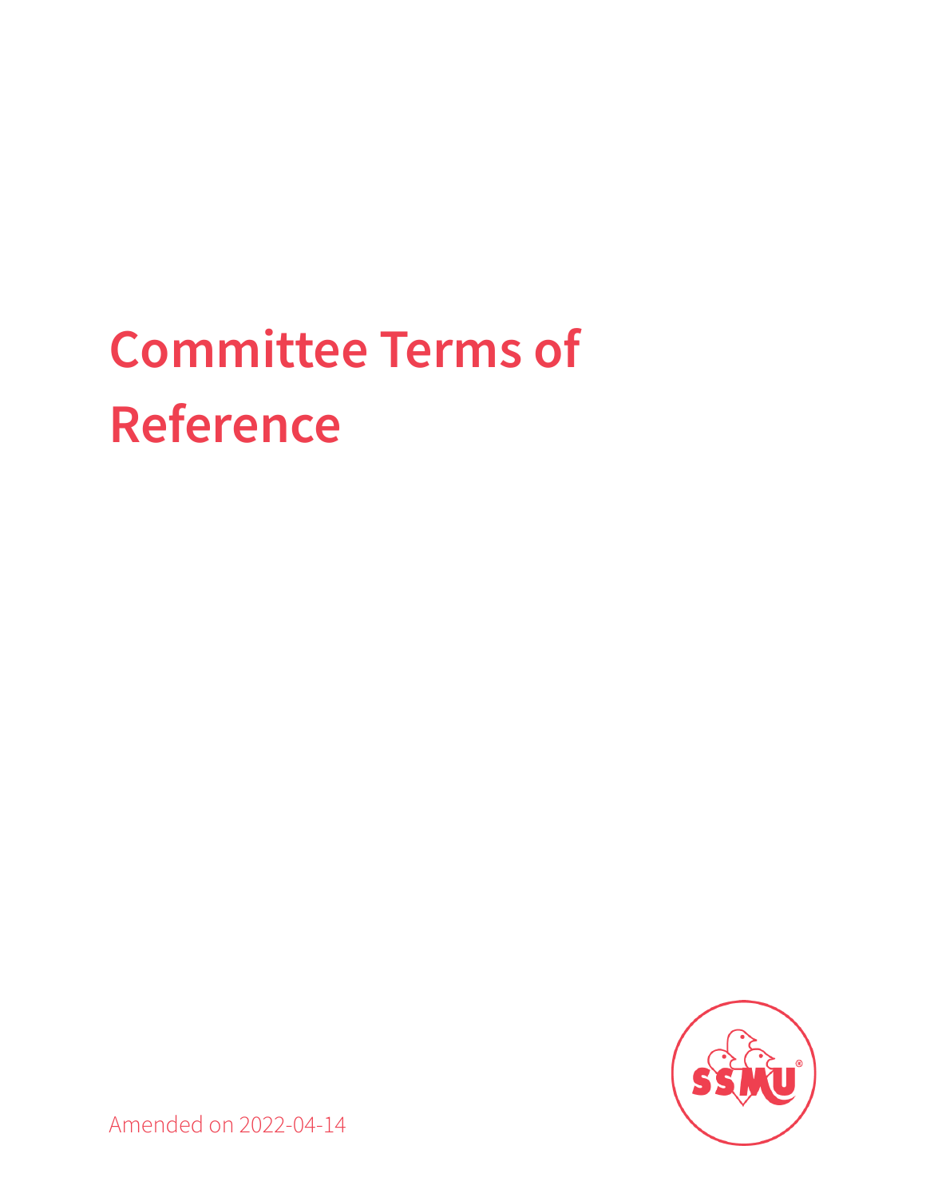# Committee Terms of Reference

Amended on 2022-04-14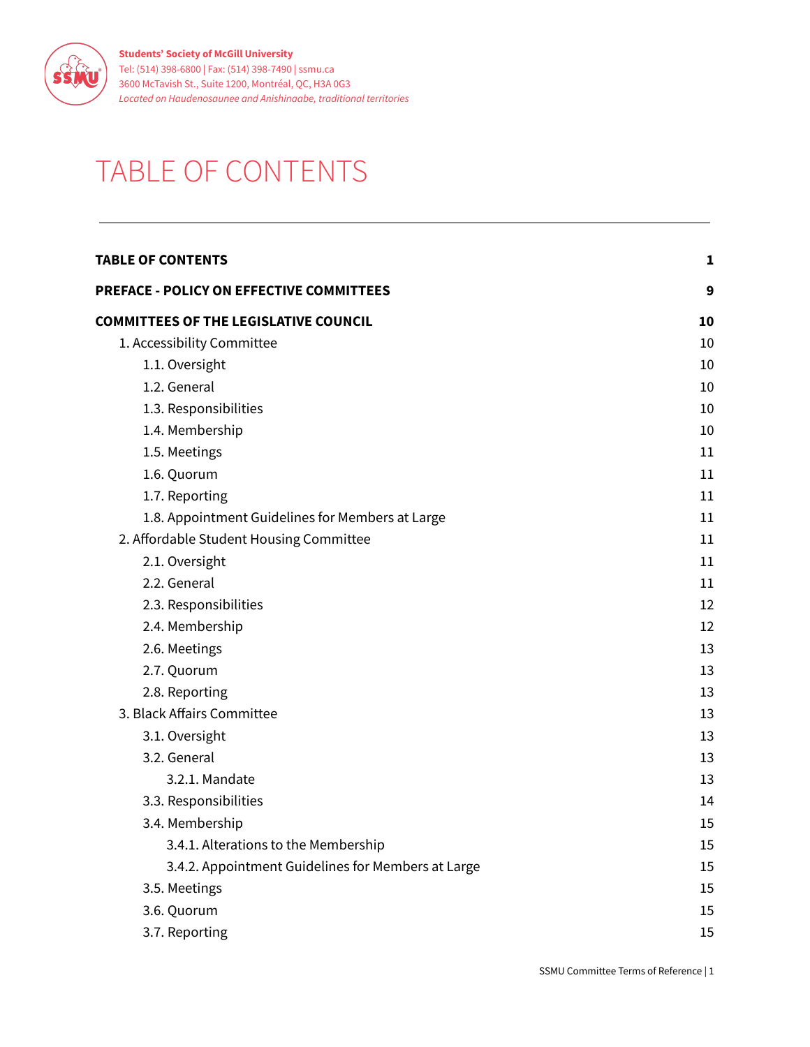Students' Society of McGill University
Tel: (514) 398-6800 | Fax: (514) 398-7490 | ssmu.ca
3600 McTavish St., Suite 1200, Montréal, QC, H3A 0G3
*Located on Haudenosaunee and Anishinaabe, traditional territories*

# TABLE OF CONTENTS

**TABLE OF CONTENTS** **1**

**PREFACE - POLICY ON EFFECTIVE COMMITTEES** **9**

**COMMITTEES OF THE LEGISLATIVE COUNCIL** **10**

- 1. Accessibility Committee 10
  - 1.1. Oversight 10
  - 1.2. General 10
  - 1.3. Responsibilities 10
  - 1.4. Membership 10
  - 1.5. Meetings 11
  - 1.6. Quorum 11
  - 1.7. Reporting 11
  - 1.8. Appointment Guidelines for Members at Large 11
- 2. Affordable Student Housing Committee 11
  - 2.1. Oversight 11
  - 2.2. General 11
  - 2.3. Responsibilities 12
  - 2.4. Membership 12
  - 2.6. Meetings 13
  - 2.7. Quorum 13
  - 2.8. Reporting 13
- 3. Black Affairs Committee 13
  - 3.1. Oversight 13
  - 3.2. General 13
    - 3.2.1. Mandate 13
  - 3.3. Responsibilities 14
  - 3.4. Membership 15
    - 3.4.1. Alterations to the Membership 15
    - 3.4.2. Appointment Guidelines for Members at Large 15
  - 3.5. Meetings 15
  - 3.6. Quorum 15
  - 3.7. Reporting 15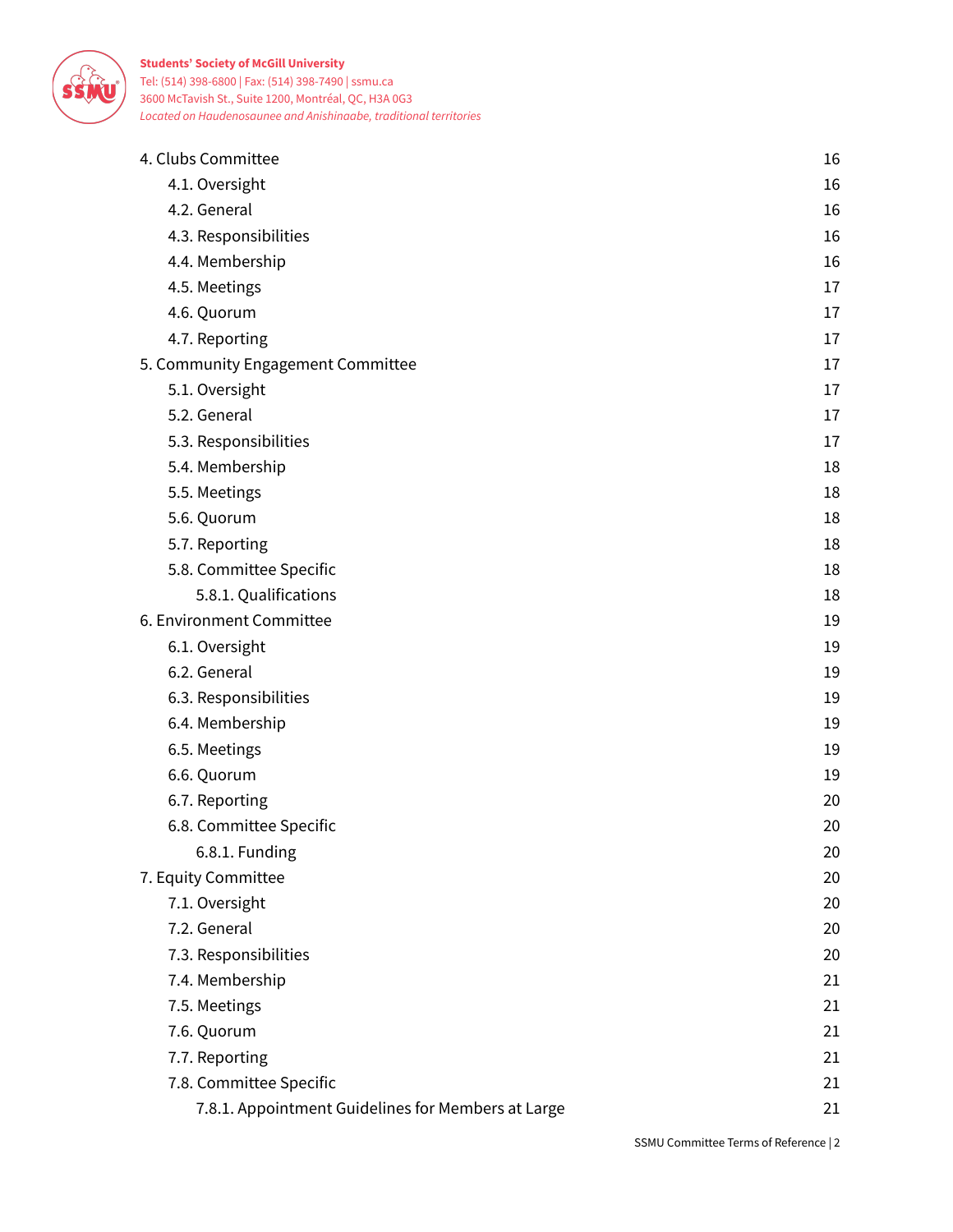4. Clubs Committee 16
    - 4.1. Oversight 16
    - 4.2. General 16
    - 4.3. Responsibilities 16
    - 4.4. Membership 16
    - 4.5. Meetings 17
    - 4.6. Quorum 17
    - 4.7. Reporting 17

5. Community Engagement Committee 17
    - 5.1. Oversight 17
    - 5.2. General 17
    - 5.3. Responsibilities 17
    - 5.4. Membership 18
    - 5.5. Meetings 18
    - 5.6. Quorum 18
    - 5.7. Reporting 18
    - 5.8. Committee Specific 18
        - 5.8.1. Qualifications 18

6. Environment Committee 19
    - 6.1. Oversight 19
    - 6.2. General 19
    - 6.3. Responsibilities 19
    - 6.4. Membership 19
    - 6.5. Meetings 19
    - 6.6. Quorum 19
    - 6.7. Reporting 20
    - 6.8. Committee Specific 20
        - 6.8.1. Funding 20

7. Equity Committee 20
    - 7.1. Oversight 20
    - 7.2. General 20
    - 7.3. Responsibilities 20
    - 7.4. Membership 21
    - 7.5. Meetings 21
    - 7.6. Quorum 21
    - 7.7. Reporting 21
    - 7.8. Committee Specific 21
        - 7.8.1. Appointment Guidelines for Members at Large 21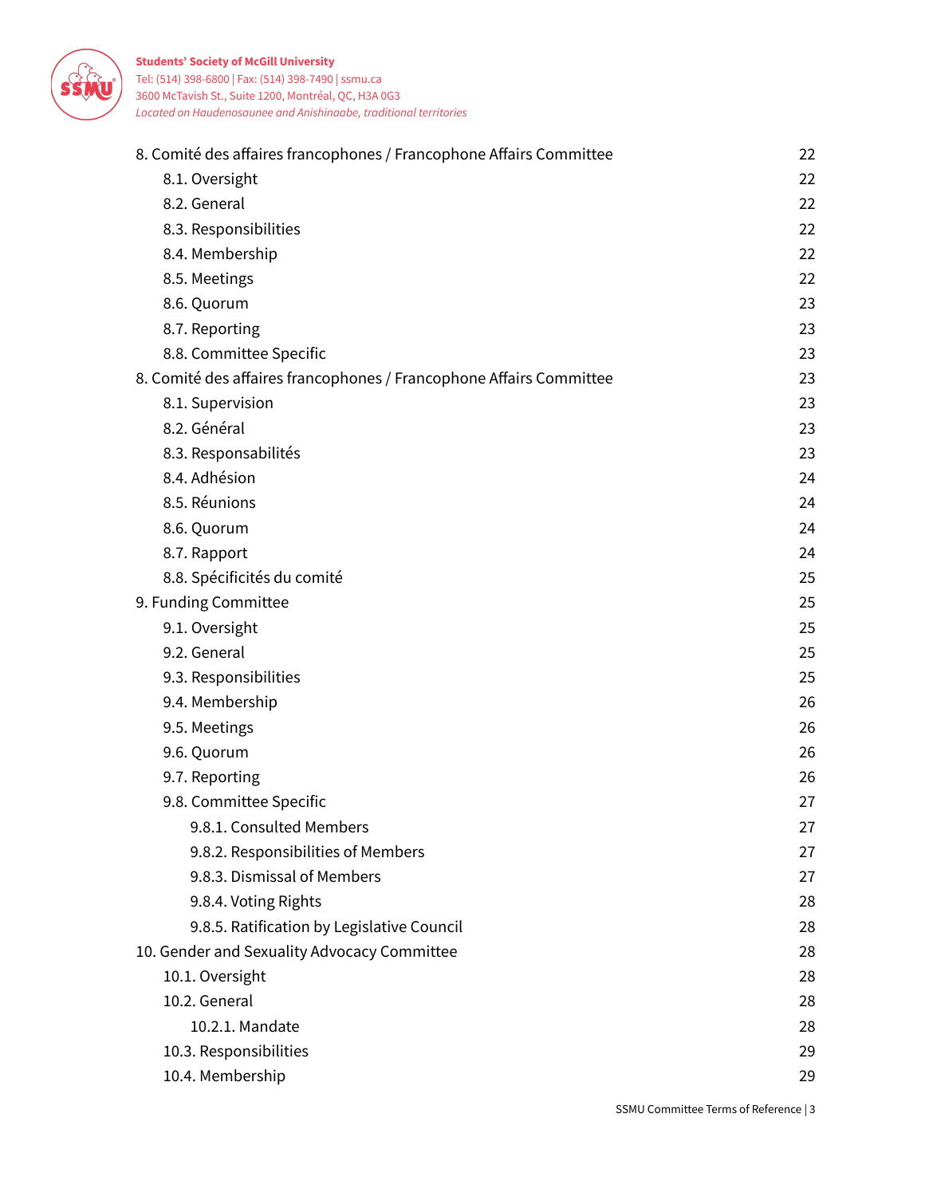8. Comité des affaires francophones / Francophone Affairs Committee 22
- 8.1. Oversight 22
- 8.2. General 22
- 8.3. Responsibilities 22
- 8.4. Membership 22
- 8.5. Meetings 22
- 8.6. Quorum 23
- 8.7. Reporting 23
- 8.8. Committee Specific 23

8. Comité des affaires francophones / Francophone Affairs Committee 23
- 8.1. Supervision 23
- 8.2. Général 23
- 8.3. Responsabilités 23
- 8.4. Adhésion 24
- 8.5. Réunions 24
- 8.6. Quorum 24
- 8.7. Rapport 24
- 8.8. Spécificités du comité 25

9. Funding Committee 25
- 9.1. Oversight 25
- 9.2. General 25
- 9.3. Responsibilities 25
- 9.4. Membership 26
- 9.5. Meetings 26
- 9.6. Quorum 26
- 9.7. Reporting 26
- 9.8. Committee Specific 27
  - 9.8.1. Consulted Members 27
  - 9.8.2. Responsibilities of Members 27
  - 9.8.3. Dismissal of Members 27
  - 9.8.4. Voting Rights 28
  - 9.8.5. Ratification by Legislative Council 28

10. Gender and Sexuality Advocacy Committee 28
- 10.1. Oversight 28
- 10.2. General 28
  - 10.2.1. Mandate 28
- 10.3. Responsibilities 29
- 10.4. Membership 29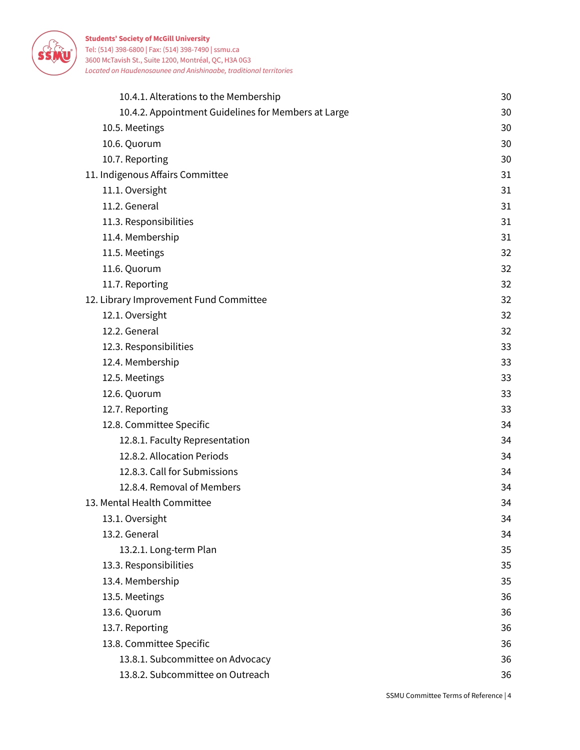10.4.1. Alterations to the Membership 30
10.4.2. Appointment Guidelines for Members at Large 30
10.5. Meetings 30
10.6. Quorum 30
10.7. Reporting 30
11. Indigenous Affairs Committee 31
11.1. Oversight 31
11.2. General 31
11.3. Responsibilities 31
11.4. Membership 31
11.5. Meetings 32
11.6. Quorum 32
11.7. Reporting 32
12. Library Improvement Fund Committee 32
12.1. Oversight 32
12.2. General 32
12.3. Responsibilities 33
12.4. Membership 33
12.5. Meetings 33
12.6. Quorum 33
12.7. Reporting 33
12.8. Committee Specific 34
12.8.1. Faculty Representation 34
12.8.2. Allocation Periods 34
12.8.3. Call for Submissions 34
12.8.4. Removal of Members 34
13. Mental Health Committee 34
13.1. Oversight 34
13.2. General 34
13.2.1. Long-term Plan 35
13.3. Responsibilities 35
13.4. Membership 35
13.5. Meetings 36
13.6. Quorum 36
13.7. Reporting 36
13.8. Committee Specific 36
13.8.1. Subcommittee on Advocacy 36
13.8.2. Subcommittee on Outreach 36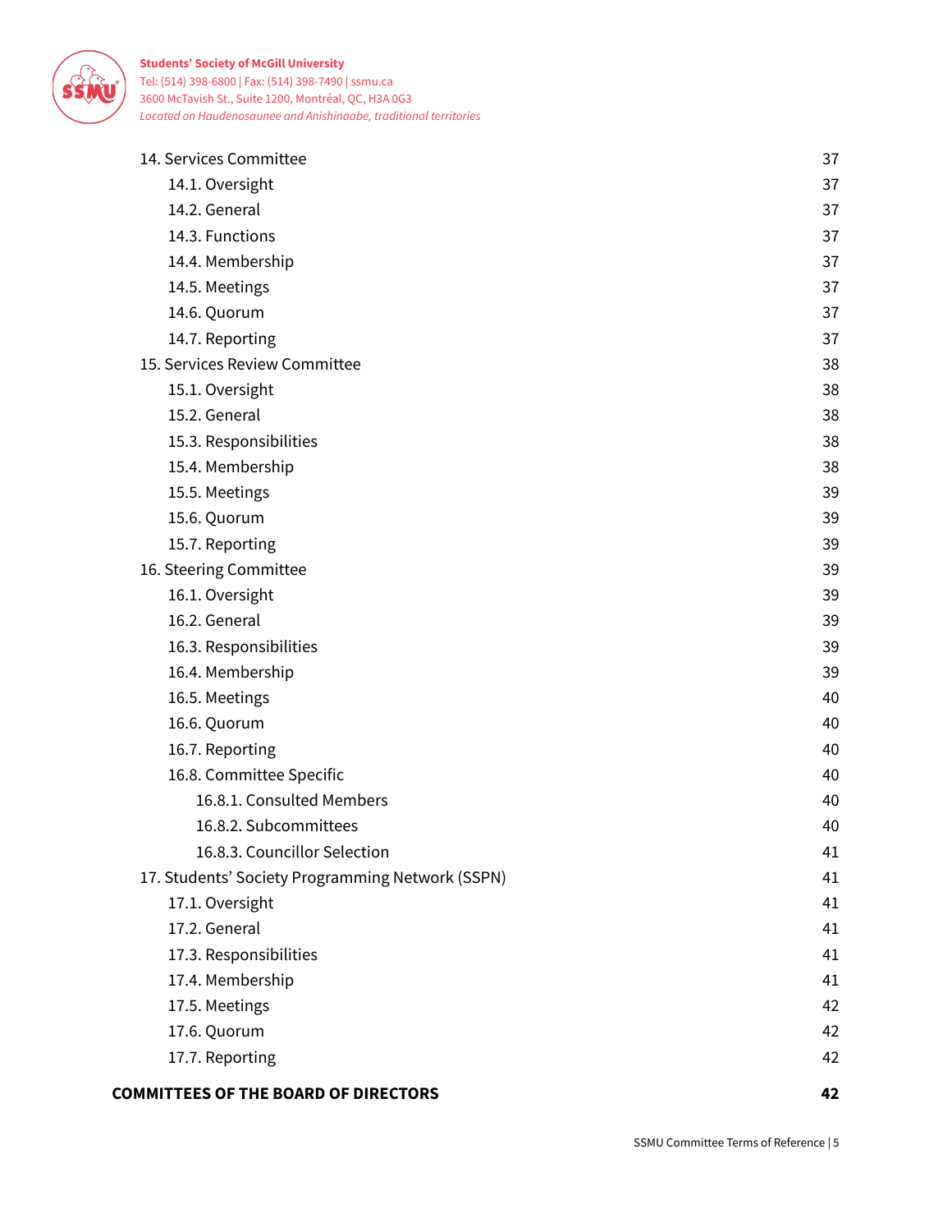- 14. Services Committee 37
    - 14.1. Oversight 37
    - 14.2. General 37
    - 14.3. Functions 37
    - 14.4. Membership 37
    - 14.5. Meetings 37
    - 14.6. Quorum 37
    - 14.7. Reporting 37
- 15. Services Review Committee 38
    - 15.1. Oversight 38
    - 15.2. General 38
    - 15.3. Responsibilities 38
    - 15.4. Membership 38
    - 15.5. Meetings 39
    - 15.6. Quorum 39
    - 15.7. Reporting 39
- 16. Steering Committee 39
    - 16.1. Oversight 39
    - 16.2. General 39
    - 16.3. Responsibilities 39
    - 16.4. Membership 39
    - 16.5. Meetings 40
    - 16.6. Quorum 40
    - 16.7. Reporting 40
    - 16.8. Committee Specific 40
        - 16.8.1. Consulted Members 40
        - 16.8.2. Subcommittees 40
        - 16.8.3. Councillor Selection 41
- 17. Students' Society Programming Network (SSPN) 41
    - 17.1. Oversight 41
    - 17.2. General 41
    - 17.3. Responsibilities 41
    - 17.4. Membership 41
    - 17.5. Meetings 42
    - 17.6. Quorum 42
    - 17.7. Reporting 42

**COMMITTEES OF THE BOARD OF DIRECTORS 42**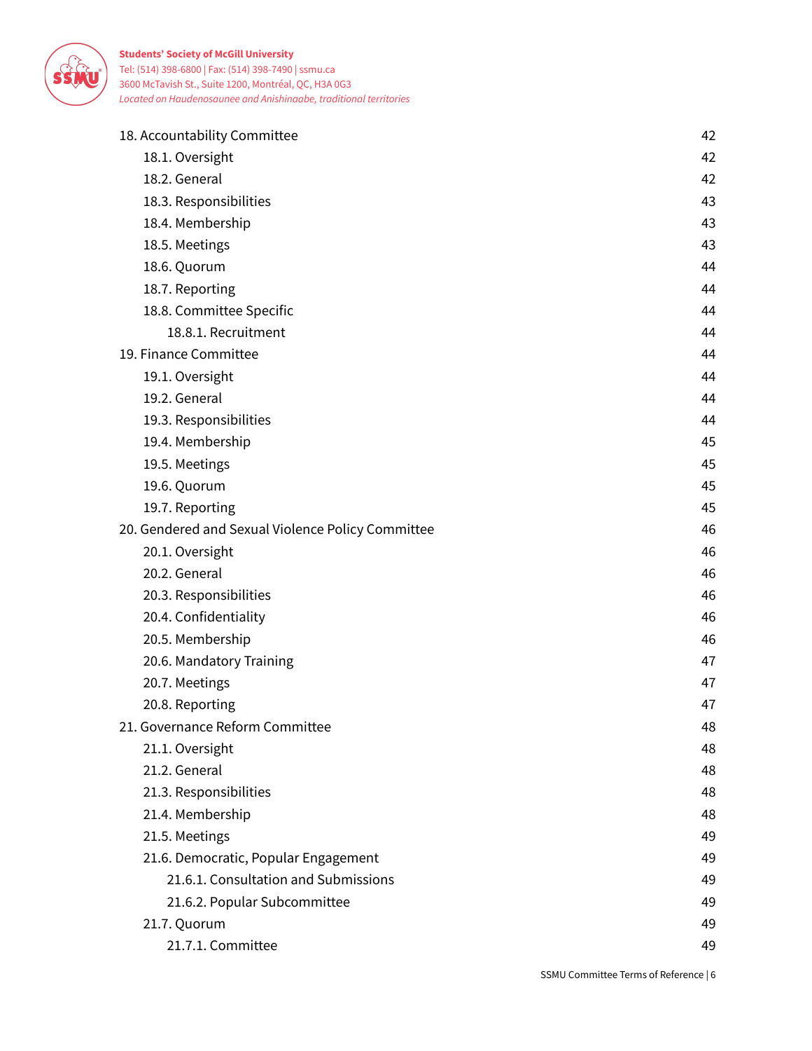| | |
|---|---|
| 18. Accountability Committee | 42 |
| 18.1. Oversight | 42 |
| 18.2. General | 42 |
| 18.3. Responsibilities | 43 |
| 18.4. Membership | 43 |
| 18.5. Meetings | 43 |
| 18.6. Quorum | 44 |
| 18.7. Reporting | 44 |
| 18.8. Committee Specific | 44 |
| 18.8.1. Recruitment | 44 |
| 19. Finance Committee | 44 |
| 19.1. Oversight | 44 |
| 19.2. General | 44 |
| 19.3. Responsibilities | 44 |
| 19.4. Membership | 45 |
| 19.5. Meetings | 45 |
| 19.6. Quorum | 45 |
| 19.7. Reporting | 45 |
| 20. Gendered and Sexual Violence Policy Committee | 46 |
| 20.1. Oversight | 46 |
| 20.2. General | 46 |
| 20.3. Responsibilities | 46 |
| 20.4. Confidentiality | 46 |
| 20.5. Membership | 46 |
| 20.6. Mandatory Training | 47 |
| 20.7. Meetings | 47 |
| 20.8. Reporting | 47 |
| 21. Governance Reform Committee | 48 |
| 21.1. Oversight | 48 |
| 21.2. General | 48 |
| 21.3. Responsibilities | 48 |
| 21.4. Membership | 48 |
| 21.5. Meetings | 49 |
| 21.6. Democratic, Popular Engagement | 49 |
| 21.6.1. Consultation and Submissions | 49 |
| 21.6.2. Popular Subcommittee | 49 |
| 21.7. Quorum | 49 |
| 21.7.1. Committee | 49 |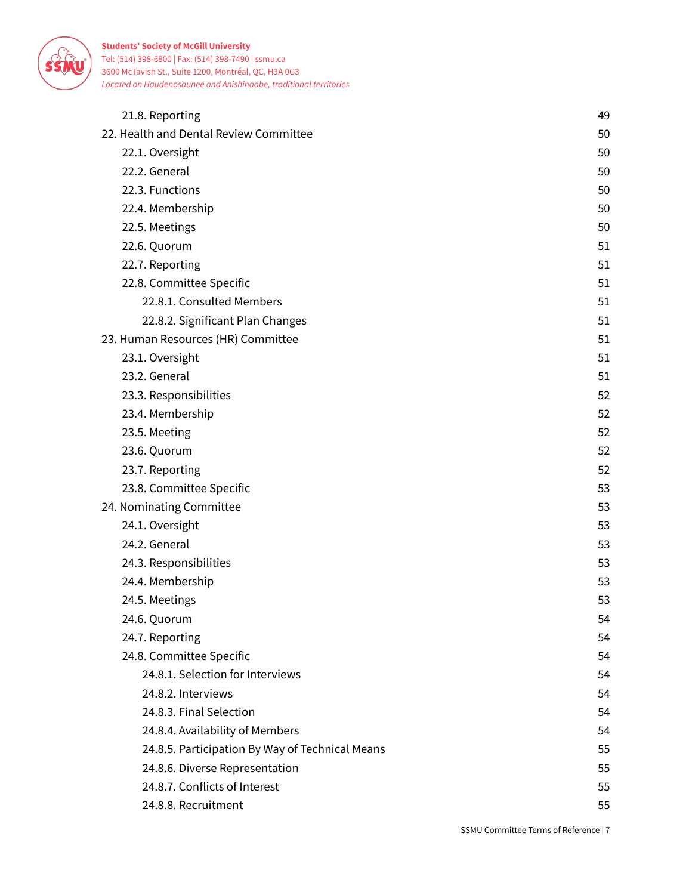21.8. Reporting 49
22. Health and Dental Review Committee 50
22.1. Oversight 50
22.2. General 50
22.3. Functions 50
22.4. Membership 50
22.5. Meetings 50
22.6. Quorum 51
22.7. Reporting 51
22.8. Committee Specific 51
22.8.1. Consulted Members 51
22.8.2. Significant Plan Changes 51
23. Human Resources (HR) Committee 51
23.1. Oversight 51
23.2. General 51
23.3. Responsibilities 52
23.4. Membership 52
23.5. Meeting 52
23.6. Quorum 52
23.7. Reporting 52
23.8. Committee Specific 53
24. Nominating Committee 53
24.1. Oversight 53
24.2. General 53
24.3. Responsibilities 53
24.4. Membership 53
24.5. Meetings 53
24.6. Quorum 54
24.7. Reporting 54
24.8. Committee Specific 54
24.8.1. Selection for Interviews 54
24.8.2. Interviews 54
24.8.3. Final Selection 54
24.8.4. Availability of Members 54
24.8.5. Participation By Way of Technical Means 55
24.8.6. Diverse Representation 55
24.8.7. Conflicts of Interest 55
24.8.8. Recruitment 55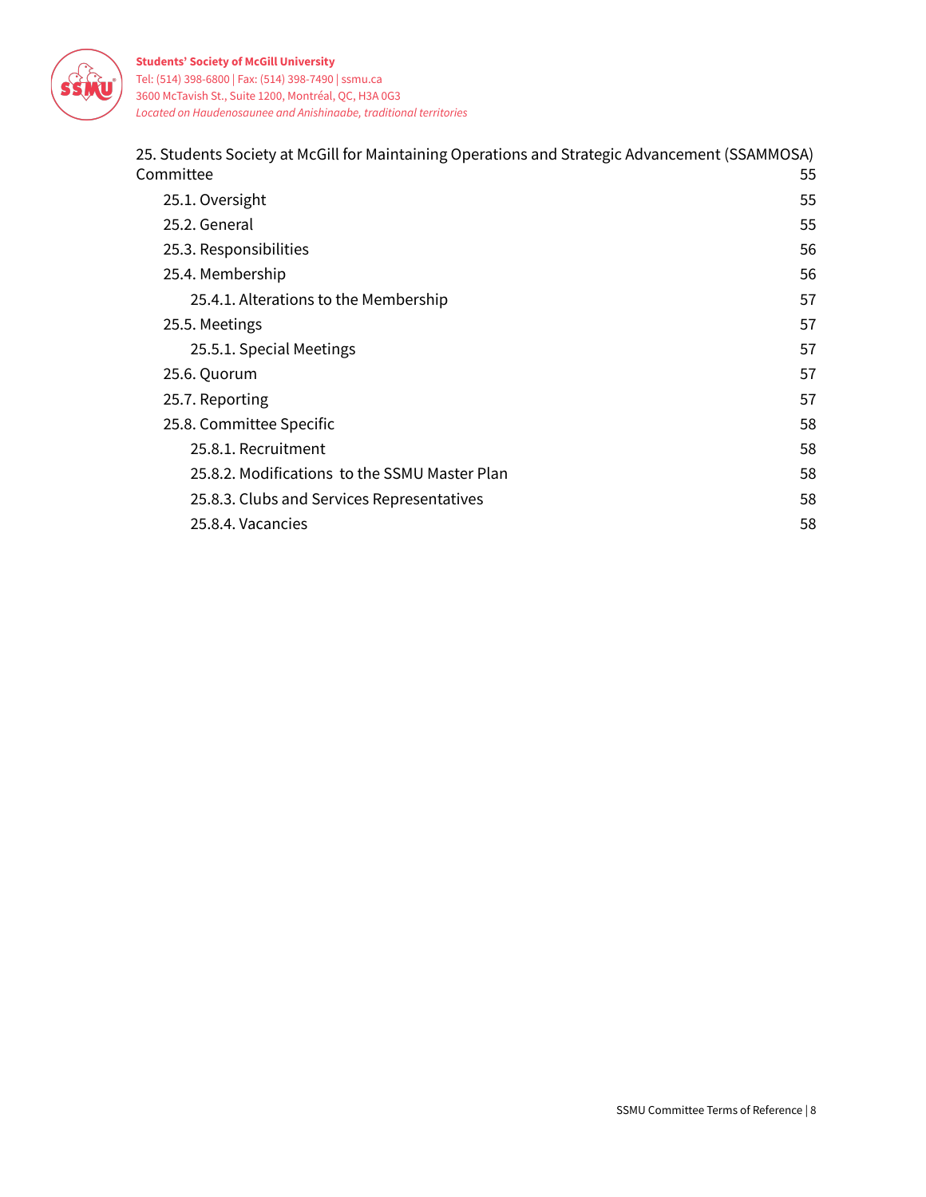25. Students Society at McGill for Maintaining Operations and Strategic Advancement (SSAMMOSA) Committee 55

- 25.1. Oversight 55
- 25.2. General 55
- 25.3. Responsibilities 56
- 25.4. Membership 56
  - 25.4.1. Alterations to the Membership 57
- 25.5. Meetings 57
  - 25.5.1. Special Meetings 57
- 25.6. Quorum 57
- 25.7. Reporting 57
- 25.8. Committee Specific 58
  - 25.8.1. Recruitment 58
  - 25.8.2. Modifications to the SSMU Master Plan 58
  - 25.8.3. Clubs and Services Representatives 58
  - 25.8.4. Vacancies 58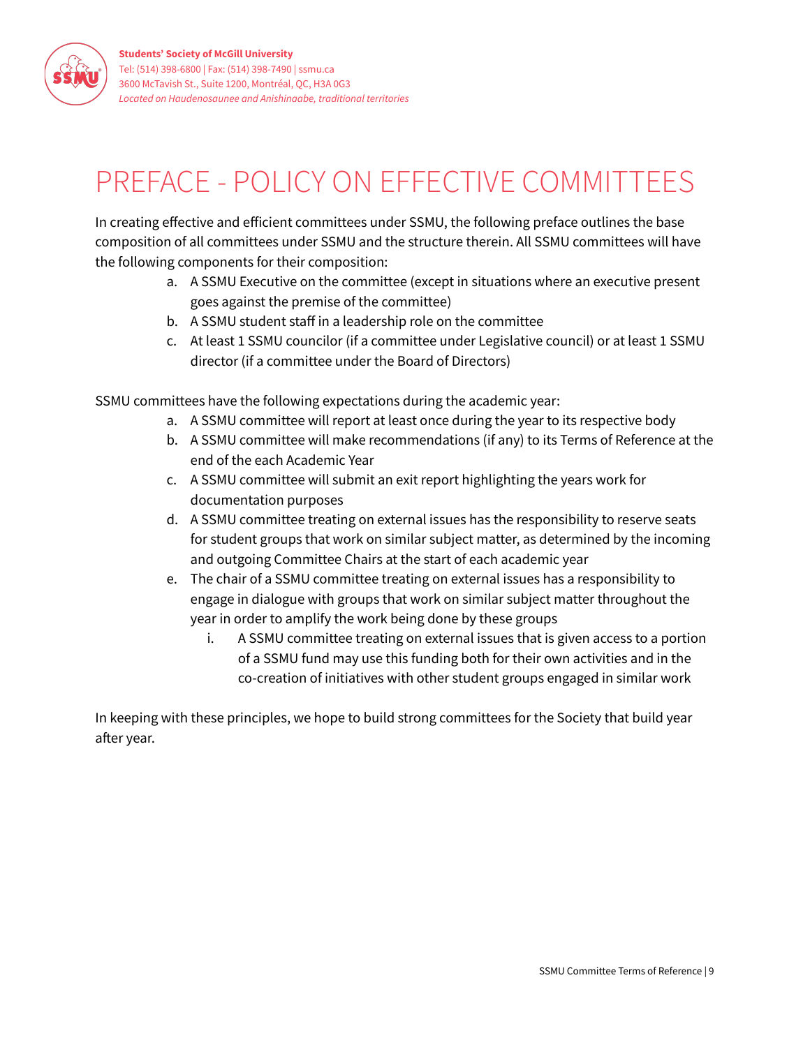# PREFACE - POLICY ON EFFECTIVE COMMITTEES

In creating effective and efficient committees under SSMU, the following preface outlines the base composition of all committees under SSMU and the structure therein. All SSMU committees will have the following components for their composition:

a. A SSMU Executive on the committee (except in situations where an executive present goes against the premise of the committee)
b. A SSMU student staff in a leadership role on the committee
c. At least 1 SSMU councilor (if a committee under Legislative council) or at least 1 SSMU director (if a committee under the Board of Directors)

SSMU committees have the following expectations during the academic year:

a. A SSMU committee will report at least once during the year to its respective body
b. A SSMU committee will make recommendations (if any) to its Terms of Reference at the end of the each Academic Year
c. A SSMU committee will submit an exit report highlighting the years work for documentation purposes
d. A SSMU committee treating on external issues has the responsibility to reserve seats for student groups that work on similar subject matter, as determined by the incoming and outgoing Committee Chairs at the start of each academic year
e. The chair of a SSMU committee treating on external issues has a responsibility to engage in dialogue with groups that work on similar subject matter throughout the year in order to amplify the work being done by these groups
    i. A SSMU committee treating on external issues that is given access to a portion of a SSMU fund may use this funding both for their own activities and in the co-creation of initiatives with other student groups engaged in similar work

In keeping with these principles, we hope to build strong committees for the Society that build year after year.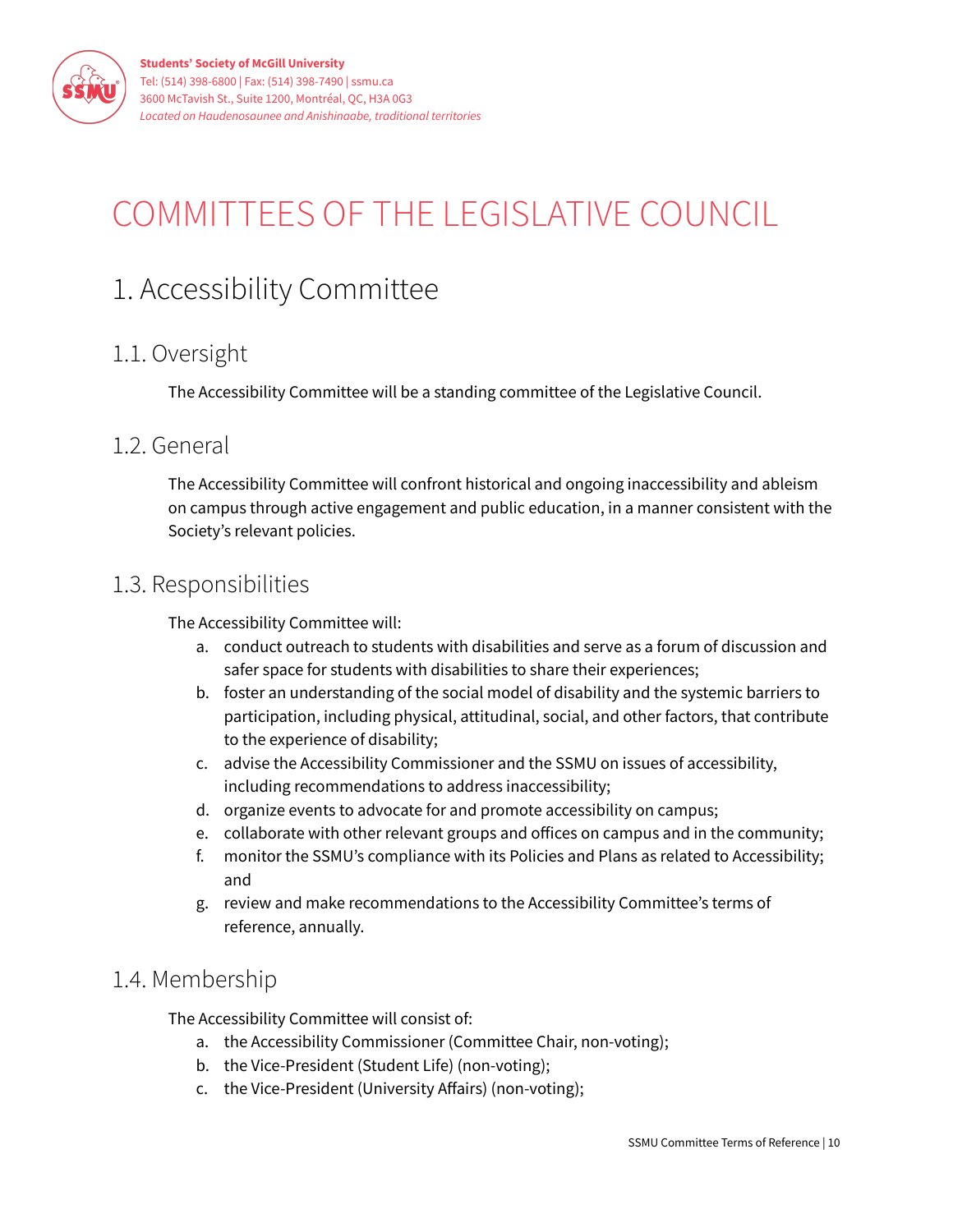# COMMITTEES OF THE LEGISLATIVE COUNCIL

## 1. Accessibility Committee

### 1.1. Oversight

The Accessibility Committee will be a standing committee of the Legislative Council.

### 1.2. General

The Accessibility Committee will confront historical and ongoing inaccessibility and ableism on campus through active engagement and public education, in a manner consistent with the Society's relevant policies.

### 1.3. Responsibilities

The Accessibility Committee will:

a. conduct outreach to students with disabilities and serve as a forum of discussion and safer space for students with disabilities to share their experiences;
b. foster an understanding of the social model of disability and the systemic barriers to participation, including physical, attitudinal, social, and other factors, that contribute to the experience of disability;
c. advise the Accessibility Commissioner and the SSMU on issues of accessibility, including recommendations to address inaccessibility;
d. organize events to advocate for and promote accessibility on campus;
e. collaborate with other relevant groups and offices on campus and in the community;
f. monitor the SSMU's compliance with its Policies and Plans as related to Accessibility; and
g. review and make recommendations to the Accessibility Committee's terms of reference, annually.

### 1.4. Membership

The Accessibility Committee will consist of:

a. the Accessibility Commissioner (Committee Chair, non-voting);
b. the Vice-President (Student Life) (non-voting);
c. the Vice-President (University Affairs) (non-voting);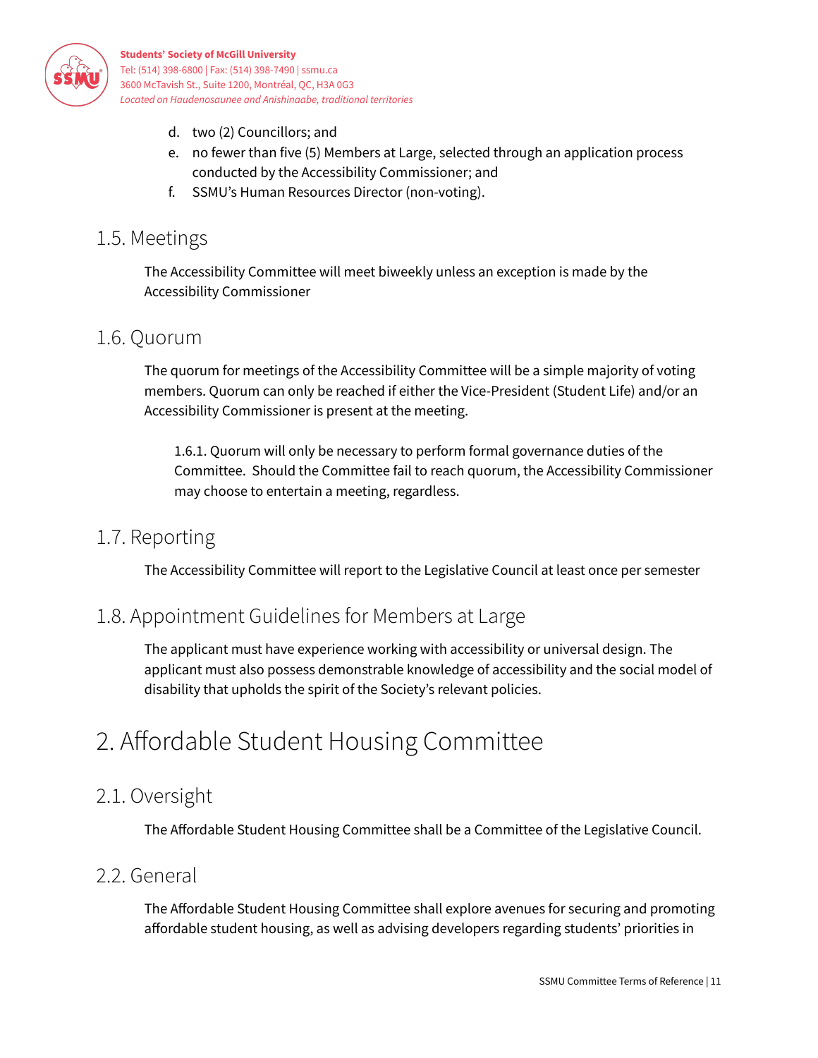d. two (2) Councillors; and
e. no fewer than five (5) Members at Large, selected through an application process conducted by the Accessibility Commissioner; and
f. SSMU's Human Resources Director (non-voting).

## 1.5. Meetings

The Accessibility Committee will meet biweekly unless an exception is made by the Accessibility Commissioner

## 1.6. Quorum

The quorum for meetings of the Accessibility Committee will be a simple majority of voting members. Quorum can only be reached if either the Vice-President (Student Life) and/or an Accessibility Commissioner is present at the meeting.

1.6.1. Quorum will only be necessary to perform formal governance duties of the Committee. Should the Committee fail to reach quorum, the Accessibility Commissioner may choose to entertain a meeting, regardless.

## 1.7. Reporting

The Accessibility Committee will report to the Legislative Council at least once per semester

## 1.8. Appointment Guidelines for Members at Large

The applicant must have experience working with accessibility or universal design. The applicant must also possess demonstrable knowledge of accessibility and the social model of disability that upholds the spirit of the Society's relevant policies.

# 2. Affordable Student Housing Committee

## 2.1. Oversight

The Affordable Student Housing Committee shall be a Committee of the Legislative Council.

## 2.2. General

The Affordable Student Housing Committee shall explore avenues for securing and promoting affordable student housing, as well as advising developers regarding students' priorities in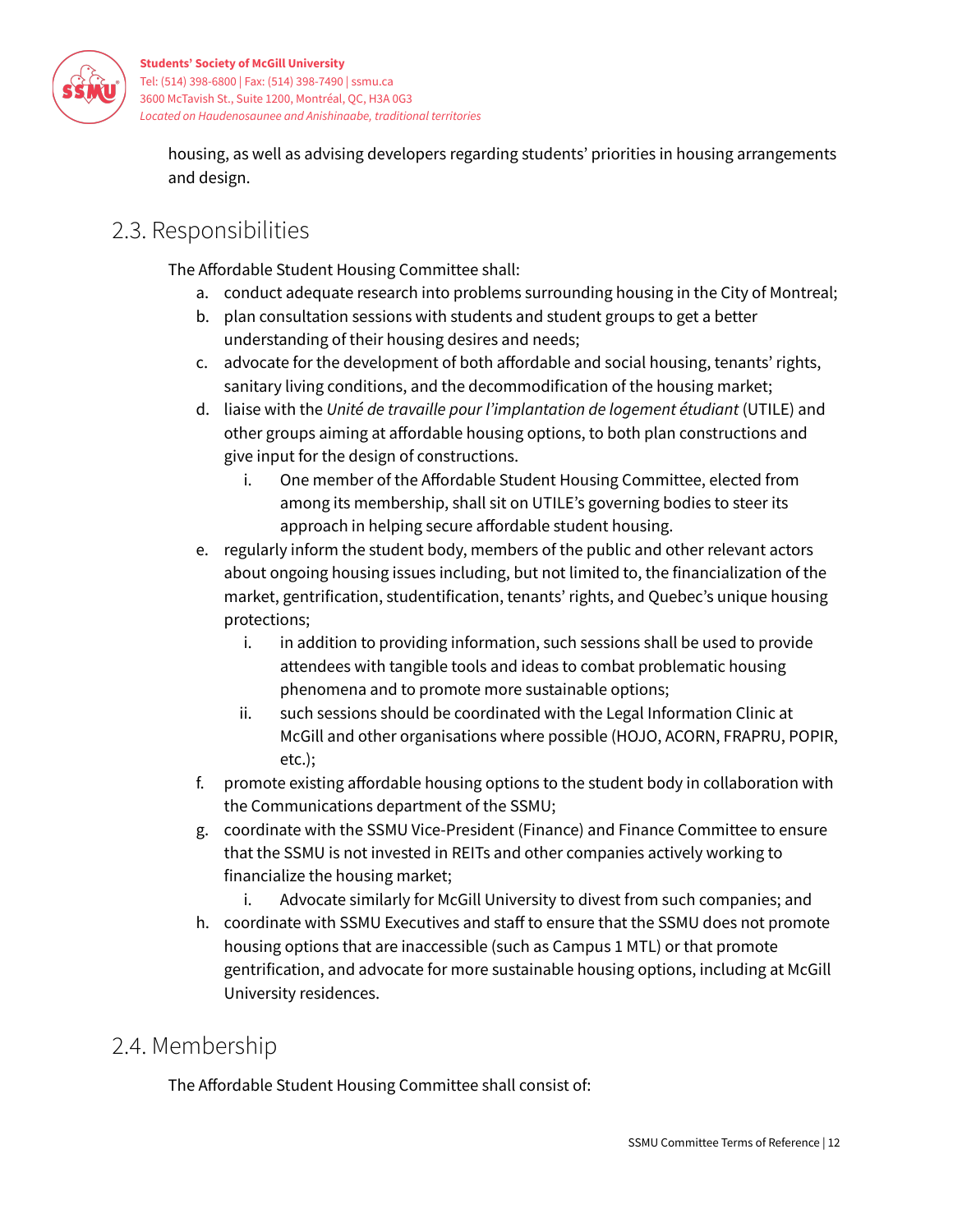housing, as well as advising developers regarding students' priorities in housing arrangements and design.

## 2.3. Responsibilities

The Affordable Student Housing Committee shall:

a. conduct adequate research into problems surrounding housing in the City of Montreal;
b. plan consultation sessions with students and student groups to get a better understanding of their housing desires and needs;
c. advocate for the development of both affordable and social housing, tenants' rights, sanitary living conditions, and the decommodification of the housing market;
d. liaise with the *Unité de travaille pour l'implantation de logement étudiant* (UTILE) and other groups aiming at affordable housing options, to both plan constructions and give input for the design of constructions.
    i. One member of the Affordable Student Housing Committee, elected from among its membership, shall sit on UTILE's governing bodies to steer its approach in helping secure affordable student housing.
e. regularly inform the student body, members of the public and other relevant actors about ongoing housing issues including, but not limited to, the financialization of the market, gentrification, studentification, tenants' rights, and Quebec's unique housing protections;
    i. in addition to providing information, such sessions shall be used to provide attendees with tangible tools and ideas to combat problematic housing phenomena and to promote more sustainable options;
    ii. such sessions should be coordinated with the Legal Information Clinic at McGill and other organisations where possible (HOJO, ACORN, FRAPRU, POPIR, etc.);
f. promote existing affordable housing options to the student body in collaboration with the Communications department of the SSMU;
g. coordinate with the SSMU Vice-President (Finance) and Finance Committee to ensure that the SSMU is not invested in REITs and other companies actively working to financialize the housing market;
    i. Advocate similarly for McGill University to divest from such companies; and
h. coordinate with SSMU Executives and staff to ensure that the SSMU does not promote housing options that are inaccessible (such as Campus 1 MTL) or that promote gentrification, and advocate for more sustainable housing options, including at McGill University residences.

## 2.4. Membership

The Affordable Student Housing Committee shall consist of: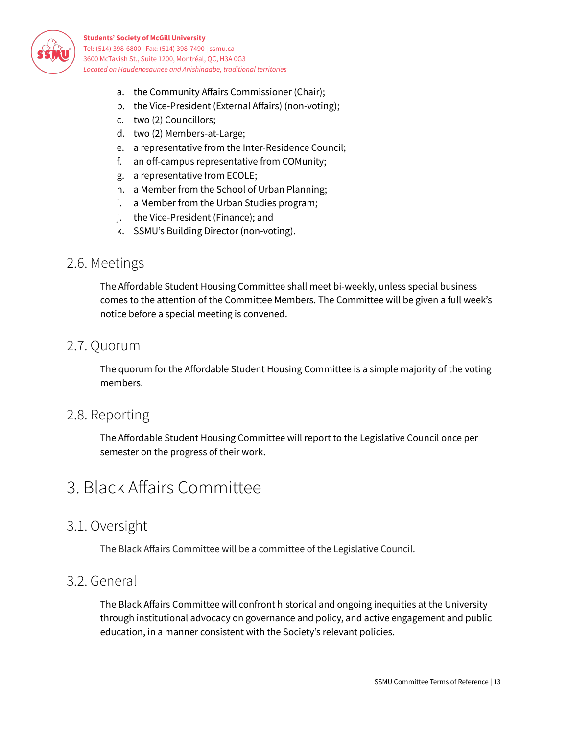a. the Community Affairs Commissioner (Chair);
b. the Vice-President (External Affairs) (non-voting);
c. two (2) Councillors;
d. two (2) Members-at-Large;
e. a representative from the Inter-Residence Council;
f. an off-campus representative from COMunity;
g. a representative from ECOLE;
h. a Member from the School of Urban Planning;
i. a Member from the Urban Studies program;
j. the Vice-President (Finance); and
k. SSMU's Building Director (non-voting).

## 2.6. Meetings

The Affordable Student Housing Committee shall meet bi-weekly, unless special business comes to the attention of the Committee Members. The Committee will be given a full week's notice before a special meeting is convened.

## 2.7. Quorum

The quorum for the Affordable Student Housing Committee is a simple majority of the voting members.

## 2.8. Reporting

The Affordable Student Housing Committee will report to the Legislative Council once per semester on the progress of their work.

# 3. Black Affairs Committee

## 3.1. Oversight

The Black Affairs Committee will be a committee of the Legislative Council.

## 3.2. General

The Black Affairs Committee will confront historical and ongoing inequities at the University through institutional advocacy on governance and policy, and active engagement and public education, in a manner consistent with the Society's relevant policies.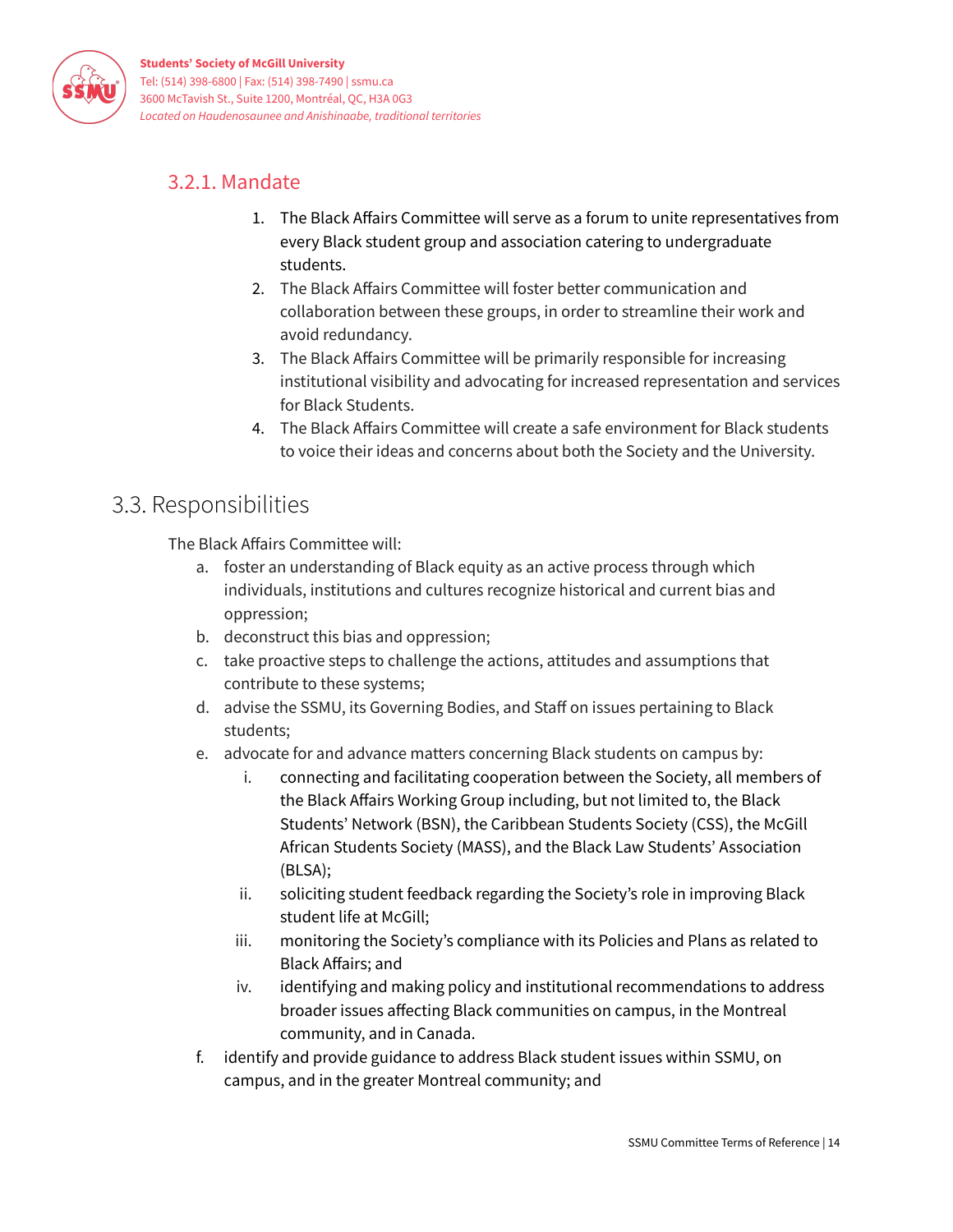### 3.2.1. Mandate

1. The Black Affairs Committee will serve as a forum to unite representatives from every Black student group and association catering to undergraduate students.
2. The Black Affairs Committee will foster better communication and collaboration between these groups, in order to streamline their work and avoid redundancy.
3. The Black Affairs Committee will be primarily responsible for increasing institutional visibility and advocating for increased representation and services for Black Students.
4. The Black Affairs Committee will create a safe environment for Black students to voice their ideas and concerns about both the Society and the University.

## 3.3. Responsibilities

The Black Affairs Committee will:

a. foster an understanding of Black equity as an active process through which individuals, institutions and cultures recognize historical and current bias and oppression;

b. deconstruct this bias and oppression;

c. take proactive steps to challenge the actions, attitudes and assumptions that contribute to these systems;

d. advise the SSMU, its Governing Bodies, and Staff on issues pertaining to Black students;

e. advocate for and advance matters concerning Black students on campus by:

   i. connecting and facilitating cooperation between the Society, all members of the Black Affairs Working Group including, but not limited to, the Black Students' Network (BSN), the Caribbean Students Society (CSS), the McGill African Students Society (MASS), and the Black Law Students' Association (BLSA);

   ii. soliciting student feedback regarding the Society's role in improving Black student life at McGill;

   iii. monitoring the Society's compliance with its Policies and Plans as related to Black Affairs; and

   iv. identifying and making policy and institutional recommendations to address broader issues affecting Black communities on campus, in the Montreal community, and in Canada.

f. identify and provide guidance to address Black student issues within SSMU, on campus, and in the greater Montreal community; and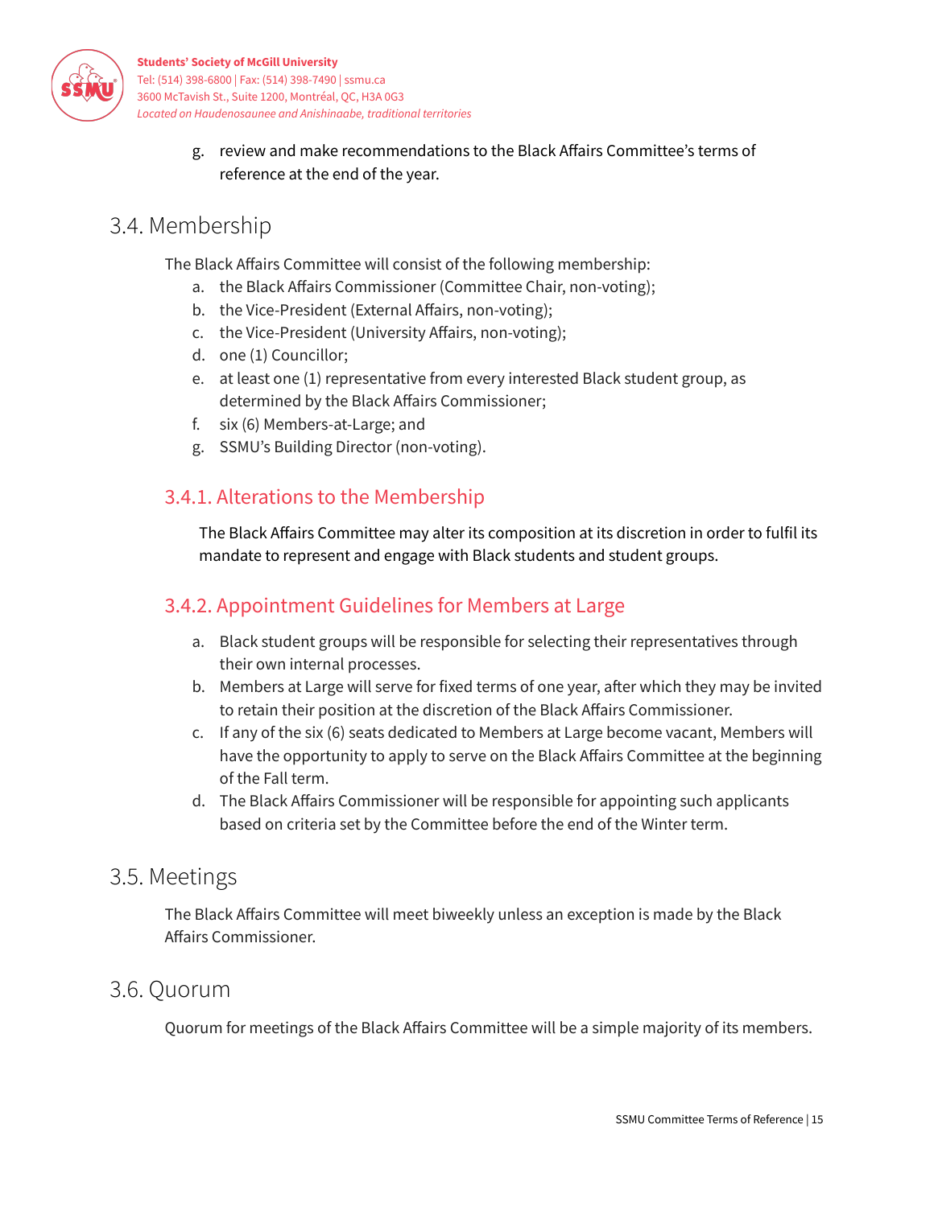g. review and make recommendations to the Black Affairs Committee's terms of reference at the end of the year.

## 3.4. Membership

The Black Affairs Committee will consist of the following membership:

a. the Black Affairs Commissioner (Committee Chair, non-voting);
b. the Vice-President (External Affairs, non-voting);
c. the Vice-President (University Affairs, non-voting);
d. one (1) Councillor;
e. at least one (1) representative from every interested Black student group, as determined by the Black Affairs Commissioner;
f. six (6) Members-at-Large; and
g. SSMU's Building Director (non-voting).

### 3.4.1. Alterations to the Membership

The Black Affairs Committee may alter its composition at its discretion in order to fulfil its mandate to represent and engage with Black students and student groups.

### 3.4.2. Appointment Guidelines for Members at Large

a. Black student groups will be responsible for selecting their representatives through their own internal processes.
b. Members at Large will serve for fixed terms of one year, after which they may be invited to retain their position at the discretion of the Black Affairs Commissioner.
c. If any of the six (6) seats dedicated to Members at Large become vacant, Members will have the opportunity to apply to serve on the Black Affairs Committee at the beginning of the Fall term.
d. The Black Affairs Commissioner will be responsible for appointing such applicants based on criteria set by the Committee before the end of the Winter term.

## 3.5. Meetings

The Black Affairs Committee will meet biweekly unless an exception is made by the Black Affairs Commissioner.

## 3.6. Quorum

Quorum for meetings of the Black Affairs Committee will be a simple majority of its members.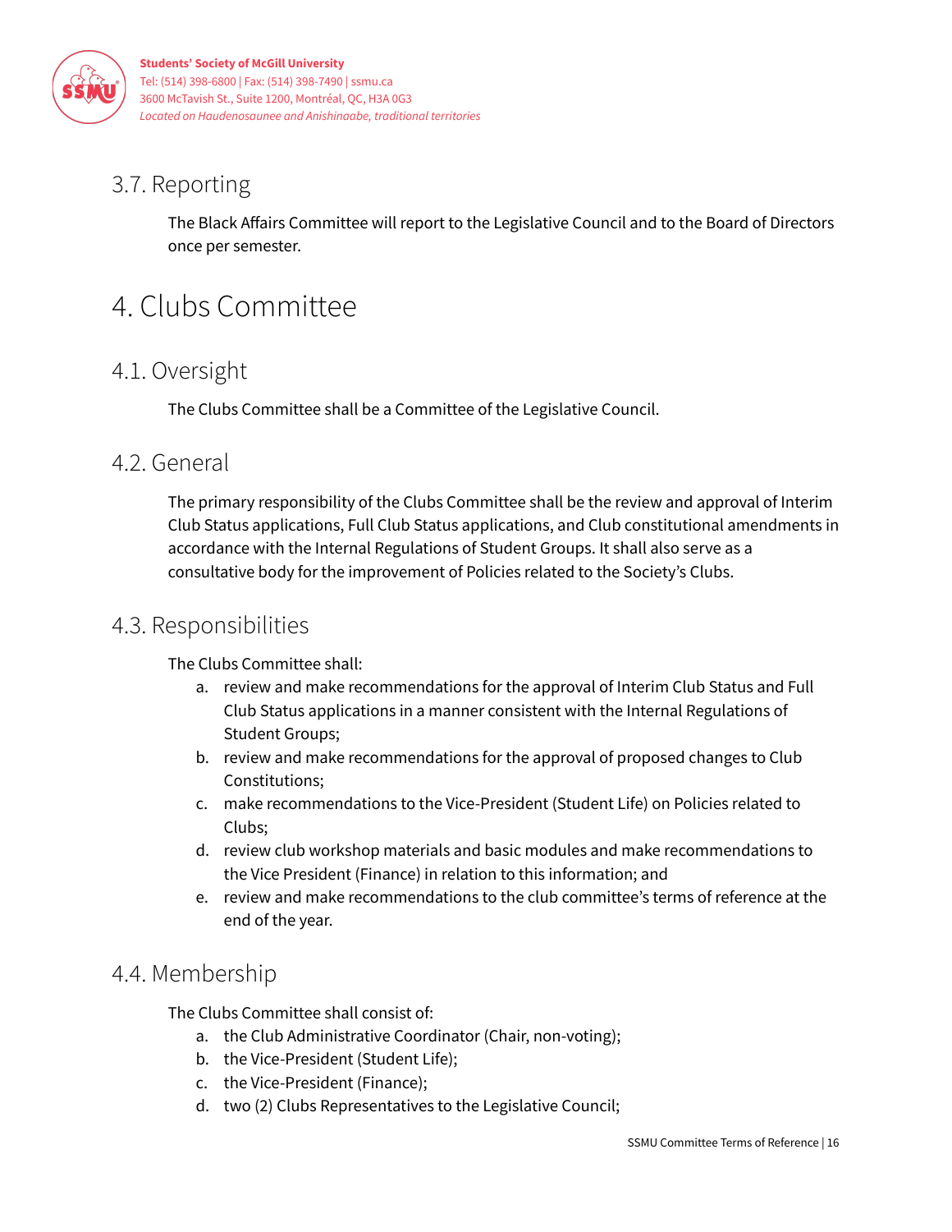### 3.7. Reporting

The Black Affairs Committee will report to the Legislative Council and to the Board of Directors once per semester.

## 4. Clubs Committee

### 4.1. Oversight

The Clubs Committee shall be a Committee of the Legislative Council.

### 4.2. General

The primary responsibility of the Clubs Committee shall be the review and approval of Interim Club Status applications, Full Club Status applications, and Club constitutional amendments in accordance with the Internal Regulations of Student Groups. It shall also serve as a consultative body for the improvement of Policies related to the Society's Clubs.

### 4.3. Responsibilities

The Clubs Committee shall:

a. review and make recommendations for the approval of Interim Club Status and Full Club Status applications in a manner consistent with the Internal Regulations of Student Groups;
b. review and make recommendations for the approval of proposed changes to Club Constitutions;
c. make recommendations to the Vice-President (Student Life) on Policies related to Clubs;
d. review club workshop materials and basic modules and make recommendations to the Vice President (Finance) in relation to this information; and
e. review and make recommendations to the club committee's terms of reference at the end of the year.

### 4.4. Membership

The Clubs Committee shall consist of:

a. the Club Administrative Coordinator (Chair, non-voting);
b. the Vice-President (Student Life);
c. the Vice-President (Finance);
d. two (2) Clubs Representatives to the Legislative Council;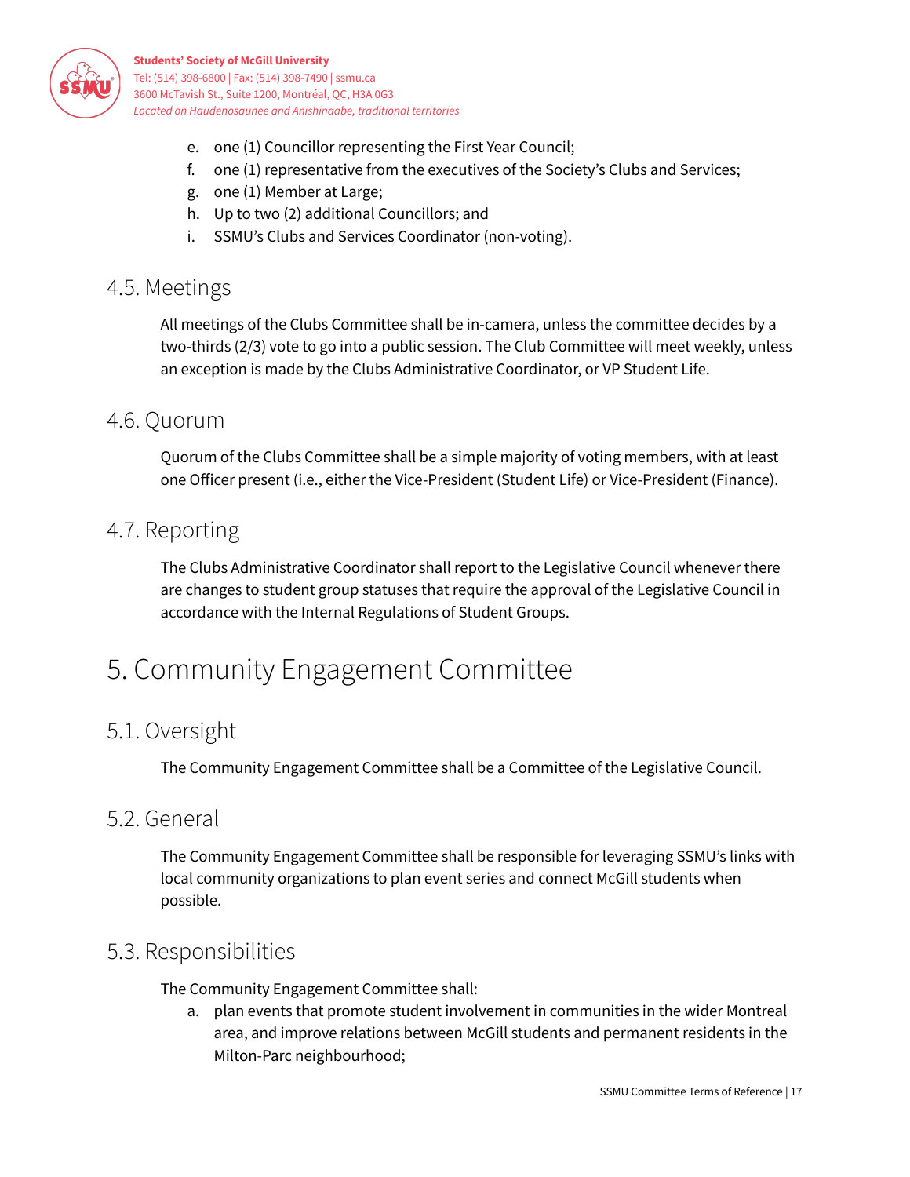e. one (1) Councillor representing the First Year Council;
f. one (1) representative from the executives of the Society's Clubs and Services;
g. one (1) Member at Large;
h. Up to two (2) additional Councillors; and
i. SSMU's Clubs and Services Coordinator (non-voting).

## 4.5. Meetings

All meetings of the Clubs Committee shall be in-camera, unless the committee decides by a two-thirds (2/3) vote to go into a public session. The Club Committee will meet weekly, unless an exception is made by the Clubs Administrative Coordinator, or VP Student Life.

## 4.6. Quorum

Quorum of the Clubs Committee shall be a simple majority of voting members, with at least one Officer present (i.e., either the Vice-President (Student Life) or Vice-President (Finance).

## 4.7. Reporting

The Clubs Administrative Coordinator shall report to the Legislative Council whenever there are changes to student group statuses that require the approval of the Legislative Council in accordance with the Internal Regulations of Student Groups.

# 5. Community Engagement Committee

## 5.1. Oversight

The Community Engagement Committee shall be a Committee of the Legislative Council.

## 5.2. General

The Community Engagement Committee shall be responsible for leveraging SSMU's links with local community organizations to plan event series and connect McGill students when possible.

## 5.3. Responsibilities

The Community Engagement Committee shall:

a. plan events that promote student involvement in communities in the wider Montreal area, and improve relations between McGill students and permanent residents in the Milton-Parc neighbourhood;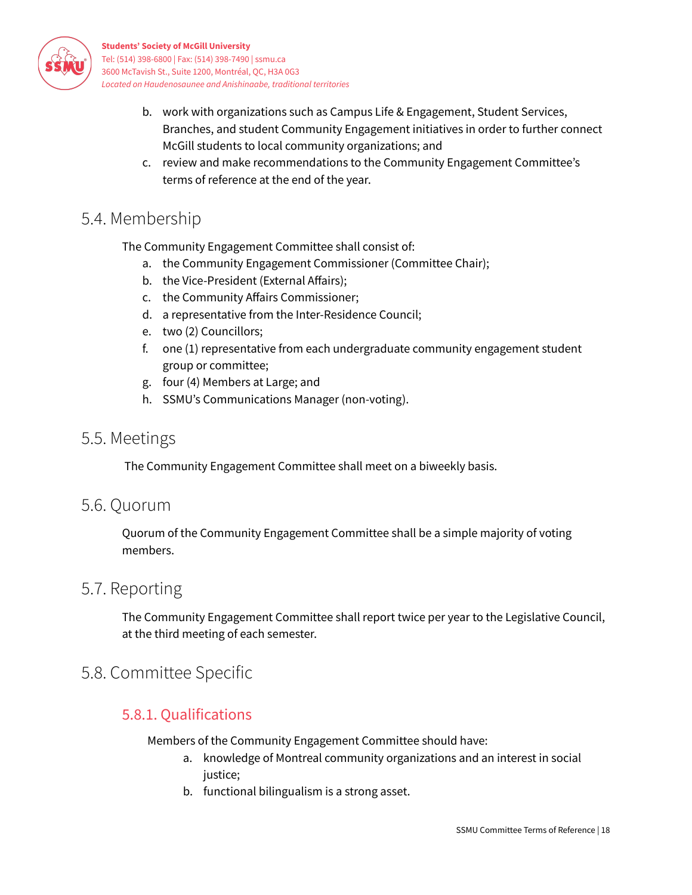b. work with organizations such as Campus Life & Engagement, Student Services, Branches, and student Community Engagement initiatives in order to further connect McGill students to local community organizations; and
c. review and make recommendations to the Community Engagement Committee's terms of reference at the end of the year.

## 5.4. Membership

The Community Engagement Committee shall consist of:

a. the Community Engagement Commissioner (Committee Chair);
b. the Vice-President (External Affairs);
c. the Community Affairs Commissioner;
d. a representative from the Inter-Residence Council;
e. two (2) Councillors;
f. one (1) representative from each undergraduate community engagement student group or committee;
g. four (4) Members at Large; and
h. SSMU's Communications Manager (non-voting).

## 5.5. Meetings

The Community Engagement Committee shall meet on a biweekly basis.

## 5.6. Quorum

Quorum of the Community Engagement Committee shall be a simple majority of voting members.

## 5.7. Reporting

The Community Engagement Committee shall report twice per year to the Legislative Council, at the third meeting of each semester.

## 5.8. Committee Specific

### 5.8.1. Qualifications

Members of the Community Engagement Committee should have:

a. knowledge of Montreal community organizations and an interest in social justice;
b. functional bilingualism is a strong asset.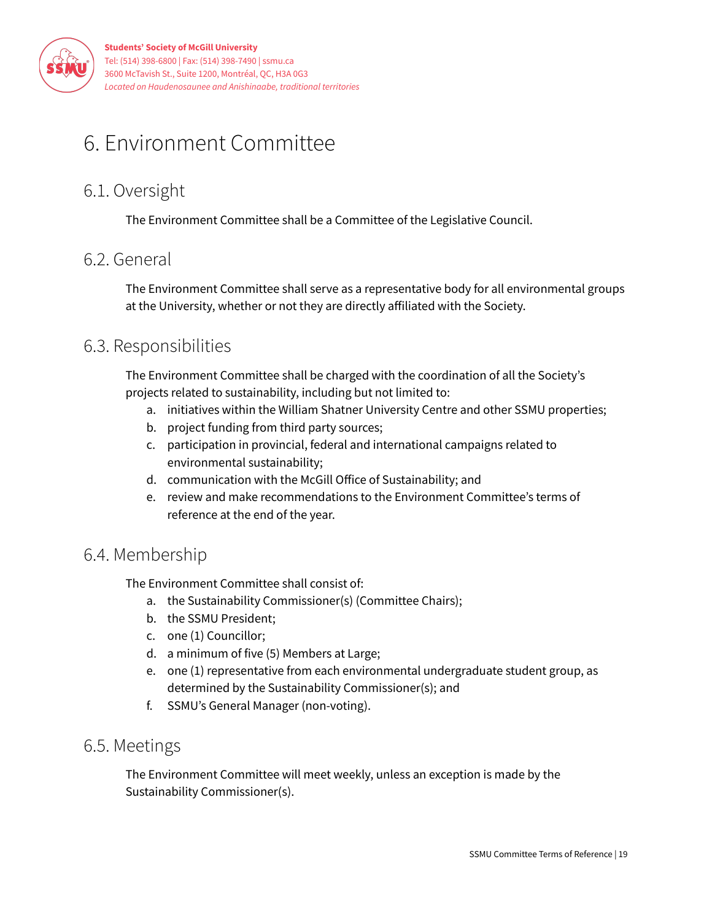# 6. Environment Committee

## 6.1. Oversight

The Environment Committee shall be a Committee of the Legislative Council.

## 6.2. General

The Environment Committee shall serve as a representative body for all environmental groups at the University, whether or not they are directly affiliated with the Society.

## 6.3. Responsibilities

The Environment Committee shall be charged with the coordination of all the Society's projects related to sustainability, including but not limited to:

a. initiatives within the William Shatner University Centre and other SSMU properties;
b. project funding from third party sources;
c. participation in provincial, federal and international campaigns related to environmental sustainability;
d. communication with the McGill Office of Sustainability; and
e. review and make recommendations to the Environment Committee's terms of reference at the end of the year.

## 6.4. Membership

The Environment Committee shall consist of:

a. the Sustainability Commissioner(s) (Committee Chairs);
b. the SSMU President;
c. one (1) Councillor;
d. a minimum of five (5) Members at Large;
e. one (1) representative from each environmental undergraduate student group, as determined by the Sustainability Commissioner(s); and
f. SSMU's General Manager (non-voting).

## 6.5. Meetings

The Environment Committee will meet weekly, unless an exception is made by the Sustainability Commissioner(s).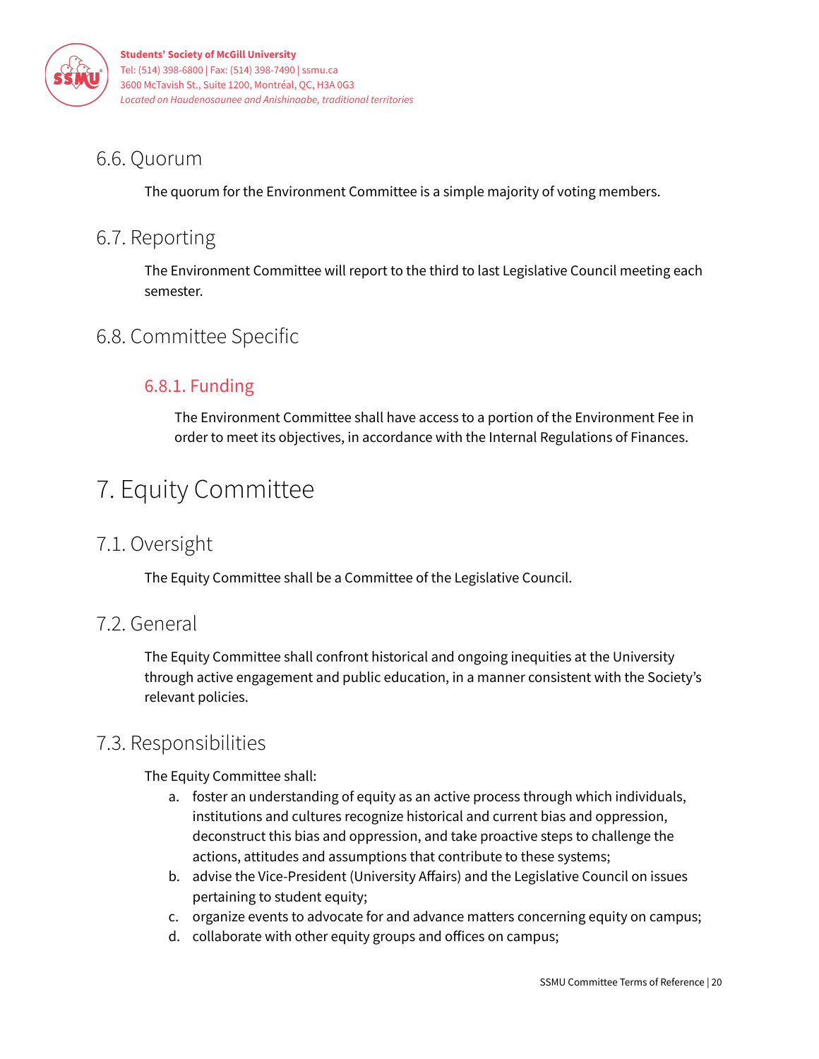## 6.6. Quorum

The quorum for the Environment Committee is a simple majority of voting members.

## 6.7. Reporting

The Environment Committee will report to the third to last Legislative Council meeting each semester.

## 6.8. Committee Specific

### 6.8.1. Funding

The Environment Committee shall have access to a portion of the Environment Fee in order to meet its objectives, in accordance with the Internal Regulations of Finances.

# 7. Equity Committee

## 7.1. Oversight

The Equity Committee shall be a Committee of the Legislative Council.

## 7.2. General

The Equity Committee shall confront historical and ongoing inequities at the University through active engagement and public education, in a manner consistent with the Society's relevant policies.

## 7.3. Responsibilities

The Equity Committee shall:

a. foster an understanding of equity as an active process through which individuals, institutions and cultures recognize historical and current bias and oppression, deconstruct this bias and oppression, and take proactive steps to challenge the actions, attitudes and assumptions that contribute to these systems;
b. advise the Vice-President (University Affairs) and the Legislative Council on issues pertaining to student equity;
c. organize events to advocate for and advance matters concerning equity on campus;
d. collaborate with other equity groups and offices on campus;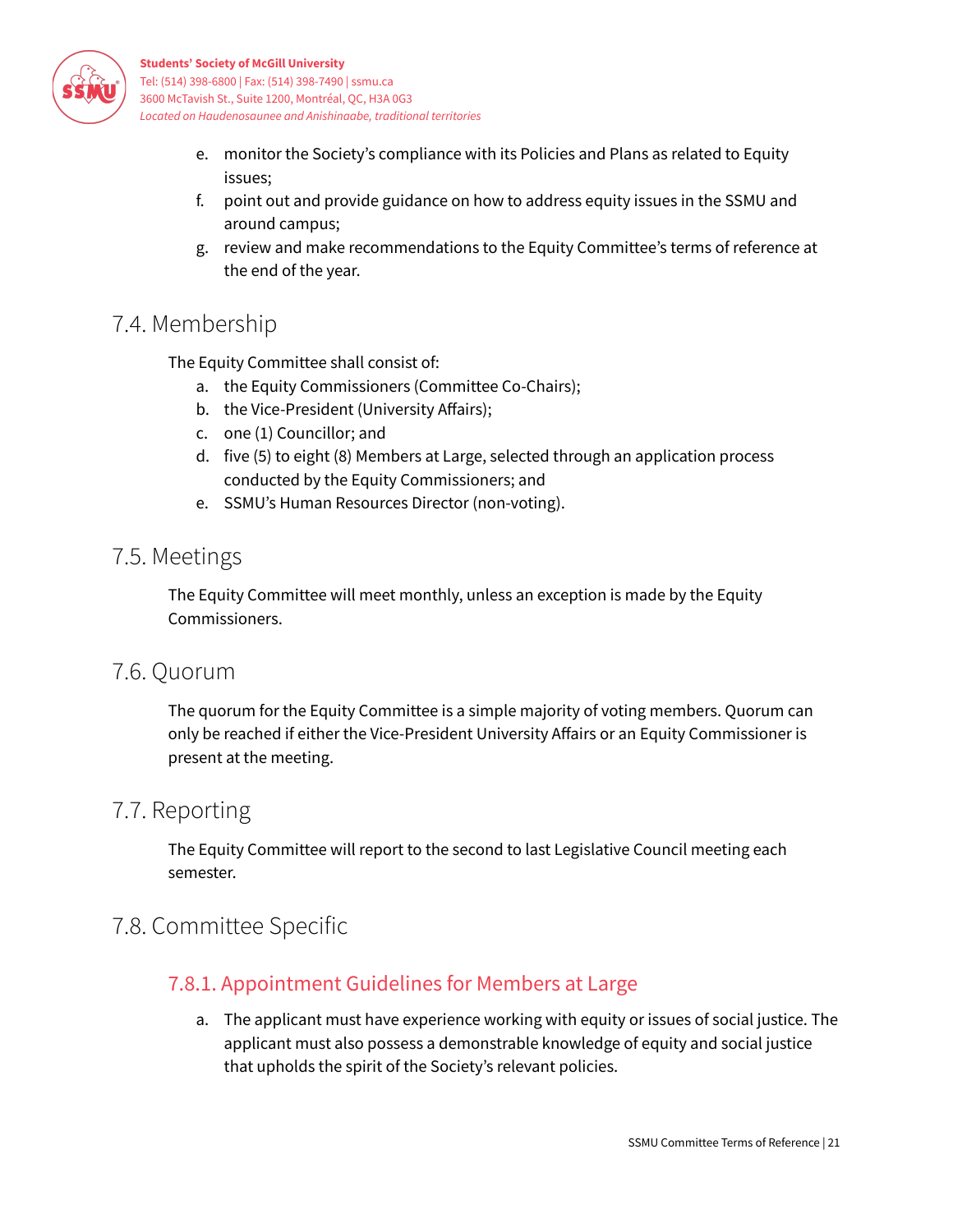e. monitor the Society's compliance with its Policies and Plans as related to Equity issues;
f. point out and provide guidance on how to address equity issues in the SSMU and around campus;
g. review and make recommendations to the Equity Committee's terms of reference at the end of the year.

## 7.4. Membership

The Equity Committee shall consist of:

a. the Equity Commissioners (Committee Co-Chairs);
b. the Vice-President (University Affairs);
c. one (1) Councillor; and
d. five (5) to eight (8) Members at Large, selected through an application process conducted by the Equity Commissioners; and
e. SSMU's Human Resources Director (non-voting).

## 7.5. Meetings

The Equity Committee will meet monthly, unless an exception is made by the Equity Commissioners.

## 7.6. Quorum

The quorum for the Equity Committee is a simple majority of voting members. Quorum can only be reached if either the Vice-President University Affairs or an Equity Commissioner is present at the meeting.

## 7.7. Reporting

The Equity Committee will report to the second to last Legislative Council meeting each semester.

## 7.8. Committee Specific

### 7.8.1. Appointment Guidelines for Members at Large

a. The applicant must have experience working with equity or issues of social justice. The applicant must also possess a demonstrable knowledge of equity and social justice that upholds the spirit of the Society's relevant policies.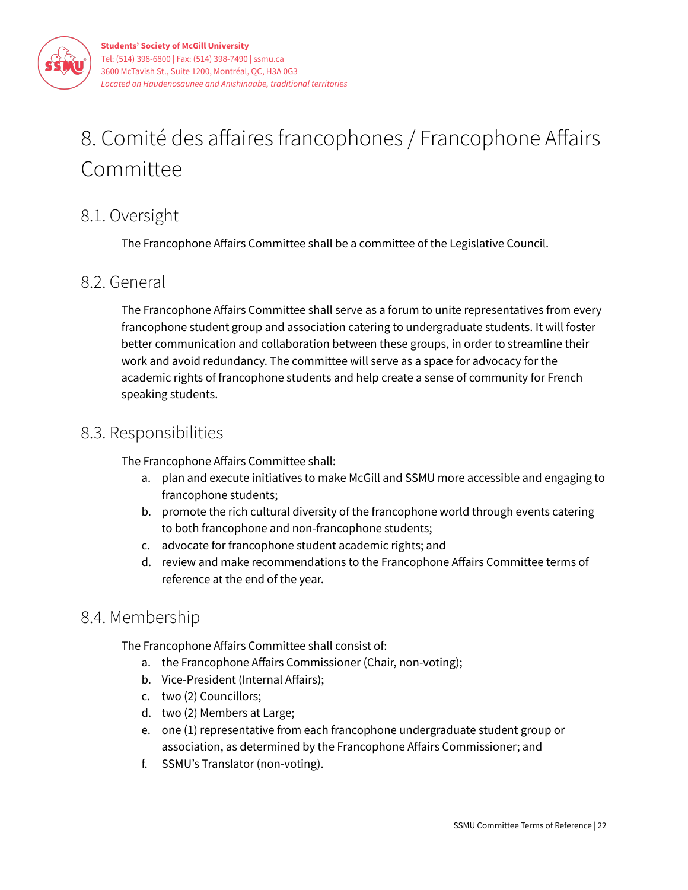# 8. Comité des affaires francophones / Francophone Affairs Committee

## 8.1. Oversight

The Francophone Affairs Committee shall be a committee of the Legislative Council.

## 8.2. General

The Francophone Affairs Committee shall serve as a forum to unite representatives from every francophone student group and association catering to undergraduate students. It will foster better communication and collaboration between these groups, in order to streamline their work and avoid redundancy. The committee will serve as a space for advocacy for the academic rights of francophone students and help create a sense of community for French speaking students.

## 8.3. Responsibilities

The Francophone Affairs Committee shall:

a. plan and execute initiatives to make McGill and SSMU more accessible and engaging to francophone students;
b. promote the rich cultural diversity of the francophone world through events catering to both francophone and non-francophone students;
c. advocate for francophone student academic rights; and
d. review and make recommendations to the Francophone Affairs Committee terms of reference at the end of the year.

## 8.4. Membership

The Francophone Affairs Committee shall consist of:

a. the Francophone Affairs Commissioner (Chair, non-voting);
b. Vice-President (Internal Affairs);
c. two (2) Councillors;
d. two (2) Members at Large;
e. one (1) representative from each francophone undergraduate student group or association, as determined by the Francophone Affairs Commissioner; and
f. SSMU's Translator (non-voting).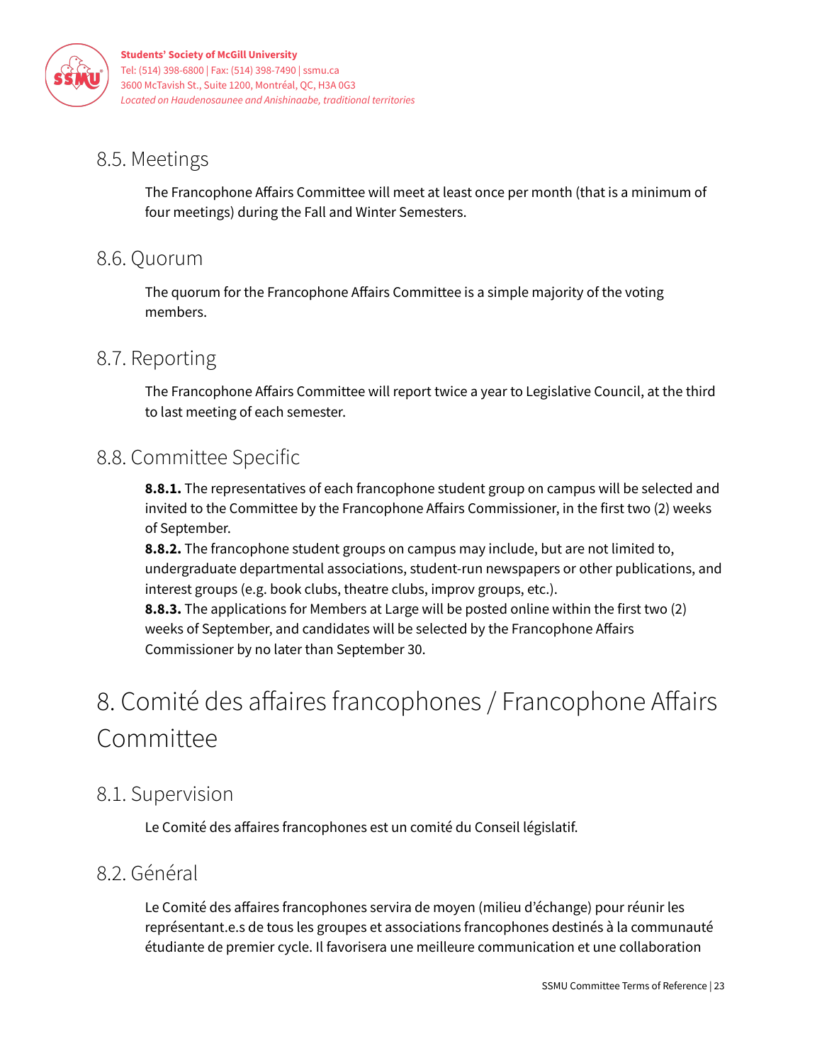## 8.5. Meetings

The Francophone Affairs Committee will meet at least once per month (that is a minimum of four meetings) during the Fall and Winter Semesters.

## 8.6. Quorum

The quorum for the Francophone Affairs Committee is a simple majority of the voting members.

## 8.7. Reporting

The Francophone Affairs Committee will report twice a year to Legislative Council, at the third to last meeting of each semester.

## 8.8. Committee Specific

**8.8.1.** The representatives of each francophone student group on campus will be selected and invited to the Committee by the Francophone Affairs Commissioner, in the first two (2) weeks of September.
**8.8.2.** The francophone student groups on campus may include, but are not limited to, undergraduate departmental associations, student-run newspapers or other publications, and interest groups (e.g. book clubs, theatre clubs, improv groups, etc.).
**8.8.3.** The applications for Members at Large will be posted online within the first two (2) weeks of September, and candidates will be selected by the Francophone Affairs Commissioner by no later than September 30.

# 8. Comité des affaires francophones / Francophone Affairs Committee

## 8.1. Supervision

Le Comité des affaires francophones est un comité du Conseil législatif.

## 8.2. Général

Le Comité des affaires francophones servira de moyen (milieu d'échange) pour réunir les représentant.e.s de tous les groupes et associations francophones destinés à la communauté étudiante de premier cycle. Il favorisera une meilleure communication et une collaboration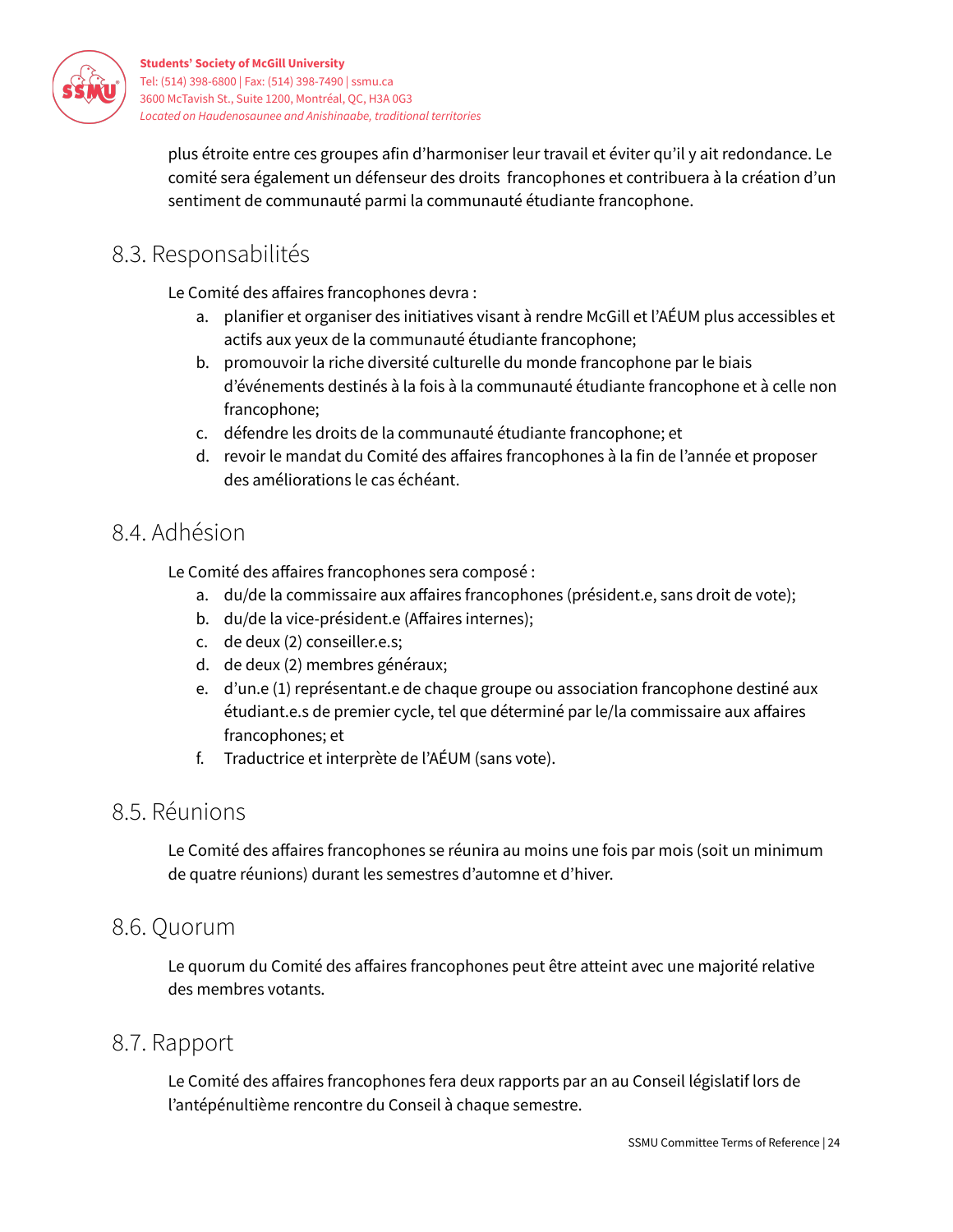plus étroite entre ces groupes afin d'harmoniser leur travail et éviter qu'il y ait redondance. Le comité sera également un défenseur des droits francophones et contribuera à la création d'un sentiment de communauté parmi la communauté étudiante francophone.

## 8.3. Responsabilités

Le Comité des affaires francophones devra :

a. planifier et organiser des initiatives visant à rendre McGill et l'AÉUM plus accessibles et actifs aux yeux de la communauté étudiante francophone;
b. promouvoir la riche diversité culturelle du monde francophone par le biais d'événements destinés à la fois à la communauté étudiante francophone et à celle non francophone;
c. défendre les droits de la communauté étudiante francophone; et
d. revoir le mandat du Comité des affaires francophones à la fin de l'année et proposer des améliorations le cas échéant.

## 8.4. Adhésion

Le Comité des affaires francophones sera composé :

a. du/de la commissaire aux affaires francophones (président.e, sans droit de vote);
b. du/de la vice-président.e (Affaires internes);
c. de deux (2) conseiller.e.s;
d. de deux (2) membres généraux;
e. d'un.e (1) représentant.e de chaque groupe ou association francophone destiné aux étudiant.e.s de premier cycle, tel que déterminé par le/la commissaire aux affaires francophones; et
f. Traductrice et interprète de l'AÉUM (sans vote).

## 8.5. Réunions

Le Comité des affaires francophones se réunira au moins une fois par mois (soit un minimum de quatre réunions) durant les semestres d'automne et d'hiver.

## 8.6. Quorum

Le quorum du Comité des affaires francophones peut être atteint avec une majorité relative des membres votants.

## 8.7. Rapport

Le Comité des affaires francophones fera deux rapports par an au Conseil législatif lors de l'antépénultième rencontre du Conseil à chaque semestre.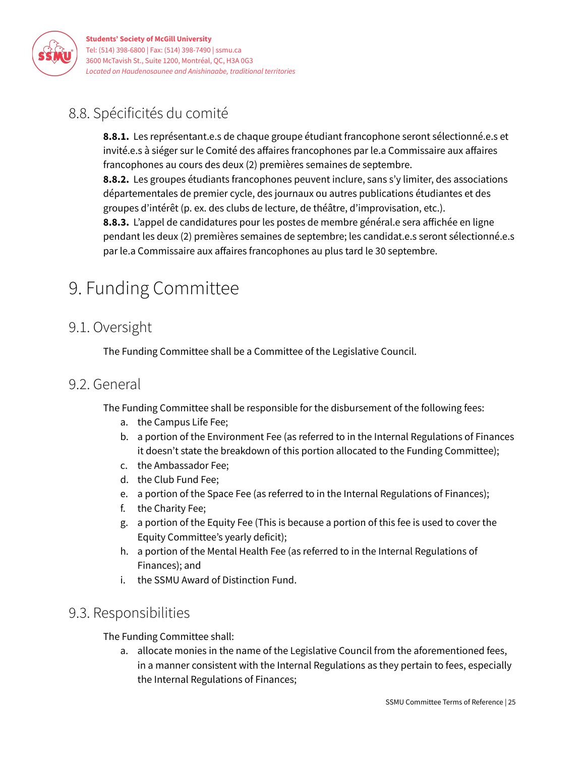## 8.8. Spécificités du comité

**8.8.1.** Les représentant.e.s de chaque groupe étudiant francophone seront sélectionné.e.s et invité.e.s à siéger sur le Comité des affaires francophones par le.a Commissaire aux affaires francophones au cours des deux (2) premières semaines de septembre.
**8.8.2.** Les groupes étudiants francophones peuvent inclure, sans s'y limiter, des associations départementales de premier cycle, des journaux ou autres publications étudiantes et des groupes d'intérêt (p. ex. des clubs de lecture, de théâtre, d'improvisation, etc.).
**8.8.3.** L'appel de candidatures pour les postes de membre général.e sera affichée en ligne pendant les deux (2) premières semaines de septembre; les candidat.e.s seront sélectionné.e.s par le.a Commissaire aux affaires francophones au plus tard le 30 septembre.

# 9. Funding Committee

## 9.1. Oversight

The Funding Committee shall be a Committee of the Legislative Council.

## 9.2. General

The Funding Committee shall be responsible for the disbursement of the following fees:

a. the Campus Life Fee;
b. a portion of the Environment Fee (as referred to in the Internal Regulations of Finances it doesn't state the breakdown of this portion allocated to the Funding Committee);
c. the Ambassador Fee;
d. the Club Fund Fee;
e. a portion of the Space Fee (as referred to in the Internal Regulations of Finances);
f. the Charity Fee;
g. a portion of the Equity Fee (This is because a portion of this fee is used to cover the Equity Committee's yearly deficit);
h. a portion of the Mental Health Fee (as referred to in the Internal Regulations of Finances); and
i. the SSMU Award of Distinction Fund.

## 9.3. Responsibilities

The Funding Committee shall:

a. allocate monies in the name of the Legislative Council from the aforementioned fees, in a manner consistent with the Internal Regulations as they pertain to fees, especially the Internal Regulations of Finances;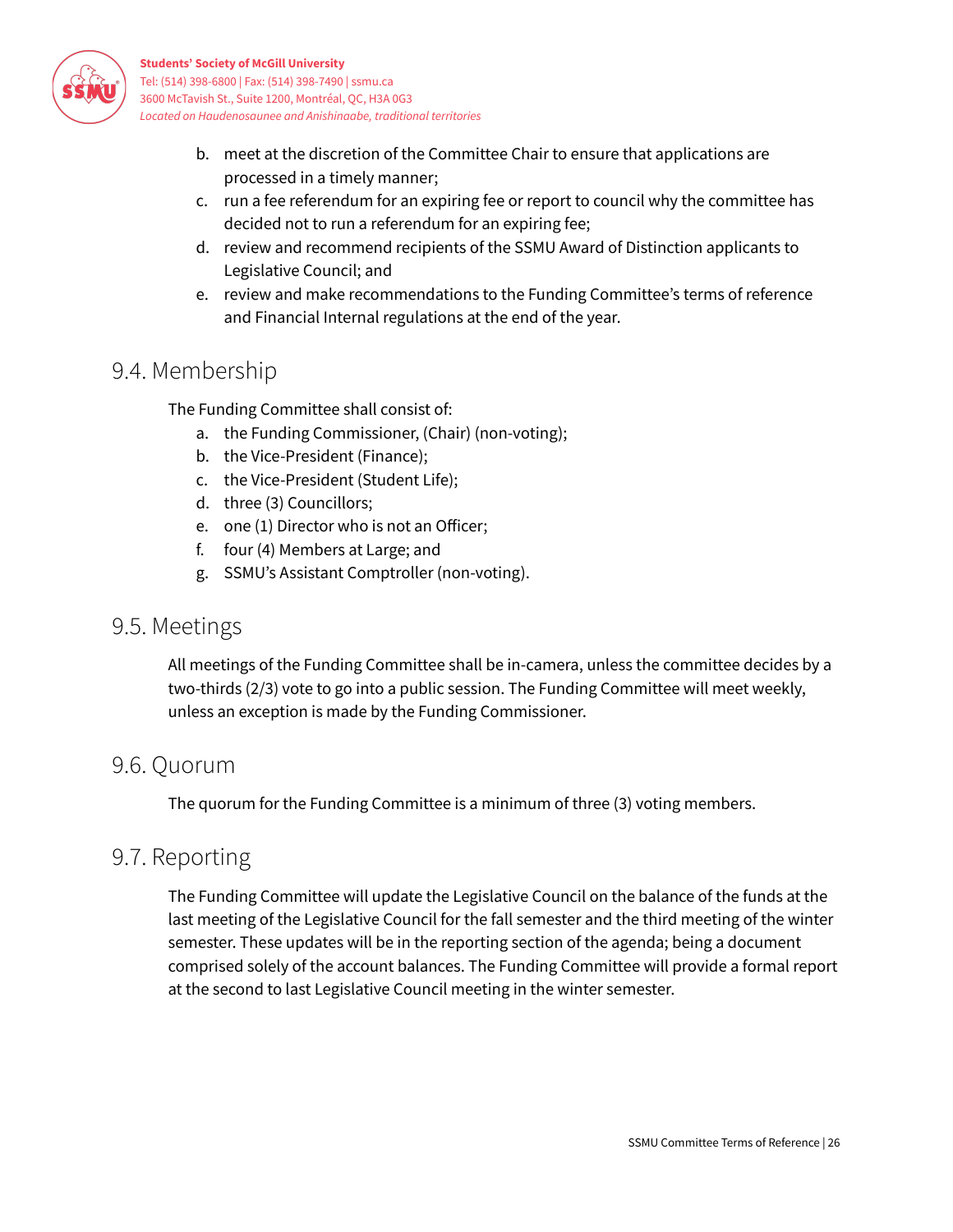b. meet at the discretion of the Committee Chair to ensure that applications are processed in a timely manner;
c. run a fee referendum for an expiring fee or report to council why the committee has decided not to run a referendum for an expiring fee;
d. review and recommend recipients of the SSMU Award of Distinction applicants to Legislative Council; and
e. review and make recommendations to the Funding Committee's terms of reference and Financial Internal regulations at the end of the year.

## 9.4. Membership

The Funding Committee shall consist of:

a. the Funding Commissioner, (Chair) (non-voting);
b. the Vice-President (Finance);
c. the Vice-President (Student Life);
d. three (3) Councillors;
e. one (1) Director who is not an Officer;
f. four (4) Members at Large; and
g. SSMU's Assistant Comptroller (non-voting).

## 9.5. Meetings

All meetings of the Funding Committee shall be in-camera, unless the committee decides by a two-thirds (2/3) vote to go into a public session. The Funding Committee will meet weekly, unless an exception is made by the Funding Commissioner.

## 9.6. Quorum

The quorum for the Funding Committee is a minimum of three (3) voting members.

## 9.7. Reporting

The Funding Committee will update the Legislative Council on the balance of the funds at the last meeting of the Legislative Council for the fall semester and the third meeting of the winter semester. These updates will be in the reporting section of the agenda; being a document comprised solely of the account balances. The Funding Committee will provide a formal report at the second to last Legislative Council meeting in the winter semester.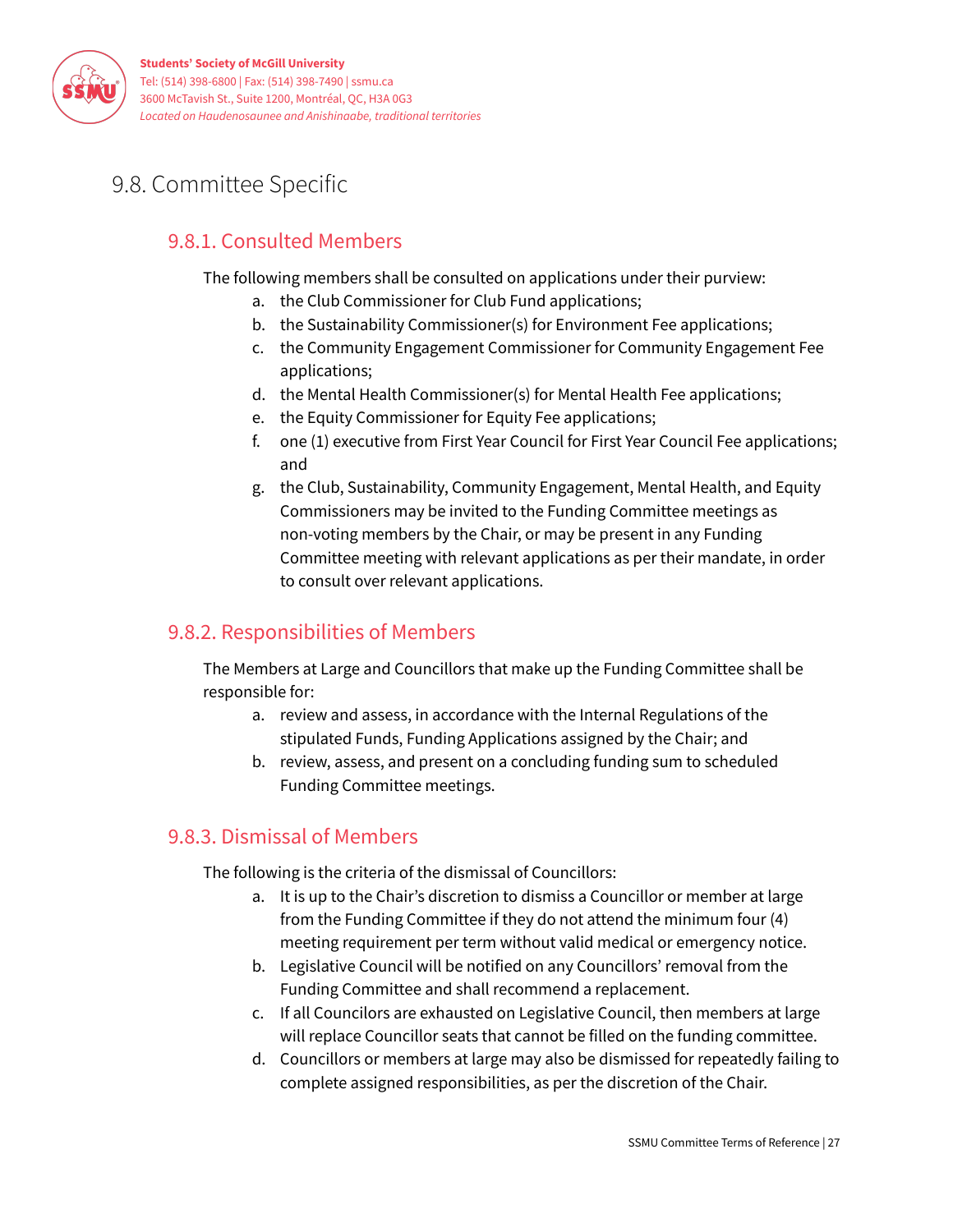## 9.8. Committee Specific

### 9.8.1. Consulted Members

The following members shall be consulted on applications under their purview:

a. the Club Commissioner for Club Fund applications;
b. the Sustainability Commissioner(s) for Environment Fee applications;
c. the Community Engagement Commissioner for Community Engagement Fee applications;
d. the Mental Health Commissioner(s) for Mental Health Fee applications;
e. the Equity Commissioner for Equity Fee applications;
f. one (1) executive from First Year Council for First Year Council Fee applications; and
g. the Club, Sustainability, Community Engagement, Mental Health, and Equity Commissioners may be invited to the Funding Committee meetings as non-voting members by the Chair, or may be present in any Funding Committee meeting with relevant applications as per their mandate, in order to consult over relevant applications.

### 9.8.2. Responsibilities of Members

The Members at Large and Councillors that make up the Funding Committee shall be responsible for:

a. review and assess, in accordance with the Internal Regulations of the stipulated Funds, Funding Applications assigned by the Chair; and
b. review, assess, and present on a concluding funding sum to scheduled Funding Committee meetings.

### 9.8.3. Dismissal of Members

The following is the criteria of the dismissal of Councillors:

a. It is up to the Chair's discretion to dismiss a Councillor or member at large from the Funding Committee if they do not attend the minimum four (4) meeting requirement per term without valid medical or emergency notice.
b. Legislative Council will be notified on any Councillors' removal from the Funding Committee and shall recommend a replacement.
c. If all Councilors are exhausted on Legislative Council, then members at large will replace Councillor seats that cannot be filled on the funding committee.
d. Councillors or members at large may also be dismissed for repeatedly failing to complete assigned responsibilities, as per the discretion of the Chair.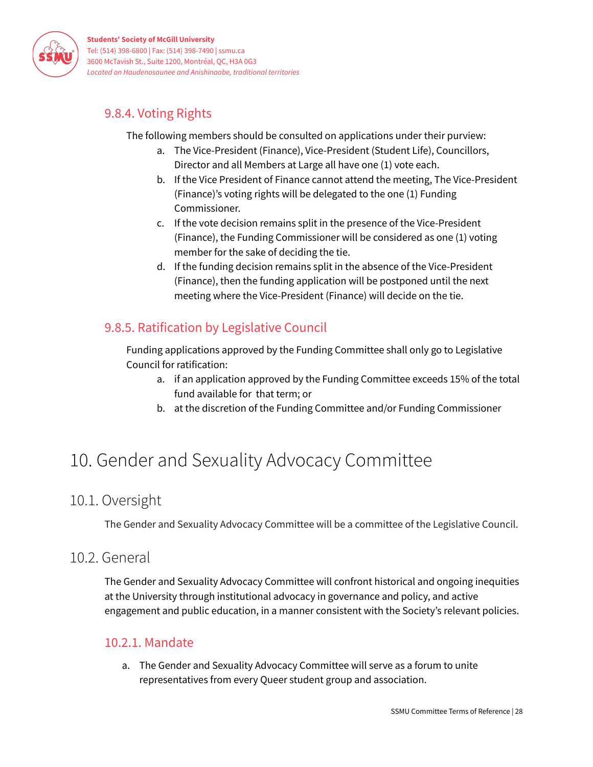#### 9.8.4. Voting Rights

The following members should be consulted on applications under their purview:

a. The Vice-President (Finance), Vice-President (Student Life), Councillors, Director and all Members at Large all have one (1) vote each.
b. If the Vice President of Finance cannot attend the meeting, The Vice-President (Finance)'s voting rights will be delegated to the one (1) Funding Commissioner.
c. If the vote decision remains split in the presence of the Vice-President (Finance), the Funding Commissioner will be considered as one (1) voting member for the sake of deciding the tie.
d. If the funding decision remains split in the absence of the Vice-President (Finance), then the funding application will be postponed until the next meeting where the Vice-President (Finance) will decide on the tie.

#### 9.8.5. Ratification by Legislative Council

Funding applications approved by the Funding Committee shall only go to Legislative Council for ratification:

a. if an application approved by the Funding Committee exceeds 15% of the total fund available for that term; or
b. at the discretion of the Funding Committee and/or Funding Commissioner

# 10. Gender and Sexuality Advocacy Committee

## 10.1. Oversight

The Gender and Sexuality Advocacy Committee will be a committee of the Legislative Council.

## 10.2. General

The Gender and Sexuality Advocacy Committee will confront historical and ongoing inequities at the University through institutional advocacy in governance and policy, and active engagement and public education, in a manner consistent with the Society's relevant policies.

#### 10.2.1. Mandate

a. The Gender and Sexuality Advocacy Committee will serve as a forum to unite representatives from every Queer student group and association.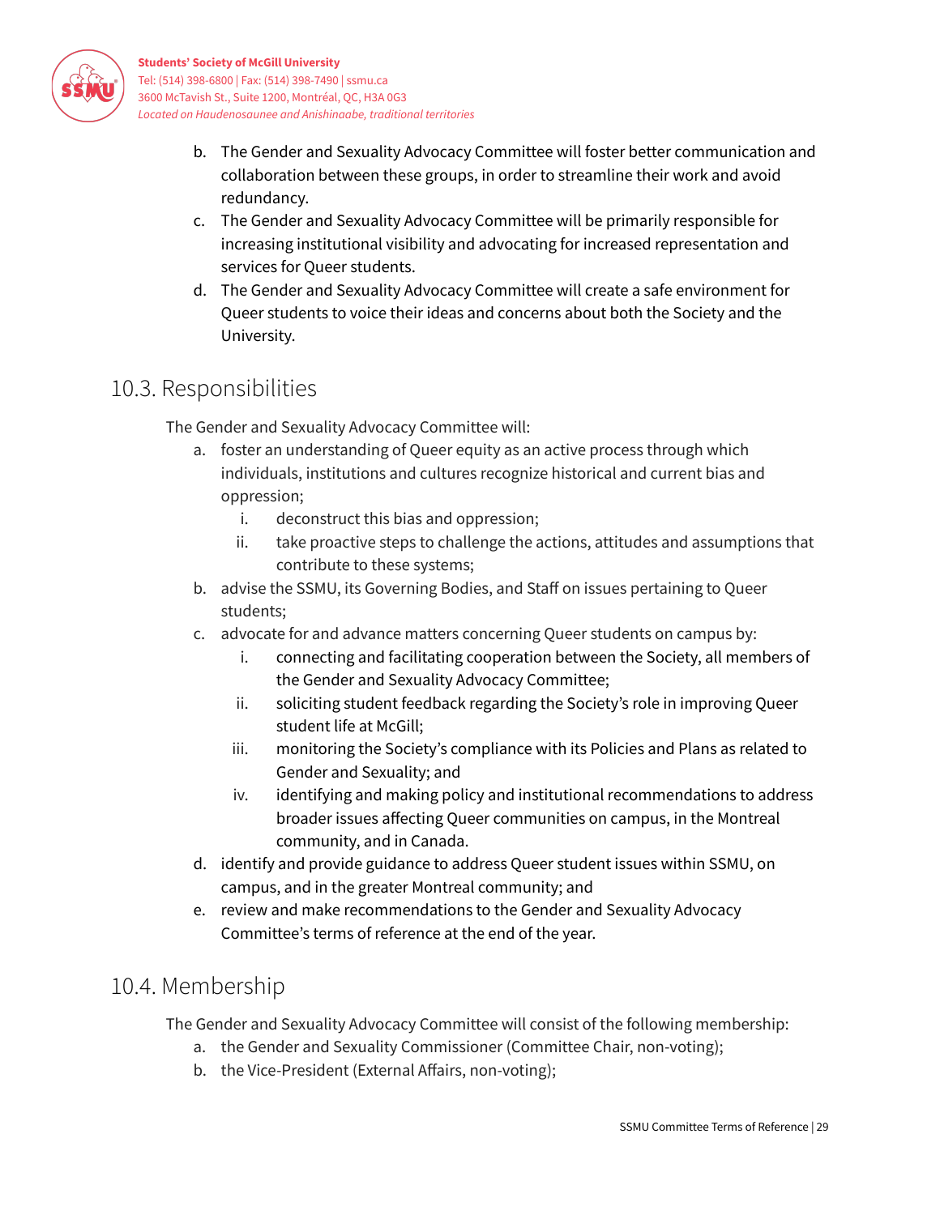b. The Gender and Sexuality Advocacy Committee will foster better communication and collaboration between these groups, in order to streamline their work and avoid redundancy.
c. The Gender and Sexuality Advocacy Committee will be primarily responsible for increasing institutional visibility and advocating for increased representation and services for Queer students.
d. The Gender and Sexuality Advocacy Committee will create a safe environment for Queer students to voice their ideas and concerns about both the Society and the University.

## 10.3. Responsibilities

The Gender and Sexuality Advocacy Committee will:

a. foster an understanding of Queer equity as an active process through which individuals, institutions and cultures recognize historical and current bias and oppression;
   i. deconstruct this bias and oppression;
   ii. take proactive steps to challenge the actions, attitudes and assumptions that contribute to these systems;
b. advise the SSMU, its Governing Bodies, and Staff on issues pertaining to Queer students;
c. advocate for and advance matters concerning Queer students on campus by:
   i. connecting and facilitating cooperation between the Society, all members of the Gender and Sexuality Advocacy Committee;
   ii. soliciting student feedback regarding the Society's role in improving Queer student life at McGill;
   iii. monitoring the Society's compliance with its Policies and Plans as related to Gender and Sexuality; and
   iv. identifying and making policy and institutional recommendations to address broader issues affecting Queer communities on campus, in the Montreal community, and in Canada.
d. identify and provide guidance to address Queer student issues within SSMU, on campus, and in the greater Montreal community; and
e. review and make recommendations to the Gender and Sexuality Advocacy Committee's terms of reference at the end of the year.

## 10.4. Membership

The Gender and Sexuality Advocacy Committee will consist of the following membership:

a. the Gender and Sexuality Commissioner (Committee Chair, non-voting);
b. the Vice-President (External Affairs, non-voting);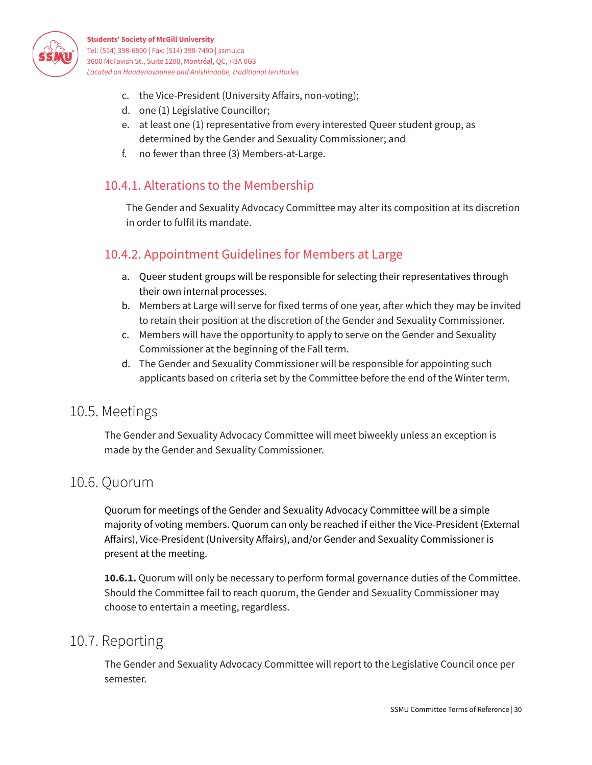c. the Vice-President (University Affairs, non-voting);
d. one (1) Legislative Councillor;
e. at least one (1) representative from every interested Queer student group, as determined by the Gender and Sexuality Commissioner; and
f. no fewer than three (3) Members-at-Large.

### 10.4.1. Alterations to the Membership

The Gender and Sexuality Advocacy Committee may alter its composition at its discretion in order to fulfil its mandate.

### 10.4.2. Appointment Guidelines for Members at Large

a. Queer student groups will be responsible for selecting their representatives through their own internal processes.
b. Members at Large will serve for fixed terms of one year, after which they may be invited to retain their position at the discretion of the Gender and Sexuality Commissioner.
c. Members will have the opportunity to apply to serve on the Gender and Sexuality Commissioner at the beginning of the Fall term.
d. The Gender and Sexuality Commissioner will be responsible for appointing such applicants based on criteria set by the Committee before the end of the Winter term.

## 10.5. Meetings

The Gender and Sexuality Advocacy Committee will meet biweekly unless an exception is made by the Gender and Sexuality Commissioner.

## 10.6. Quorum

Quorum for meetings of the Gender and Sexuality Advocacy Committee will be a simple majority of voting members. Quorum can only be reached if either the Vice-President (External Affairs), Vice-President (University Affairs), and/or Gender and Sexuality Commissioner is present at the meeting.

**10.6.1.** Quorum will only be necessary to perform formal governance duties of the Committee. Should the Committee fail to reach quorum, the Gender and Sexuality Commissioner may choose to entertain a meeting, regardless.

## 10.7. Reporting

The Gender and Sexuality Advocacy Committee will report to the Legislative Council once per semester.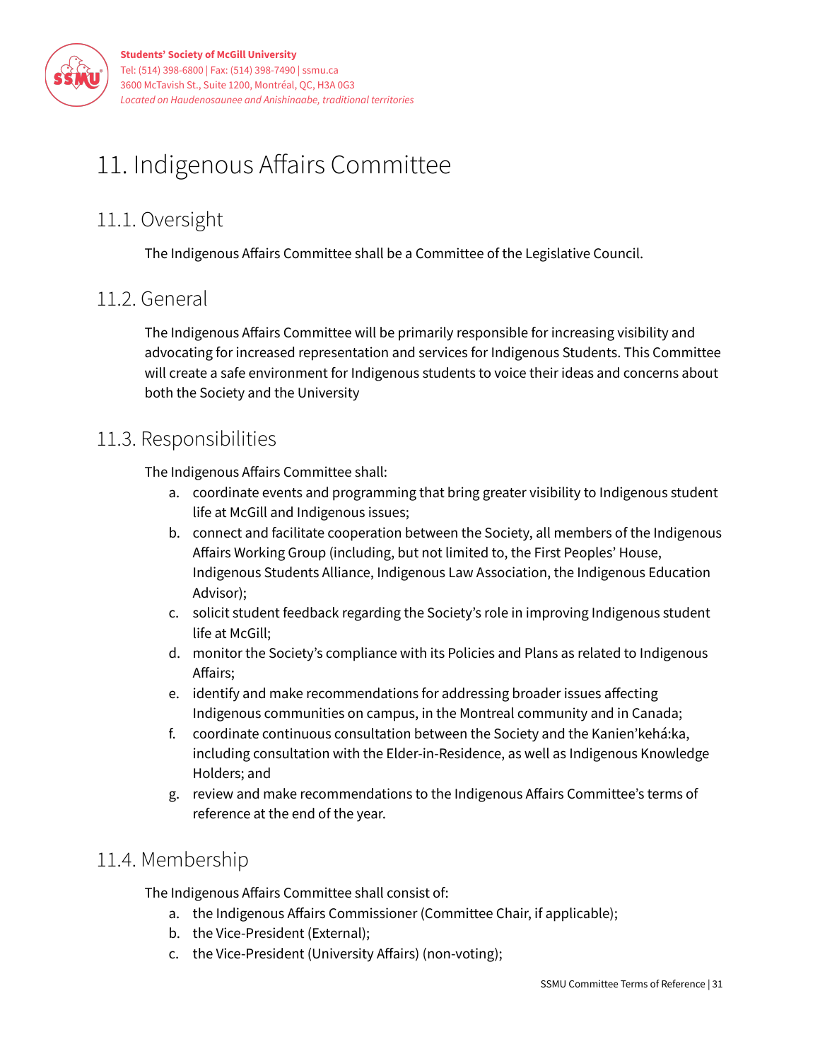# 11. Indigenous Affairs Committee

## 11.1. Oversight

The Indigenous Affairs Committee shall be a Committee of the Legislative Council.

## 11.2. General

The Indigenous Affairs Committee will be primarily responsible for increasing visibility and advocating for increased representation and services for Indigenous Students. This Committee will create a safe environment for Indigenous students to voice their ideas and concerns about both the Society and the University

## 11.3. Responsibilities

The Indigenous Affairs Committee shall:

a. coordinate events and programming that bring greater visibility to Indigenous student life at McGill and Indigenous issues;
b. connect and facilitate cooperation between the Society, all members of the Indigenous Affairs Working Group (including, but not limited to, the First Peoples' House, Indigenous Students Alliance, Indigenous Law Association, the Indigenous Education Advisor);
c. solicit student feedback regarding the Society's role in improving Indigenous student life at McGill;
d. monitor the Society's compliance with its Policies and Plans as related to Indigenous Affairs;
e. identify and make recommendations for addressing broader issues affecting Indigenous communities on campus, in the Montreal community and in Canada;
f. coordinate continuous consultation between the Society and the Kanien'kehá:ka, including consultation with the Elder-in-Residence, as well as Indigenous Knowledge Holders; and
g. review and make recommendations to the Indigenous Affairs Committee's terms of reference at the end of the year.

## 11.4. Membership

The Indigenous Affairs Committee shall consist of:

a. the Indigenous Affairs Commissioner (Committee Chair, if applicable);
b. the Vice-President (External);
c. the Vice-President (University Affairs) (non-voting);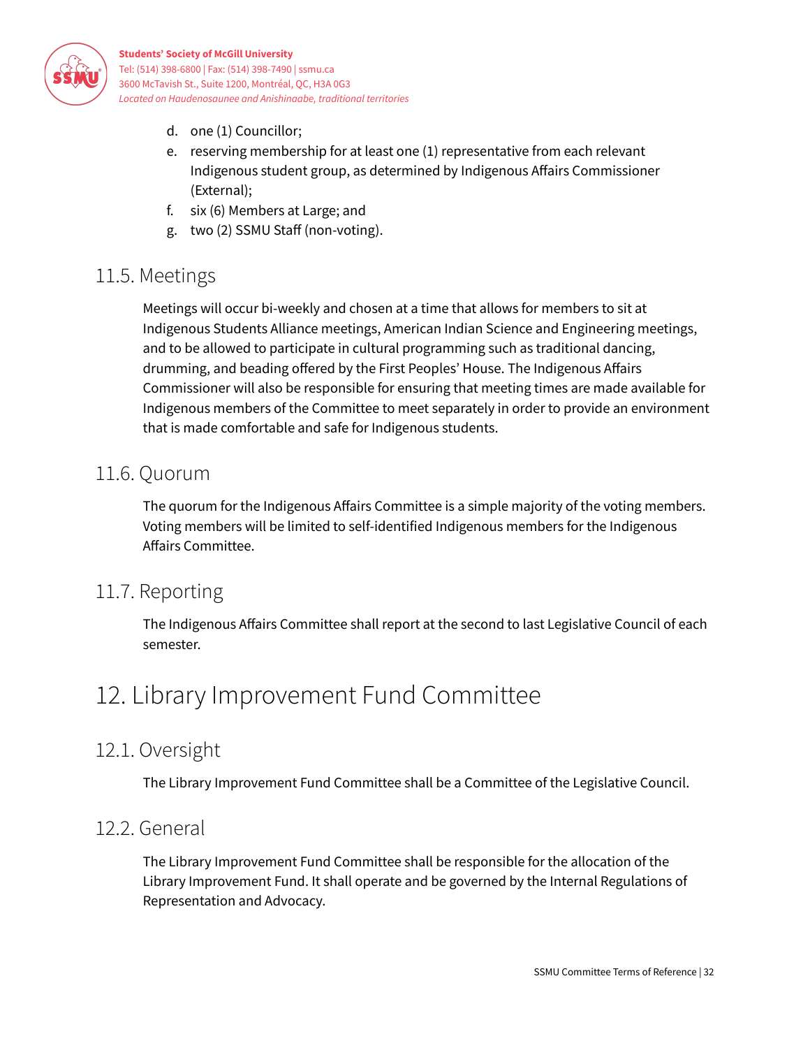d. one (1) Councillor;
e. reserving membership for at least one (1) representative from each relevant Indigenous student group, as determined by Indigenous Affairs Commissioner (External);
f. six (6) Members at Large; and
g. two (2) SSMU Staff (non-voting).

## 11.5. Meetings

Meetings will occur bi-weekly and chosen at a time that allows for members to sit at Indigenous Students Alliance meetings, American Indian Science and Engineering meetings, and to be allowed to participate in cultural programming such as traditional dancing, drumming, and beading offered by the First Peoples' House. The Indigenous Affairs Commissioner will also be responsible for ensuring that meeting times are made available for Indigenous members of the Committee to meet separately in order to provide an environment that is made comfortable and safe for Indigenous students.

## 11.6. Quorum

The quorum for the Indigenous Affairs Committee is a simple majority of the voting members. Voting members will be limited to self-identified Indigenous members for the Indigenous Affairs Committee.

## 11.7. Reporting

The Indigenous Affairs Committee shall report at the second to last Legislative Council of each semester.

# 12. Library Improvement Fund Committee

## 12.1. Oversight

The Library Improvement Fund Committee shall be a Committee of the Legislative Council.

## 12.2. General

The Library Improvement Fund Committee shall be responsible for the allocation of the Library Improvement Fund. It shall operate and be governed by the Internal Regulations of Representation and Advocacy.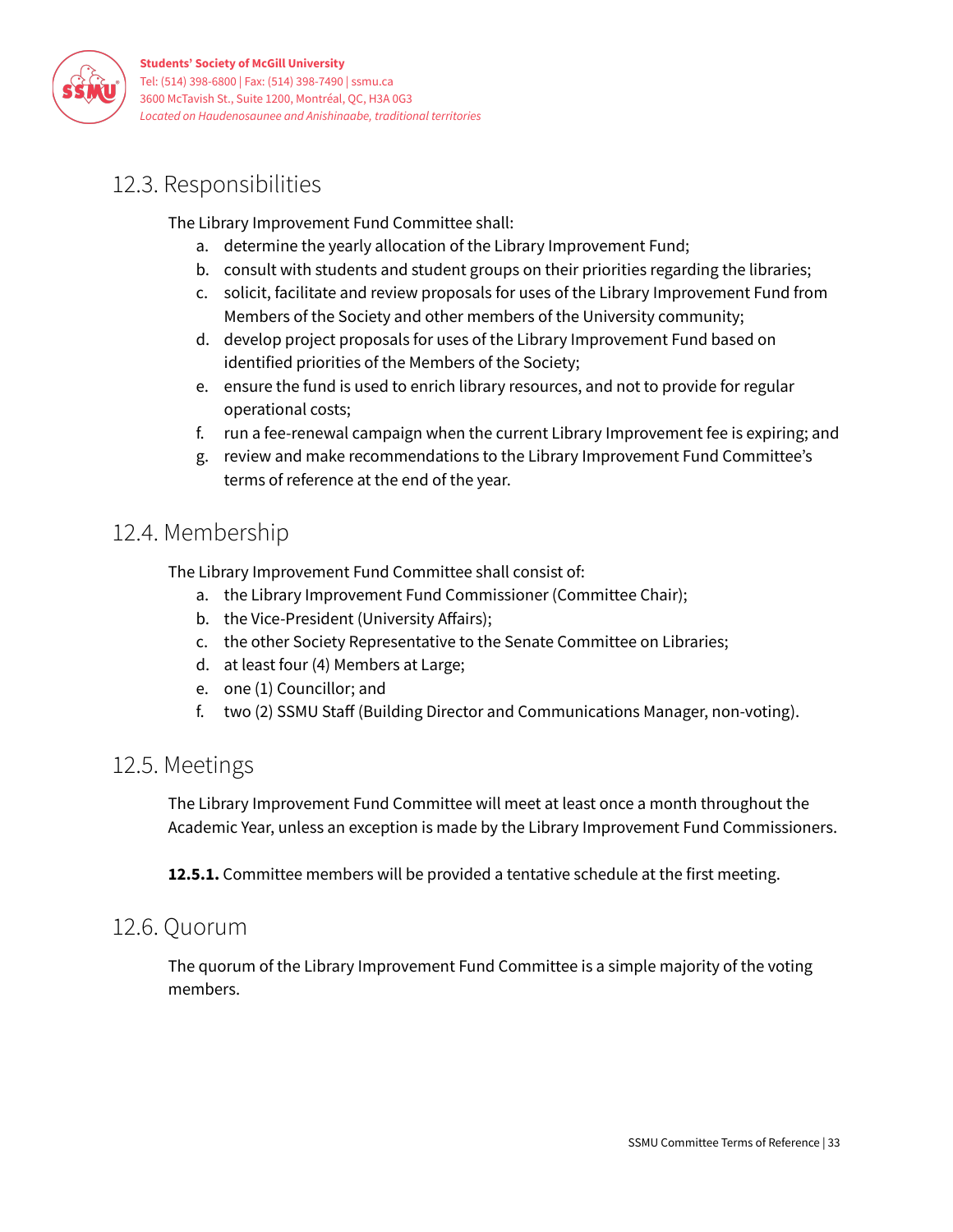## 12.3. Responsibilities

The Library Improvement Fund Committee shall:

a. determine the yearly allocation of the Library Improvement Fund;
b. consult with students and student groups on their priorities regarding the libraries;
c. solicit, facilitate and review proposals for uses of the Library Improvement Fund from Members of the Society and other members of the University community;
d. develop project proposals for uses of the Library Improvement Fund based on identified priorities of the Members of the Society;
e. ensure the fund is used to enrich library resources, and not to provide for regular operational costs;
f. run a fee-renewal campaign when the current Library Improvement fee is expiring; and
g. review and make recommendations to the Library Improvement Fund Committee's terms of reference at the end of the year.

## 12.4. Membership

The Library Improvement Fund Committee shall consist of:

a. the Library Improvement Fund Commissioner (Committee Chair);
b. the Vice-President (University Affairs);
c. the other Society Representative to the Senate Committee on Libraries;
d. at least four (4) Members at Large;
e. one (1) Councillor; and
f. two (2) SSMU Staff (Building Director and Communications Manager, non-voting).

## 12.5. Meetings

The Library Improvement Fund Committee will meet at least once a month throughout the Academic Year, unless an exception is made by the Library Improvement Fund Commissioners.

**12.5.1.** Committee members will be provided a tentative schedule at the first meeting.

## 12.6. Quorum

The quorum of the Library Improvement Fund Committee is a simple majority of the voting members.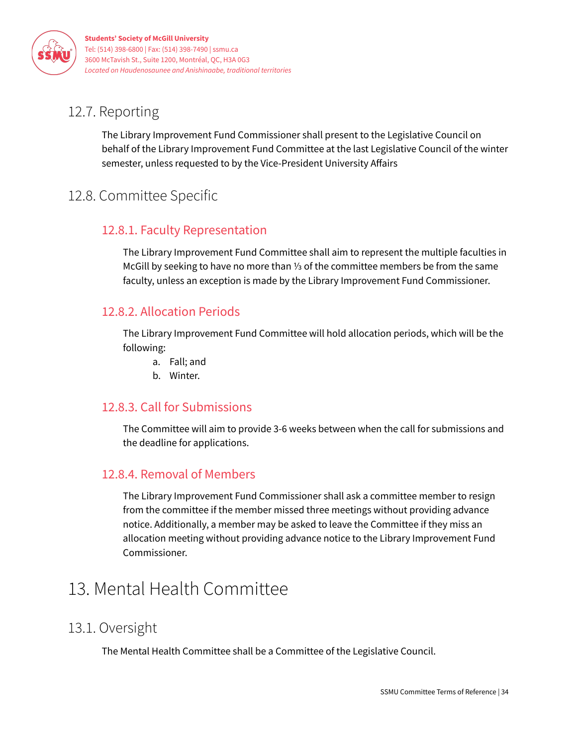## 12.7. Reporting

The Library Improvement Fund Commissioner shall present to the Legislative Council on behalf of the Library Improvement Fund Committee at the last Legislative Council of the winter semester, unless requested to by the Vice-President University Affairs

## 12.8. Committee Specific

### 12.8.1. Faculty Representation

The Library Improvement Fund Committee shall aim to represent the multiple faculties in McGill by seeking to have no more than ⅓ of the committee members be from the same faculty, unless an exception is made by the Library Improvement Fund Commissioner.

### 12.8.2. Allocation Periods

The Library Improvement Fund Committee will hold allocation periods, which will be the following:

a. Fall; and
b. Winter.

### 12.8.3. Call for Submissions

The Committee will aim to provide 3-6 weeks between when the call for submissions and the deadline for applications.

### 12.8.4. Removal of Members

The Library Improvement Fund Commissioner shall ask a committee member to resign from the committee if the member missed three meetings without providing advance notice. Additionally, a member may be asked to leave the Committee if they miss an allocation meeting without providing advance notice to the Library Improvement Fund Commissioner.

# 13. Mental Health Committee

## 13.1. Oversight

The Mental Health Committee shall be a Committee of the Legislative Council.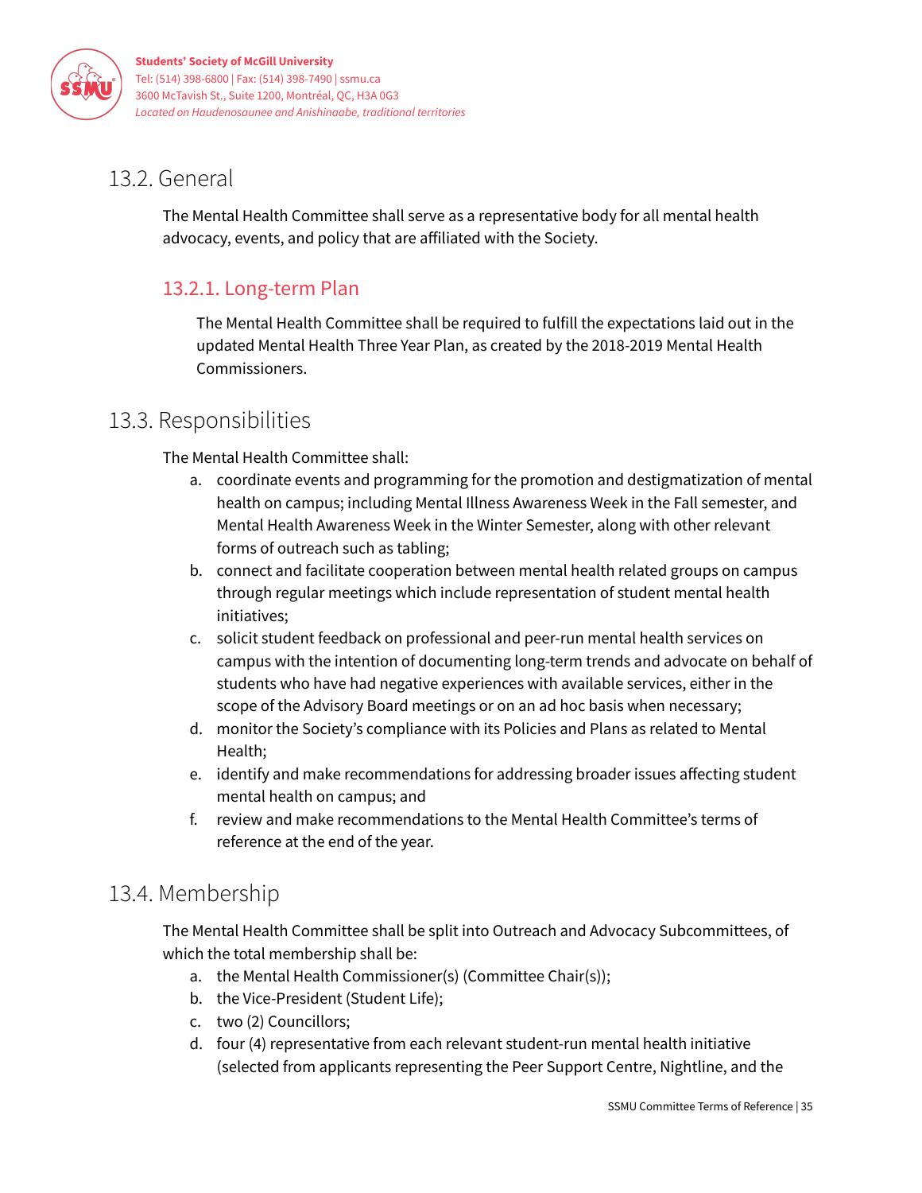## 13.2. General

The Mental Health Committee shall serve as a representative body for all mental health advocacy, events, and policy that are affiliated with the Society.

### 13.2.1. Long-term Plan

The Mental Health Committee shall be required to fulfill the expectations laid out in the updated Mental Health Three Year Plan, as created by the 2018-2019 Mental Health Commissioners.

## 13.3. Responsibilities

The Mental Health Committee shall:

a. coordinate events and programming for the promotion and destigmatization of mental health on campus; including Mental Illness Awareness Week in the Fall semester, and Mental Health Awareness Week in the Winter Semester, along with other relevant forms of outreach such as tabling;
b. connect and facilitate cooperation between mental health related groups on campus through regular meetings which include representation of student mental health initiatives;
c. solicit student feedback on professional and peer-run mental health services on campus with the intention of documenting long-term trends and advocate on behalf of students who have had negative experiences with available services, either in the scope of the Advisory Board meetings or on an ad hoc basis when necessary;
d. monitor the Society's compliance with its Policies and Plans as related to Mental Health;
e. identify and make recommendations for addressing broader issues affecting student mental health on campus; and
f. review and make recommendations to the Mental Health Committee's terms of reference at the end of the year.

## 13.4. Membership

The Mental Health Committee shall be split into Outreach and Advocacy Subcommittees, of which the total membership shall be:

a. the Mental Health Commissioner(s) (Committee Chair(s));
b. the Vice-President (Student Life);
c. two (2) Councillors;
d. four (4) representative from each relevant student-run mental health initiative (selected from applicants representing the Peer Support Centre, Nightline, and the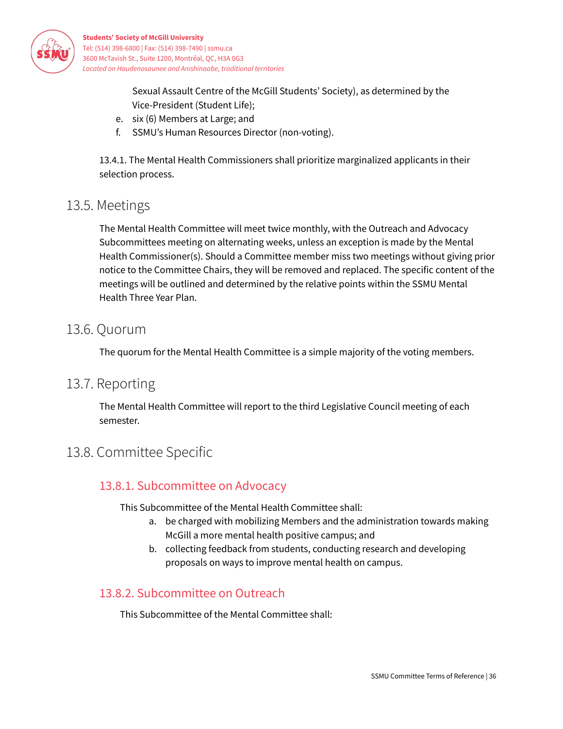Sexual Assault Centre of the McGill Students' Society), as determined by the Vice-President (Student Life);

e. six (6) Members at Large; and

f. SSMU's Human Resources Director (non-voting).

13.4.1. The Mental Health Commissioners shall prioritize marginalized applicants in their selection process.

## 13.5. Meetings

The Mental Health Committee will meet twice monthly, with the Outreach and Advocacy Subcommittees meeting on alternating weeks, unless an exception is made by the Mental Health Commissioner(s). Should a Committee member miss two meetings without giving prior notice to the Committee Chairs, they will be removed and replaced. The specific content of the meetings will be outlined and determined by the relative points within the SSMU Mental Health Three Year Plan.

## 13.6. Quorum

The quorum for the Mental Health Committee is a simple majority of the voting members.

## 13.7. Reporting

The Mental Health Committee will report to the third Legislative Council meeting of each semester.

## 13.8. Committee Specific

### 13.8.1. Subcommittee on Advocacy

This Subcommittee of the Mental Health Committee shall:

a. be charged with mobilizing Members and the administration towards making McGill a more mental health positive campus; and

b. collecting feedback from students, conducting research and developing proposals on ways to improve mental health on campus.

### 13.8.2. Subcommittee on Outreach

This Subcommittee of the Mental Committee shall: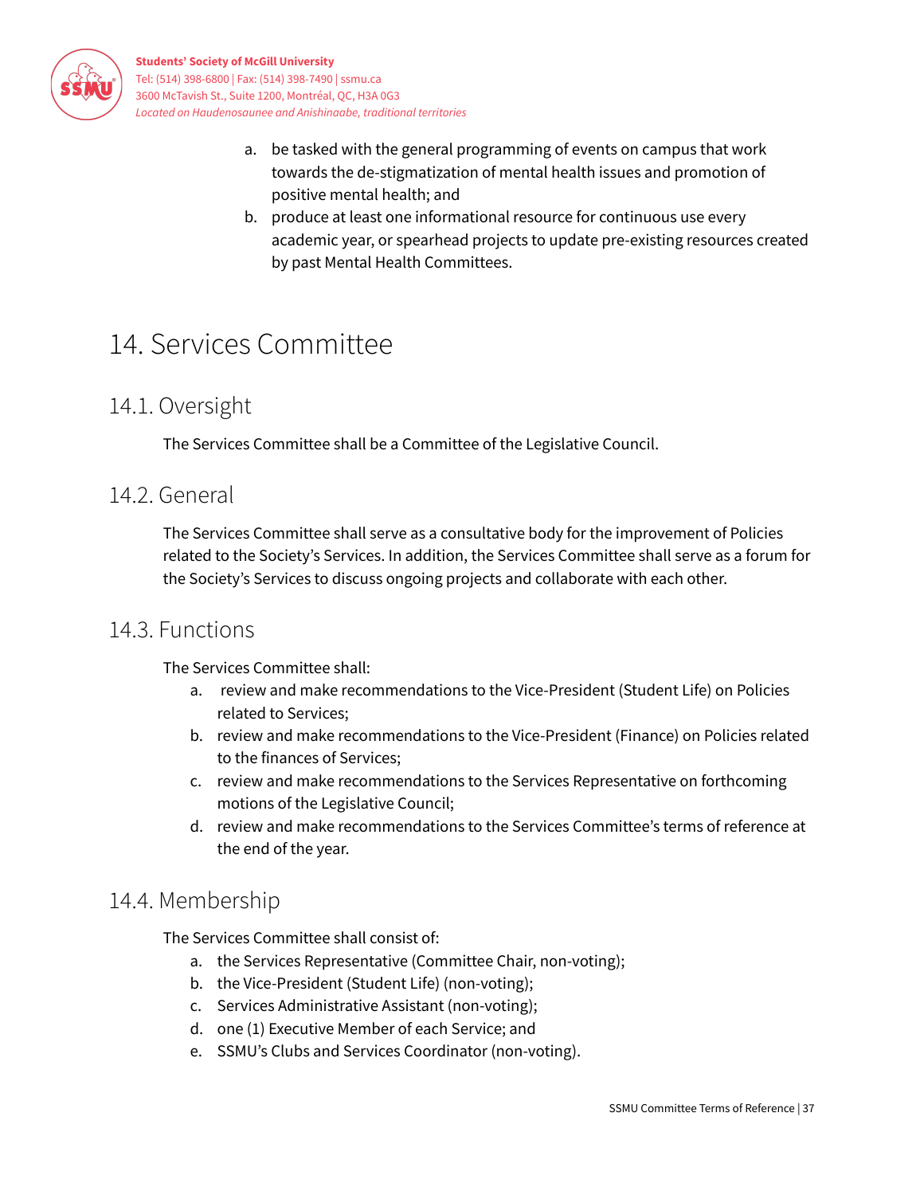a. be tasked with the general programming of events on campus that work towards the de-stigmatization of mental health issues and promotion of positive mental health; and
b. produce at least one informational resource for continuous use every academic year, or spearhead projects to update pre-existing resources created by past Mental Health Committees.

# 14. Services Committee

## 14.1. Oversight

The Services Committee shall be a Committee of the Legislative Council.

## 14.2. General

The Services Committee shall serve as a consultative body for the improvement of Policies related to the Society's Services. In addition, the Services Committee shall serve as a forum for the Society's Services to discuss ongoing projects and collaborate with each other.

## 14.3. Functions

The Services Committee shall:

a. review and make recommendations to the Vice-President (Student Life) on Policies related to Services;
b. review and make recommendations to the Vice-President (Finance) on Policies related to the finances of Services;
c. review and make recommendations to the Services Representative on forthcoming motions of the Legislative Council;
d. review and make recommendations to the Services Committee's terms of reference at the end of the year.

## 14.4. Membership

The Services Committee shall consist of:

a. the Services Representative (Committee Chair, non-voting);
b. the Vice-President (Student Life) (non-voting);
c. Services Administrative Assistant (non-voting);
d. one (1) Executive Member of each Service; and
e. SSMU's Clubs and Services Coordinator (non-voting).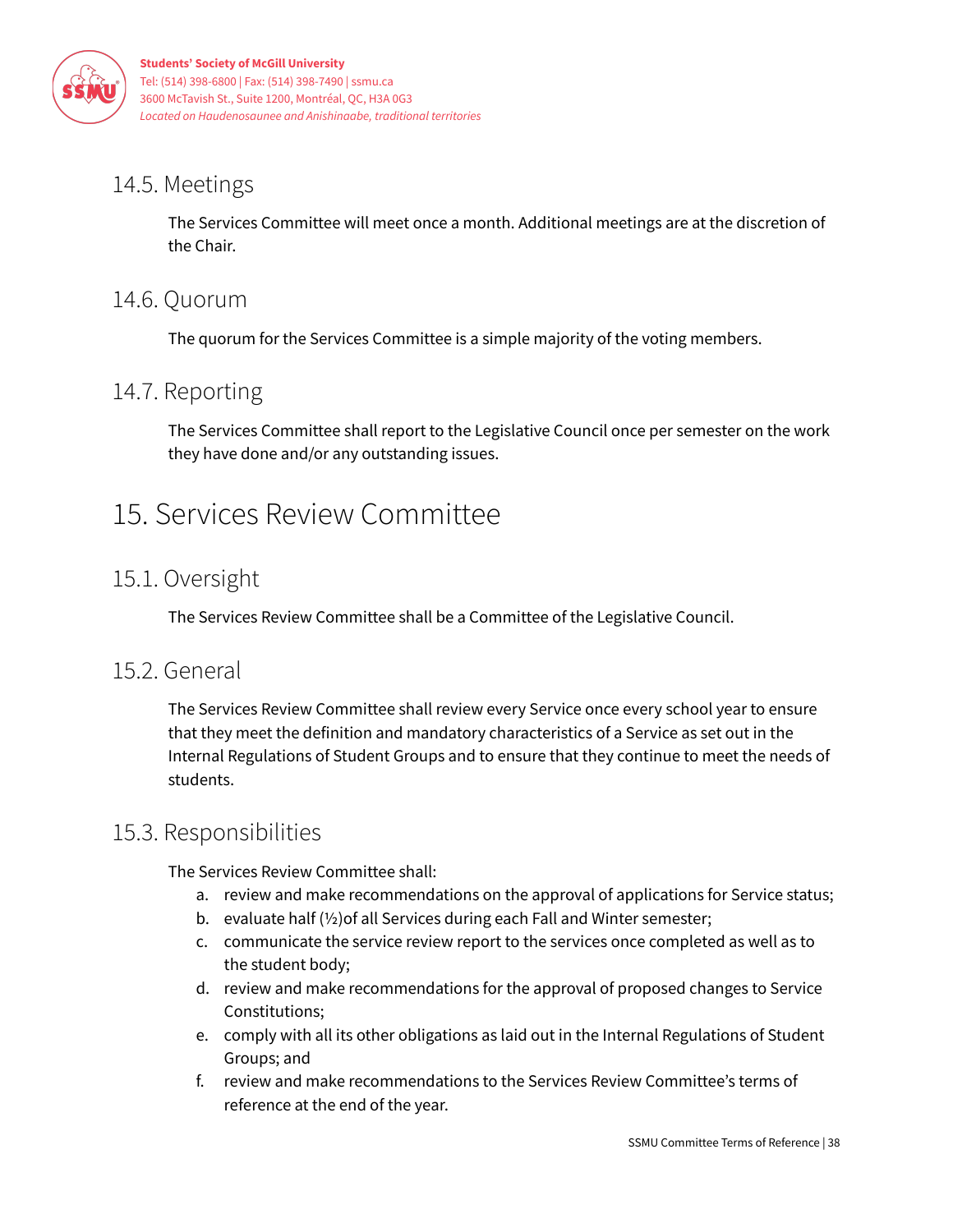## 14.5. Meetings

The Services Committee will meet once a month. Additional meetings are at the discretion of the Chair.

## 14.6. Quorum

The quorum for the Services Committee is a simple majority of the voting members.

## 14.7. Reporting

The Services Committee shall report to the Legislative Council once per semester on the work they have done and/or any outstanding issues.

# 15. Services Review Committee

## 15.1. Oversight

The Services Review Committee shall be a Committee of the Legislative Council.

## 15.2. General

The Services Review Committee shall review every Service once every school year to ensure that they meet the definition and mandatory characteristics of a Service as set out in the Internal Regulations of Student Groups and to ensure that they continue to meet the needs of students.

## 15.3. Responsibilities

The Services Review Committee shall:

a. review and make recommendations on the approval of applications for Service status;
b. evaluate half (½)of all Services during each Fall and Winter semester;
c. communicate the service review report to the services once completed as well as to the student body;
d. review and make recommendations for the approval of proposed changes to Service Constitutions;
e. comply with all its other obligations as laid out in the Internal Regulations of Student Groups; and
f. review and make recommendations to the Services Review Committee's terms of reference at the end of the year.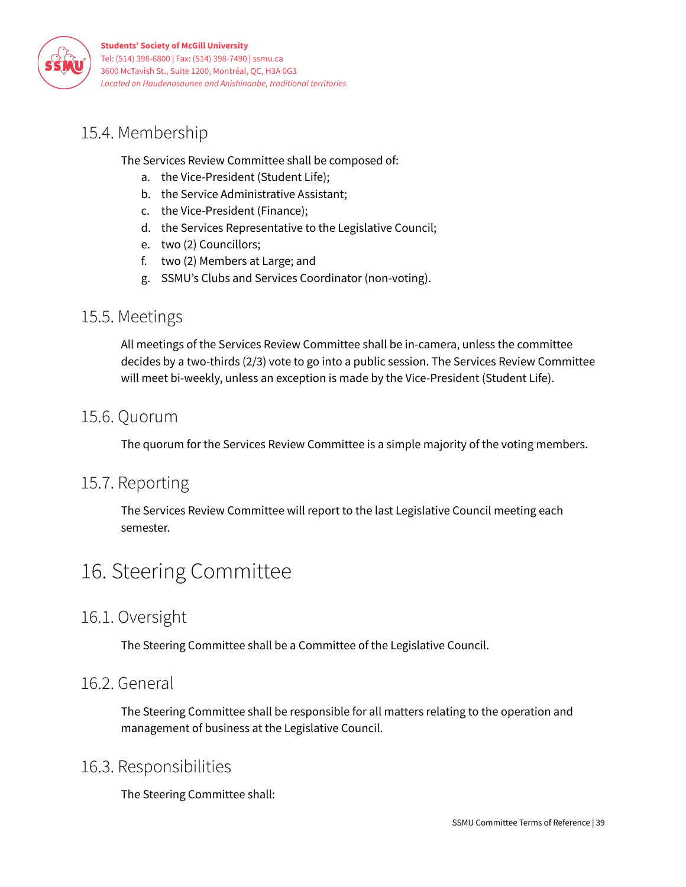## 15.4. Membership

The Services Review Committee shall be composed of:

a. the Vice-President (Student Life);
b. the Service Administrative Assistant;
c. the Vice-President (Finance);
d. the Services Representative to the Legislative Council;
e. two (2) Councillors;
f. two (2) Members at Large; and
g. SSMU's Clubs and Services Coordinator (non-voting).

## 15.5. Meetings

All meetings of the Services Review Committee shall be in-camera, unless the committee decides by a two-thirds (2/3) vote to go into a public session. The Services Review Committee will meet bi-weekly, unless an exception is made by the Vice-President (Student Life).

## 15.6. Quorum

The quorum for the Services Review Committee is a simple majority of the voting members.

## 15.7. Reporting

The Services Review Committee will report to the last Legislative Council meeting each semester.

# 16. Steering Committee

## 16.1. Oversight

The Steering Committee shall be a Committee of the Legislative Council.

## 16.2. General

The Steering Committee shall be responsible for all matters relating to the operation and management of business at the Legislative Council.

## 16.3. Responsibilities

The Steering Committee shall: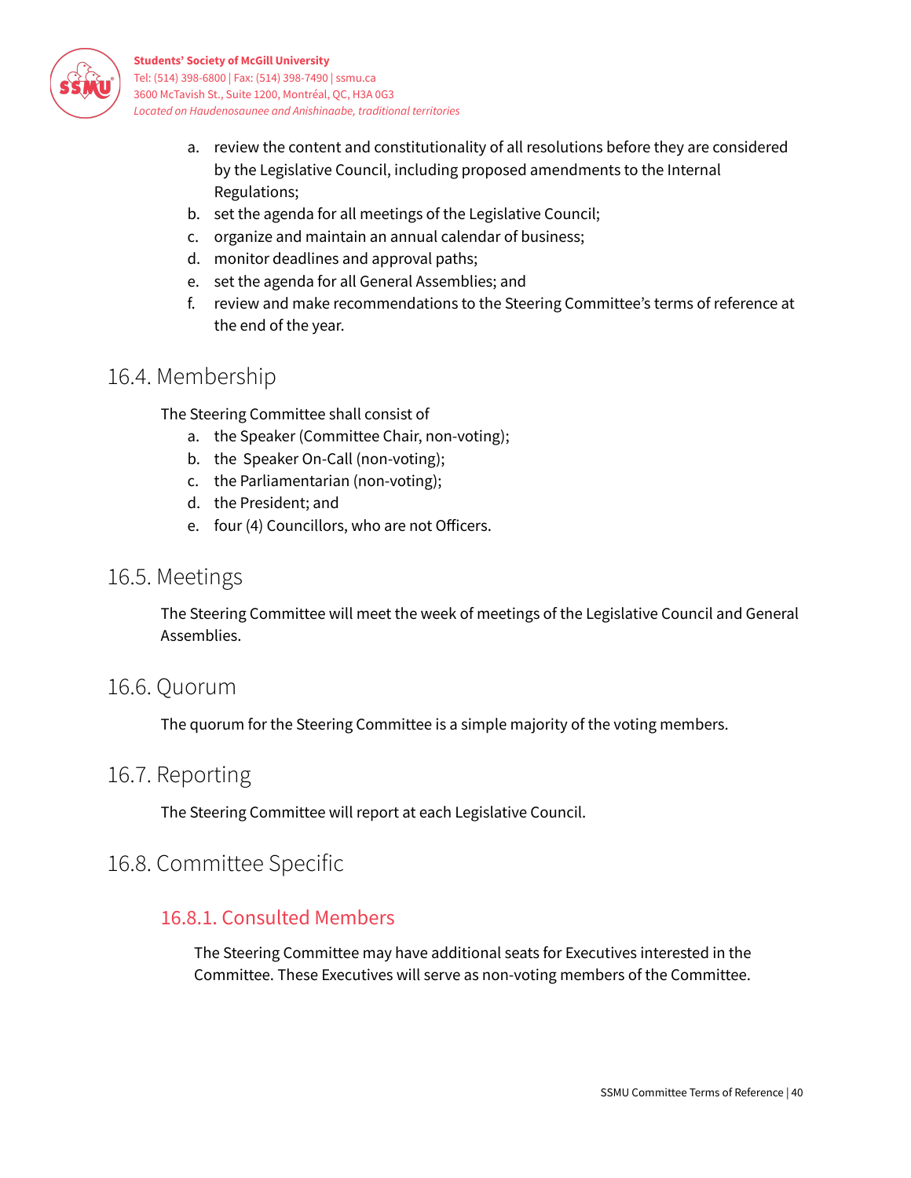a. review the content and constitutionality of all resolutions before they are considered by the Legislative Council, including proposed amendments to the Internal Regulations;
b. set the agenda for all meetings of the Legislative Council;
c. organize and maintain an annual calendar of business;
d. monitor deadlines and approval paths;
e. set the agenda for all General Assemblies; and
f. review and make recommendations to the Steering Committee's terms of reference at the end of the year.

## 16.4. Membership

The Steering Committee shall consist of

a. the Speaker (Committee Chair, non-voting);
b. the Speaker On-Call (non-voting);
c. the Parliamentarian (non-voting);
d. the President; and
e. four (4) Councillors, who are not Officers.

## 16.5. Meetings

The Steering Committee will meet the week of meetings of the Legislative Council and General Assemblies.

## 16.6. Quorum

The quorum for the Steering Committee is a simple majority of the voting members.

## 16.7. Reporting

The Steering Committee will report at each Legislative Council.

## 16.8. Committee Specific

### 16.8.1. Consulted Members

The Steering Committee may have additional seats for Executives interested in the Committee. These Executives will serve as non-voting members of the Committee.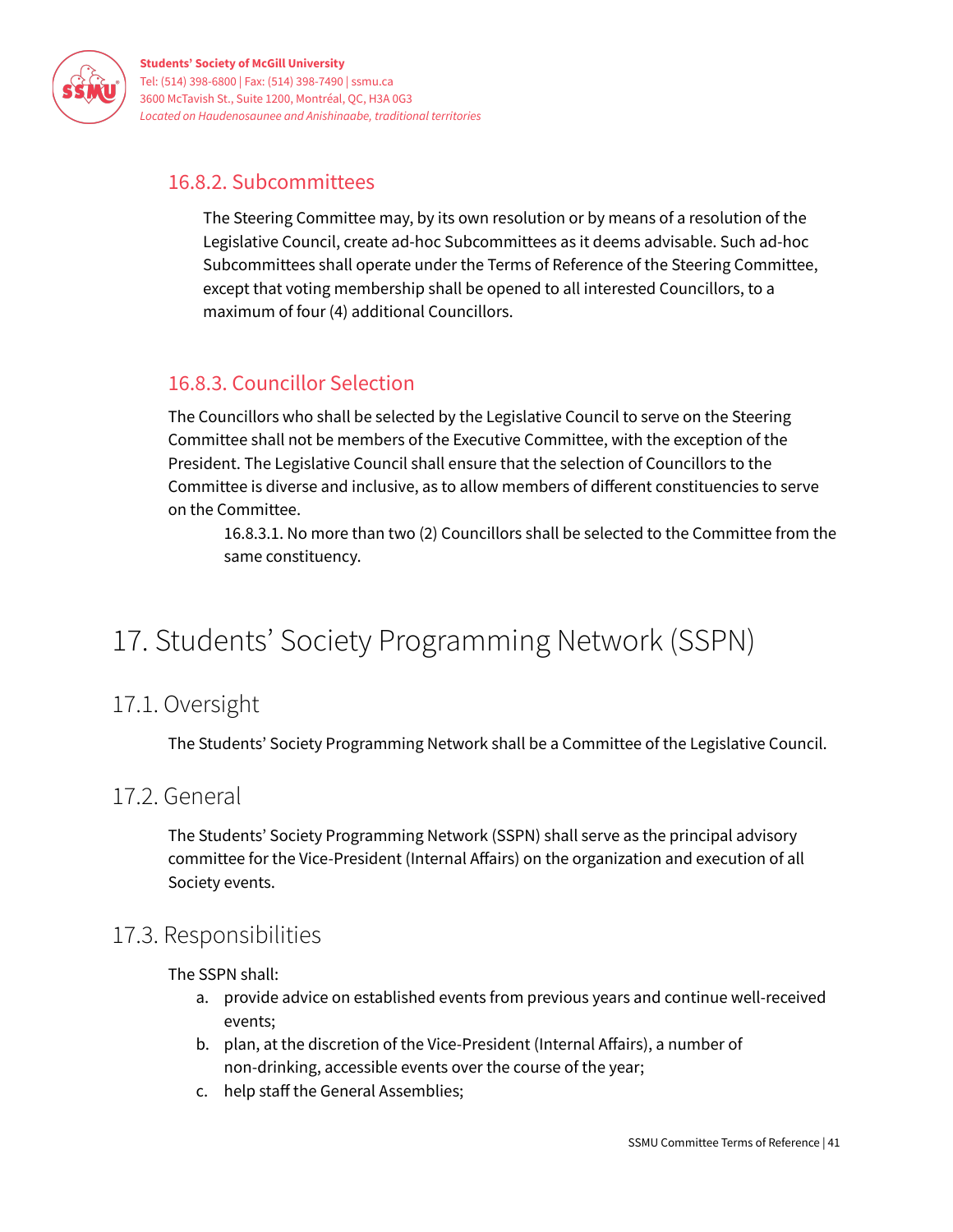### 16.8.2. Subcommittees

The Steering Committee may, by its own resolution or by means of a resolution of the Legislative Council, create ad-hoc Subcommittees as it deems advisable. Such ad-hoc Subcommittees shall operate under the Terms of Reference of the Steering Committee, except that voting membership shall be opened to all interested Councillors, to a maximum of four (4) additional Councillors.

### 16.8.3. Councillor Selection

The Councillors who shall be selected by the Legislative Council to serve on the Steering Committee shall not be members of the Executive Committee, with the exception of the President. The Legislative Council shall ensure that the selection of Councillors to the Committee is diverse and inclusive, as to allow members of different constituencies to serve on the Committee.

16.8.3.1. No more than two (2) Councillors shall be selected to the Committee from the same constituency.

# 17. Students' Society Programming Network (SSPN)

## 17.1. Oversight

The Students' Society Programming Network shall be a Committee of the Legislative Council.

## 17.2. General

The Students' Society Programming Network (SSPN) shall serve as the principal advisory committee for the Vice-President (Internal Affairs) on the organization and execution of all Society events.

## 17.3. Responsibilities

The SSPN shall:

a. provide advice on established events from previous years and continue well-received events;
b. plan, at the discretion of the Vice-President (Internal Affairs), a number of non-drinking, accessible events over the course of the year;
c. help staff the General Assemblies;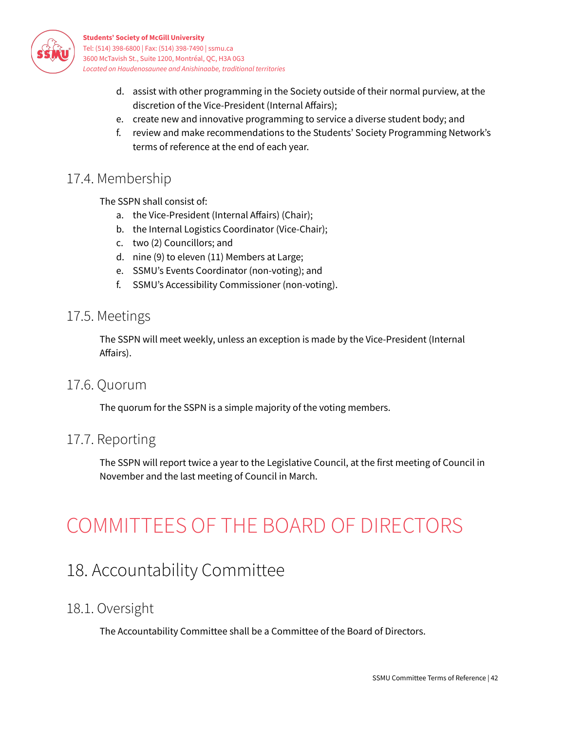d. assist with other programming in the Society outside of their normal purview, at the discretion of the Vice-President (Internal Affairs);
e. create new and innovative programming to service a diverse student body; and
f. review and make recommendations to the Students' Society Programming Network's terms of reference at the end of each year.

### 17.4. Membership

The SSPN shall consist of:

a. the Vice-President (Internal Affairs) (Chair);
b. the Internal Logistics Coordinator (Vice-Chair);
c. two (2) Councillors; and
d. nine (9) to eleven (11) Members at Large;
e. SSMU's Events Coordinator (non-voting); and
f. SSMU's Accessibility Commissioner (non-voting).

### 17.5. Meetings

The SSPN will meet weekly, unless an exception is made by the Vice-President (Internal Affairs).

### 17.6. Quorum

The quorum for the SSPN is a simple majority of the voting members.

### 17.7. Reporting

The SSPN will report twice a year to the Legislative Council, at the first meeting of Council in November and the last meeting of Council in March.

# COMMITTEES OF THE BOARD OF DIRECTORS

## 18. Accountability Committee

### 18.1. Oversight

The Accountability Committee shall be a Committee of the Board of Directors.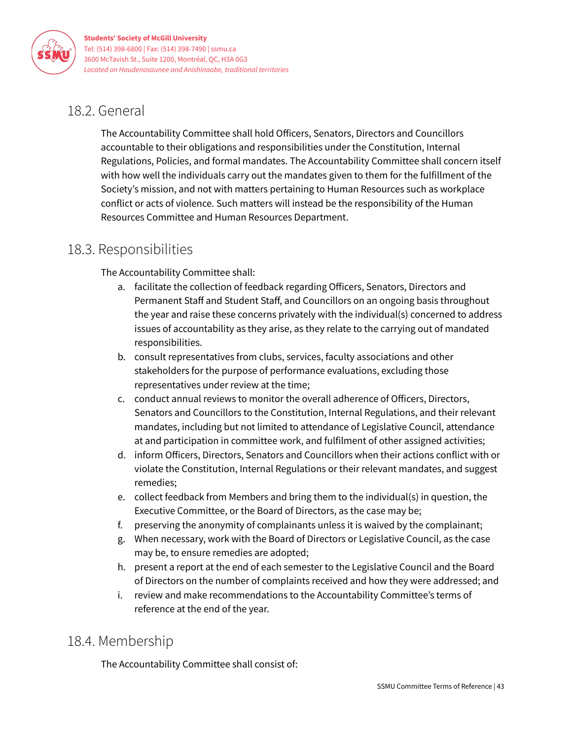## 18.2. General

The Accountability Committee shall hold Officers, Senators, Directors and Councillors accountable to their obligations and responsibilities under the Constitution, Internal Regulations, Policies, and formal mandates. The Accountability Committee shall concern itself with how well the individuals carry out the mandates given to them for the fulfillment of the Society's mission, and not with matters pertaining to Human Resources such as workplace conflict or acts of violence. Such matters will instead be the responsibility of the Human Resources Committee and Human Resources Department.

## 18.3. Responsibilities

The Accountability Committee shall:

a. facilitate the collection of feedback regarding Officers, Senators, Directors and Permanent Staff and Student Staff, and Councillors on an ongoing basis throughout the year and raise these concerns privately with the individual(s) concerned to address issues of accountability as they arise, as they relate to the carrying out of mandated responsibilities.
b. consult representatives from clubs, services, faculty associations and other stakeholders for the purpose of performance evaluations, excluding those representatives under review at the time;
c. conduct annual reviews to monitor the overall adherence of Officers, Directors, Senators and Councillors to the Constitution, Internal Regulations, and their relevant mandates, including but not limited to attendance of Legislative Council, attendance at and participation in committee work, and fulfilment of other assigned activities;
d. inform Officers, Directors, Senators and Councillors when their actions conflict with or violate the Constitution, Internal Regulations or their relevant mandates, and suggest remedies;
e. collect feedback from Members and bring them to the individual(s) in question, the Executive Committee, or the Board of Directors, as the case may be;
f. preserving the anonymity of complainants unless it is waived by the complainant;
g. When necessary, work with the Board of Directors or Legislative Council, as the case may be, to ensure remedies are adopted;
h. present a report at the end of each semester to the Legislative Council and the Board of Directors on the number of complaints received and how they were addressed; and
i. review and make recommendations to the Accountability Committee's terms of reference at the end of the year.

## 18.4. Membership

The Accountability Committee shall consist of: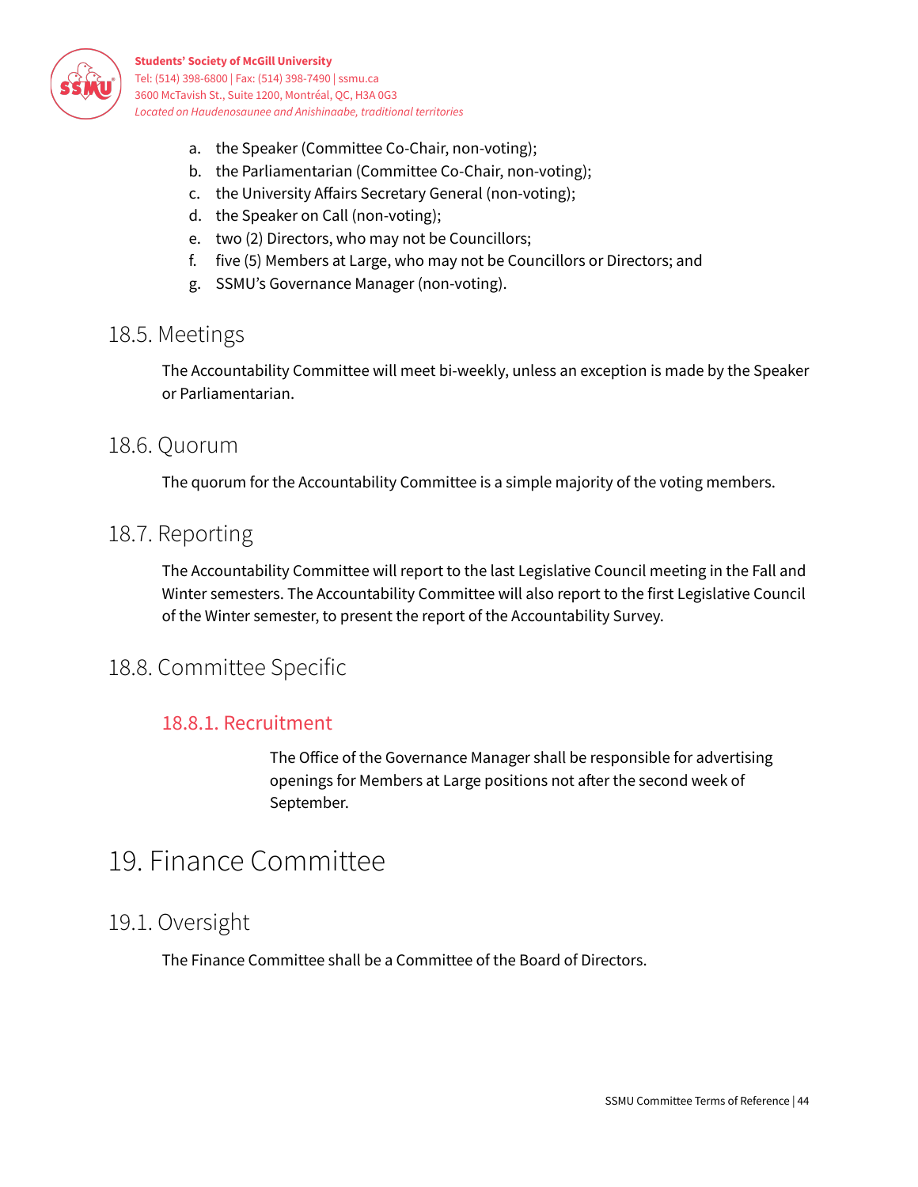a. the Speaker (Committee Co-Chair, non-voting);
b. the Parliamentarian (Committee Co-Chair, non-voting);
c. the University Affairs Secretary General (non-voting);
d. the Speaker on Call (non-voting);
e. two (2) Directors, who may not be Councillors;
f. five (5) Members at Large, who may not be Councillors or Directors; and
g. SSMU's Governance Manager (non-voting).

## 18.5. Meetings

The Accountability Committee will meet bi-weekly, unless an exception is made by the Speaker or Parliamentarian.

## 18.6. Quorum

The quorum for the Accountability Committee is a simple majority of the voting members.

## 18.7. Reporting

The Accountability Committee will report to the last Legislative Council meeting in the Fall and Winter semesters. The Accountability Committee will also report to the first Legislative Council of the Winter semester, to present the report of the Accountability Survey.

## 18.8. Committee Specific

### 18.8.1. Recruitment

The Office of the Governance Manager shall be responsible for advertising openings for Members at Large positions not after the second week of September.

# 19. Finance Committee

## 19.1. Oversight

The Finance Committee shall be a Committee of the Board of Directors.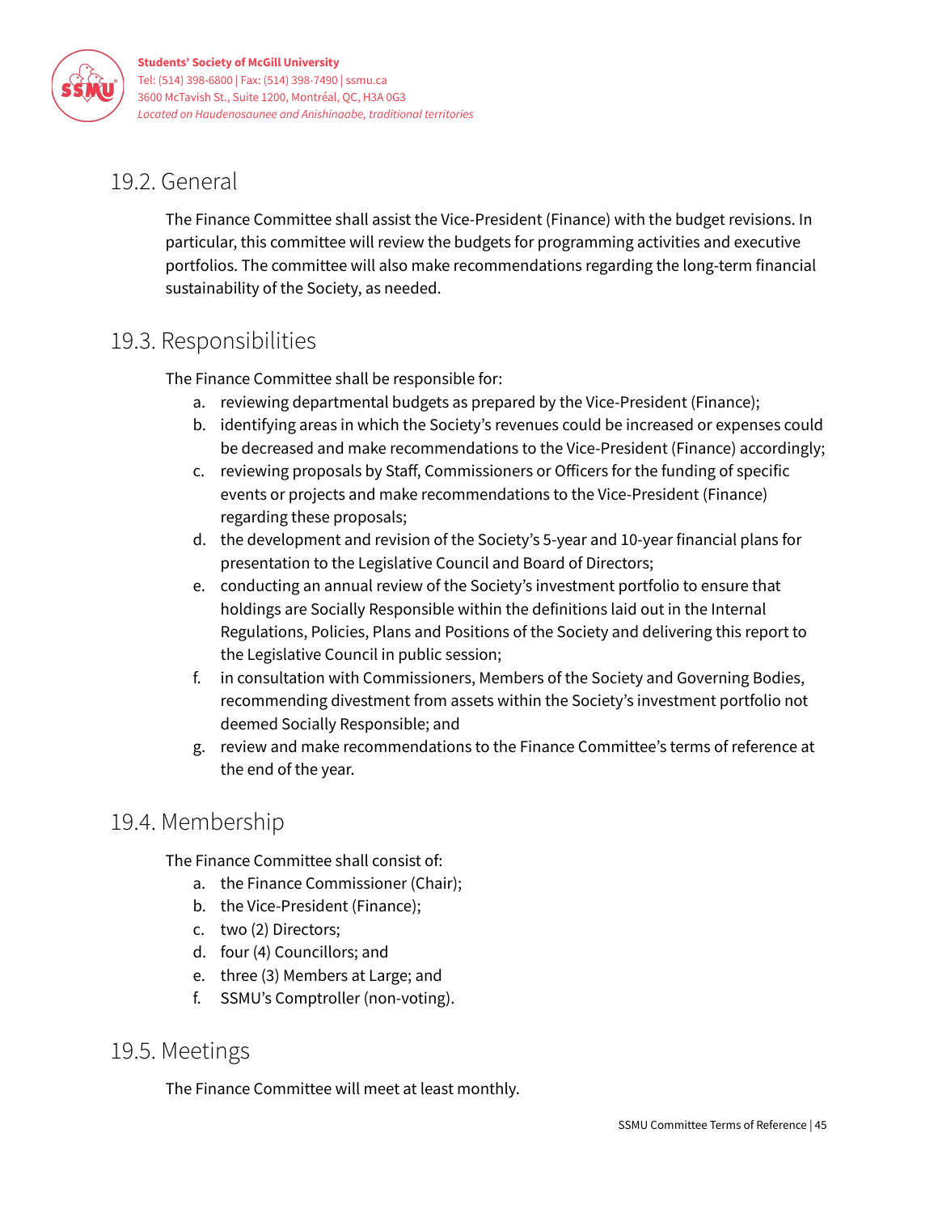## 19.2. General

The Finance Committee shall assist the Vice-President (Finance) with the budget revisions. In particular, this committee will review the budgets for programming activities and executive portfolios. The committee will also make recommendations regarding the long-term financial sustainability of the Society, as needed.

## 19.3. Responsibilities

The Finance Committee shall be responsible for:

a. reviewing departmental budgets as prepared by the Vice-President (Finance);
b. identifying areas in which the Society's revenues could be increased or expenses could be decreased and make recommendations to the Vice-President (Finance) accordingly;
c. reviewing proposals by Staff, Commissioners or Officers for the funding of specific events or projects and make recommendations to the Vice-President (Finance) regarding these proposals;
d. the development and revision of the Society's 5-year and 10-year financial plans for presentation to the Legislative Council and Board of Directors;
e. conducting an annual review of the Society's investment portfolio to ensure that holdings are Socially Responsible within the definitions laid out in the Internal Regulations, Policies, Plans and Positions of the Society and delivering this report to the Legislative Council in public session;
f. in consultation with Commissioners, Members of the Society and Governing Bodies, recommending divestment from assets within the Society's investment portfolio not deemed Socially Responsible; and
g. review and make recommendations to the Finance Committee's terms of reference at the end of the year.

## 19.4. Membership

The Finance Committee shall consist of:

a. the Finance Commissioner (Chair);
b. the Vice-President (Finance);
c. two (2) Directors;
d. four (4) Councillors; and
e. three (3) Members at Large; and
f. SSMU's Comptroller (non-voting).

## 19.5. Meetings

The Finance Committee will meet at least monthly.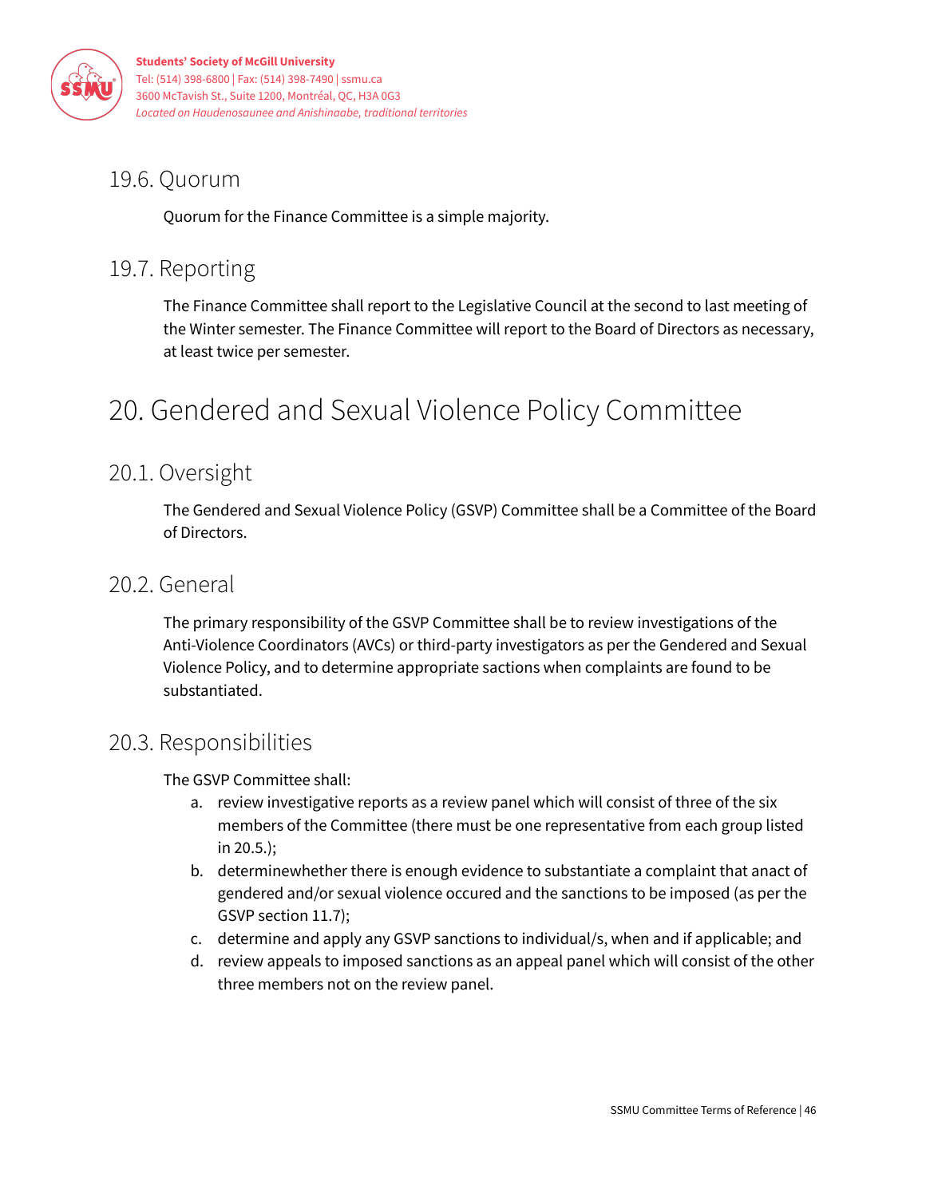## 19.6. Quorum

Quorum for the Finance Committee is a simple majority.

## 19.7. Reporting

The Finance Committee shall report to the Legislative Council at the second to last meeting of the Winter semester. The Finance Committee will report to the Board of Directors as necessary, at least twice per semester.

# 20. Gendered and Sexual Violence Policy Committee

## 20.1. Oversight

The Gendered and Sexual Violence Policy (GSVP) Committee shall be a Committee of the Board of Directors.

## 20.2. General

The primary responsibility of the GSVP Committee shall be to review investigations of the Anti-Violence Coordinators (AVCs) or third-party investigators as per the Gendered and Sexual Violence Policy, and to determine appropriate sactions when complaints are found to be substantiated.

## 20.3. Responsibilities

The GSVP Committee shall:

a. review investigative reports as a review panel which will consist of three of the six members of the Committee (there must be one representative from each group listed in 20.5.);
b. determinewhether there is enough evidence to substantiate a complaint that anact of gendered and/or sexual violence occured and the sanctions to be imposed (as per the GSVP section 11.7);
c. determine and apply any GSVP sanctions to individual/s, when and if applicable; and
d. review appeals to imposed sanctions as an appeal panel which will consist of the other three members not on the review panel.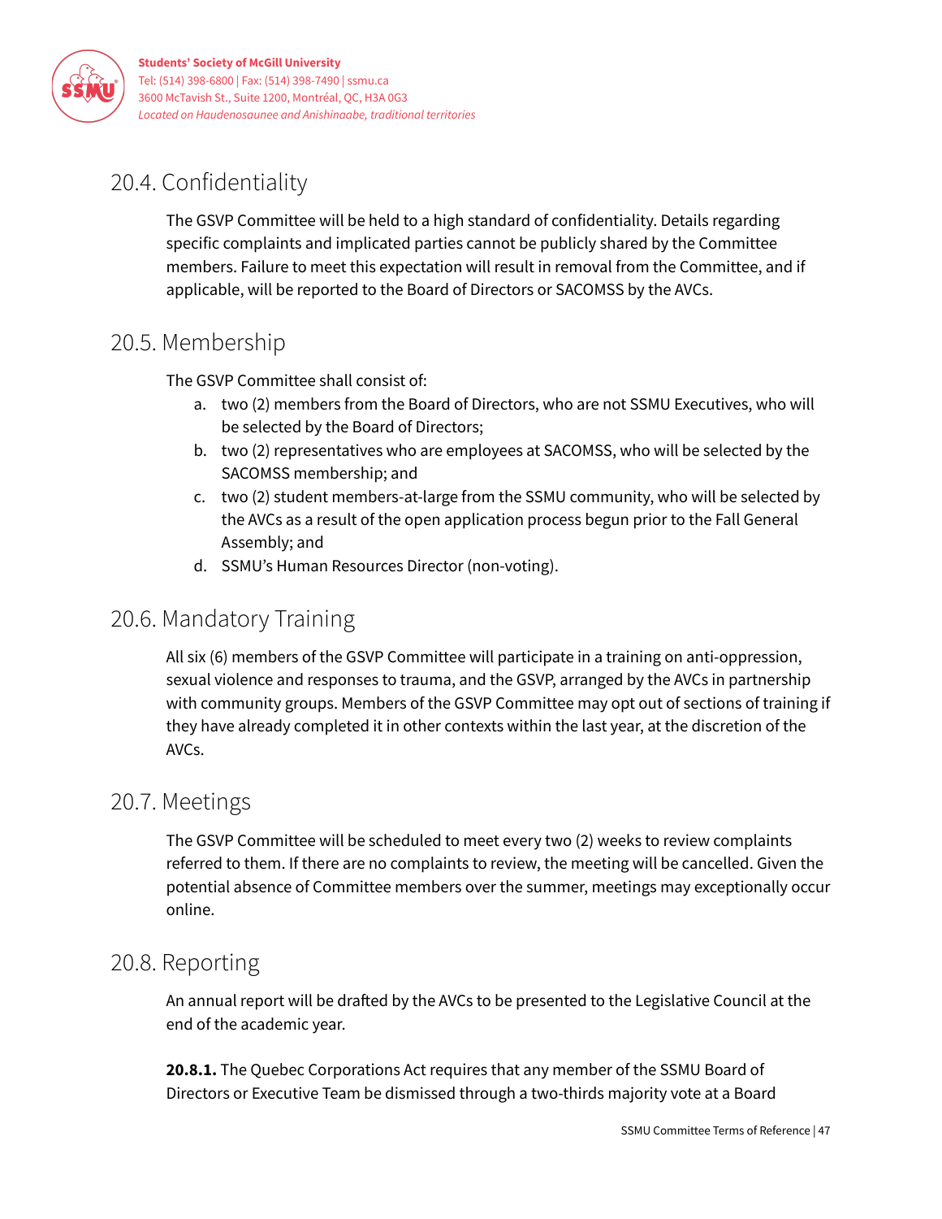## 20.4. Confidentiality

The GSVP Committee will be held to a high standard of confidentiality. Details regarding specific complaints and implicated parties cannot be publicly shared by the Committee members. Failure to meet this expectation will result in removal from the Committee, and if applicable, will be reported to the Board of Directors or SACOMSS by the AVCs.

## 20.5. Membership

The GSVP Committee shall consist of:

a. two (2) members from the Board of Directors, who are not SSMU Executives, who will be selected by the Board of Directors;
b. two (2) representatives who are employees at SACOMSS, who will be selected by the SACOMSS membership; and
c. two (2) student members-at-large from the SSMU community, who will be selected by the AVCs as a result of the open application process begun prior to the Fall General Assembly; and
d. SSMU's Human Resources Director (non-voting).

## 20.6. Mandatory Training

All six (6) members of the GSVP Committee will participate in a training on anti-oppression, sexual violence and responses to trauma, and the GSVP, arranged by the AVCs in partnership with community groups. Members of the GSVP Committee may opt out of sections of training if they have already completed it in other contexts within the last year, at the discretion of the AVCs.

## 20.7. Meetings

The GSVP Committee will be scheduled to meet every two (2) weeks to review complaints referred to them. If there are no complaints to review, the meeting will be cancelled. Given the potential absence of Committee members over the summer, meetings may exceptionally occur online.

## 20.8. Reporting

An annual report will be drafted by the AVCs to be presented to the Legislative Council at the end of the academic year.

**20.8.1.** The Quebec Corporations Act requires that any member of the SSMU Board of Directors or Executive Team be dismissed through a two-thirds majority vote at a Board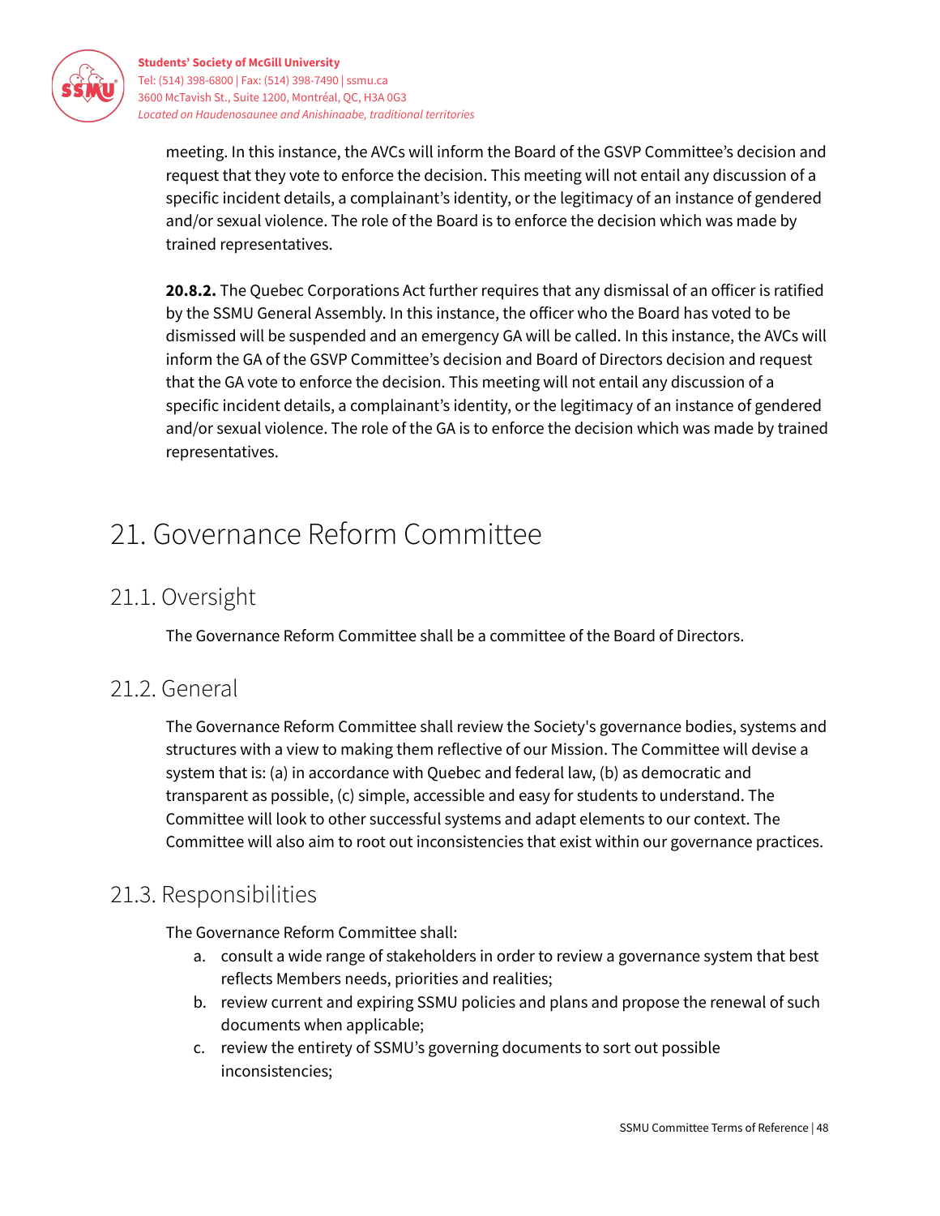meeting. In this instance, the AVCs will inform the Board of the GSVP Committee's decision and request that they vote to enforce the decision. This meeting will not entail any discussion of a specific incident details, a complainant's identity, or the legitimacy of an instance of gendered and/or sexual violence. The role of the Board is to enforce the decision which was made by trained representatives.

**20.8.2.** The Quebec Corporations Act further requires that any dismissal of an officer is ratified by the SSMU General Assembly. In this instance, the officer who the Board has voted to be dismissed will be suspended and an emergency GA will be called. In this instance, the AVCs will inform the GA of the GSVP Committee's decision and Board of Directors decision and request that the GA vote to enforce the decision. This meeting will not entail any discussion of a specific incident details, a complainant's identity, or the legitimacy of an instance of gendered and/or sexual violence. The role of the GA is to enforce the decision which was made by trained representatives.

# 21. Governance Reform Committee

## 21.1. Oversight

The Governance Reform Committee shall be a committee of the Board of Directors.

## 21.2. General

The Governance Reform Committee shall review the Society's governance bodies, systems and structures with a view to making them reflective of our Mission. The Committee will devise a system that is: (a) in accordance with Quebec and federal law, (b) as democratic and transparent as possible, (c) simple, accessible and easy for students to understand. The Committee will look to other successful systems and adapt elements to our context. The Committee will also aim to root out inconsistencies that exist within our governance practices.

## 21.3. Responsibilities

The Governance Reform Committee shall:

a. consult a wide range of stakeholders in order to review a governance system that best reflects Members needs, priorities and realities;
b. review current and expiring SSMU policies and plans and propose the renewal of such documents when applicable;
c. review the entirety of SSMU's governing documents to sort out possible inconsistencies;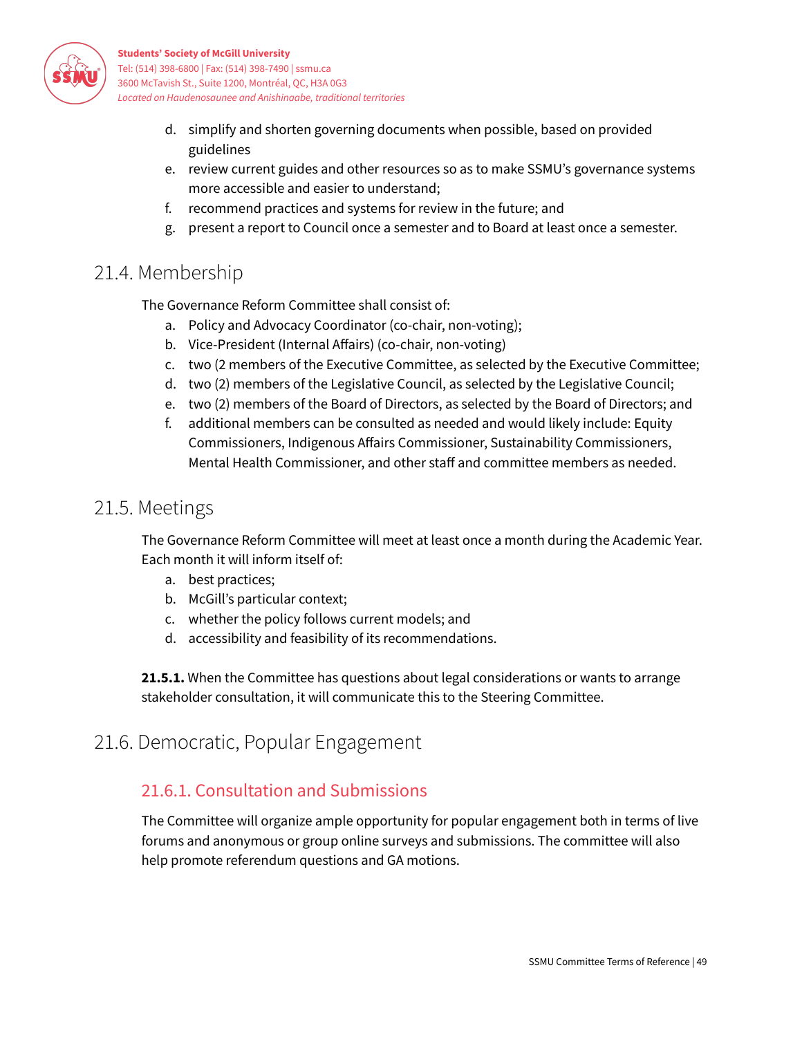d. simplify and shorten governing documents when possible, based on provided guidelines
e. review current guides and other resources so as to make SSMU's governance systems more accessible and easier to understand;
f. recommend practices and systems for review in the future; and
g. present a report to Council once a semester and to Board at least once a semester.

## 21.4. Membership

The Governance Reform Committee shall consist of:

a. Policy and Advocacy Coordinator (co-chair, non-voting);
b. Vice-President (Internal Affairs) (co-chair, non-voting)
c. two (2 members of the Executive Committee, as selected by the Executive Committee;
d. two (2) members of the Legislative Council, as selected by the Legislative Council;
e. two (2) members of the Board of Directors, as selected by the Board of Directors; and
f. additional members can be consulted as needed and would likely include: Equity Commissioners, Indigenous Affairs Commissioner, Sustainability Commissioners, Mental Health Commissioner, and other staff and committee members as needed.

## 21.5. Meetings

The Governance Reform Committee will meet at least once a month during the Academic Year. Each month it will inform itself of:

a. best practices;
b. McGill's particular context;
c. whether the policy follows current models; and
d. accessibility and feasibility of its recommendations.

**21.5.1.** When the Committee has questions about legal considerations or wants to arrange stakeholder consultation, it will communicate this to the Steering Committee.

## 21.6. Democratic, Popular Engagement

### 21.6.1. Consultation and Submissions

The Committee will organize ample opportunity for popular engagement both in terms of live forums and anonymous or group online surveys and submissions. The committee will also help promote referendum questions and GA motions.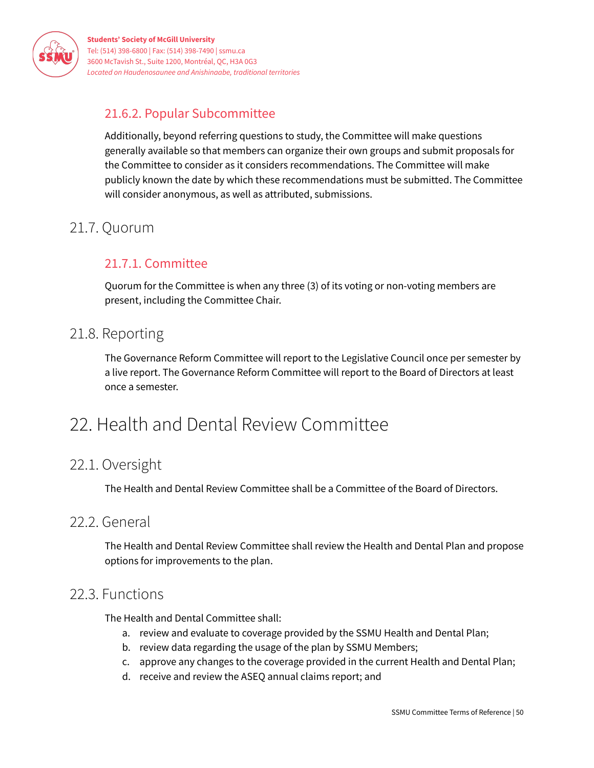### 21.6.2. Popular Subcommittee

Additionally, beyond referring questions to study, the Committee will make questions generally available so that members can organize their own groups and submit proposals for the Committee to consider as it considers recommendations. The Committee will make publicly known the date by which these recommendations must be submitted. The Committee will consider anonymous, as well as attributed, submissions.

## 21.7. Quorum

### 21.7.1. Committee

Quorum for the Committee is when any three (3) of its voting or non-voting members are present, including the Committee Chair.

## 21.8. Reporting

The Governance Reform Committee will report to the Legislative Council once per semester by a live report. The Governance Reform Committee will report to the Board of Directors at least once a semester.

# 22. Health and Dental Review Committee

## 22.1. Oversight

The Health and Dental Review Committee shall be a Committee of the Board of Directors.

## 22.2. General

The Health and Dental Review Committee shall review the Health and Dental Plan and propose options for improvements to the plan.

## 22.3. Functions

The Health and Dental Committee shall:

a. review and evaluate to coverage provided by the SSMU Health and Dental Plan;
b. review data regarding the usage of the plan by SSMU Members;
c. approve any changes to the coverage provided in the current Health and Dental Plan;
d. receive and review the ASEQ annual claims report; and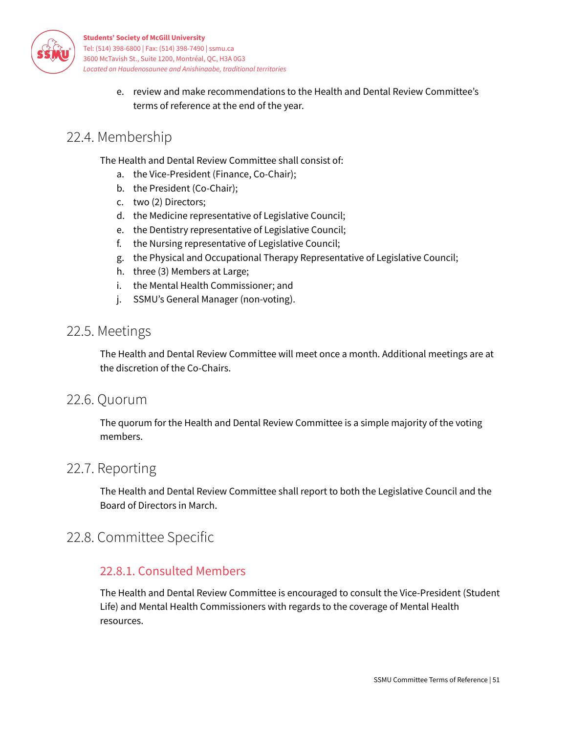e. review and make recommendations to the Health and Dental Review Committee's terms of reference at the end of the year.

## 22.4. Membership

The Health and Dental Review Committee shall consist of:

a. the Vice-President (Finance, Co-Chair);
b. the President (Co-Chair);
c. two (2) Directors;
d. the Medicine representative of Legislative Council;
e. the Dentistry representative of Legislative Council;
f. the Nursing representative of Legislative Council;
g. the Physical and Occupational Therapy Representative of Legislative Council;
h. three (3) Members at Large;
i. the Mental Health Commissioner; and
j. SSMU's General Manager (non-voting).

## 22.5. Meetings

The Health and Dental Review Committee will meet once a month. Additional meetings are at the discretion of the Co-Chairs.

## 22.6. Quorum

The quorum for the Health and Dental Review Committee is a simple majority of the voting members.

## 22.7. Reporting

The Health and Dental Review Committee shall report to both the Legislative Council and the Board of Directors in March.

## 22.8. Committee Specific

### 22.8.1. Consulted Members

The Health and Dental Review Committee is encouraged to consult the Vice-President (Student Life) and Mental Health Commissioners with regards to the coverage of Mental Health resources.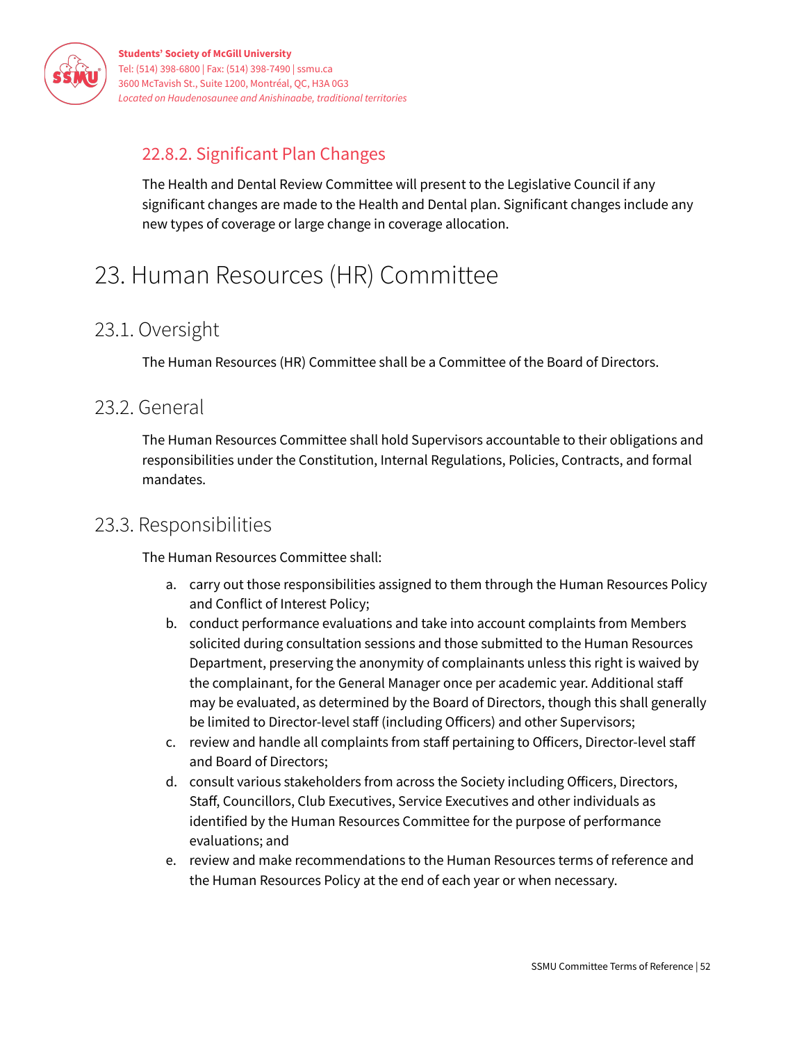### 22.8.2. Significant Plan Changes

The Health and Dental Review Committee will present to the Legislative Council if any significant changes are made to the Health and Dental plan. Significant changes include any new types of coverage or large change in coverage allocation.

# 23. Human Resources (HR) Committee

## 23.1. Oversight

The Human Resources (HR) Committee shall be a Committee of the Board of Directors.

## 23.2. General

The Human Resources Committee shall hold Supervisors accountable to their obligations and responsibilities under the Constitution, Internal Regulations, Policies, Contracts, and formal mandates.

## 23.3. Responsibilities

The Human Resources Committee shall:

a. carry out those responsibilities assigned to them through the Human Resources Policy and Conflict of Interest Policy;
b. conduct performance evaluations and take into account complaints from Members solicited during consultation sessions and those submitted to the Human Resources Department, preserving the anonymity of complainants unless this right is waived by the complainant, for the General Manager once per academic year. Additional staff may be evaluated, as determined by the Board of Directors, though this shall generally be limited to Director-level staff (including Officers) and other Supervisors;
c. review and handle all complaints from staff pertaining to Officers, Director-level staff and Board of Directors;
d. consult various stakeholders from across the Society including Officers, Directors, Staff, Councillors, Club Executives, Service Executives and other individuals as identified by the Human Resources Committee for the purpose of performance evaluations; and
e. review and make recommendations to the Human Resources terms of reference and the Human Resources Policy at the end of each year or when necessary.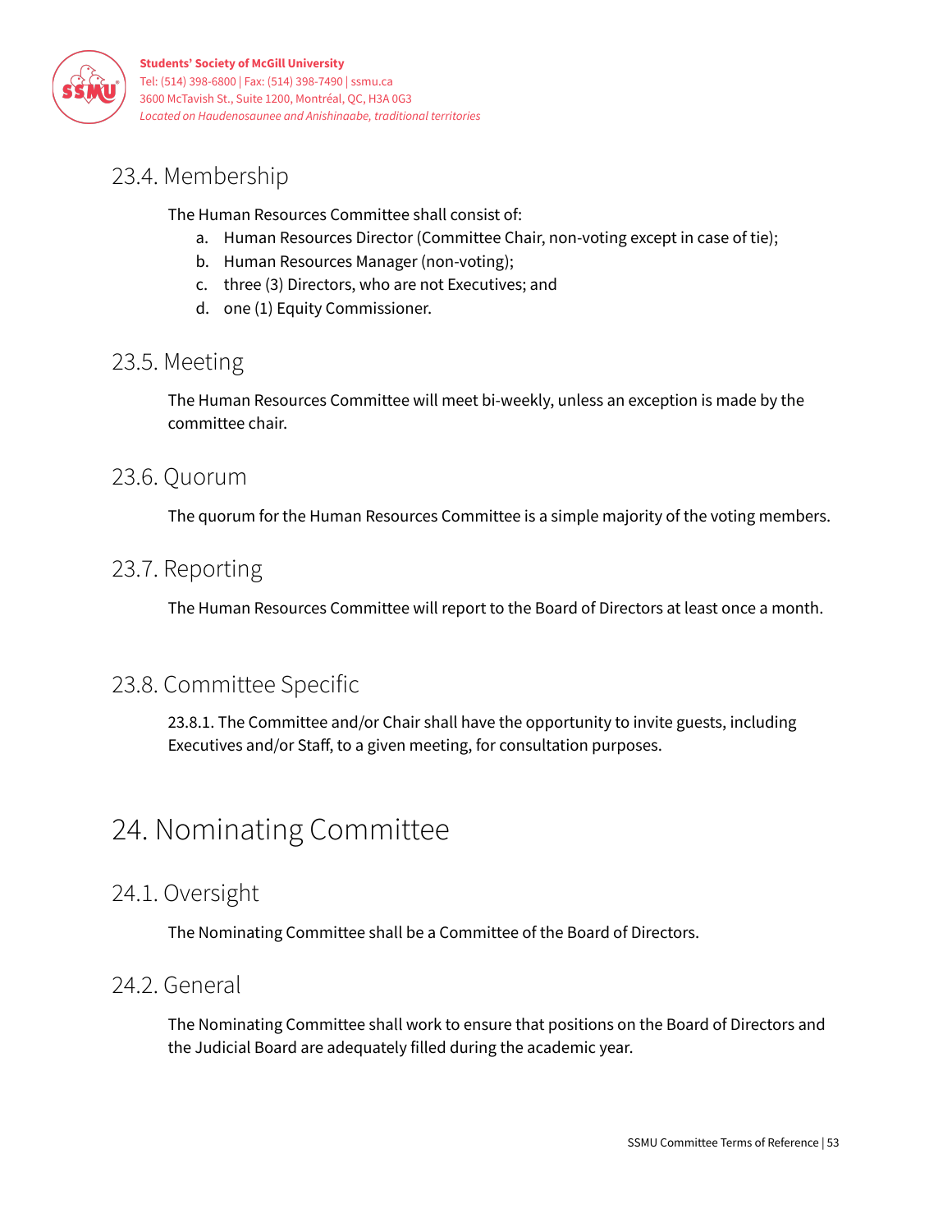## 23.4. Membership

The Human Resources Committee shall consist of:

a. Human Resources Director (Committee Chair, non-voting except in case of tie);
b. Human Resources Manager (non-voting);
c. three (3) Directors, who are not Executives; and
d. one (1) Equity Commissioner.

## 23.5. Meeting

The Human Resources Committee will meet bi-weekly, unless an exception is made by the committee chair.

## 23.6. Quorum

The quorum for the Human Resources Committee is a simple majority of the voting members.

## 23.7. Reporting

The Human Resources Committee will report to the Board of Directors at least once a month.

## 23.8. Committee Specific

23.8.1. The Committee and/or Chair shall have the opportunity to invite guests, including Executives and/or Staff, to a given meeting, for consultation purposes.

# 24. Nominating Committee

## 24.1. Oversight

The Nominating Committee shall be a Committee of the Board of Directors.

## 24.2. General

The Nominating Committee shall work to ensure that positions on the Board of Directors and the Judicial Board are adequately filled during the academic year.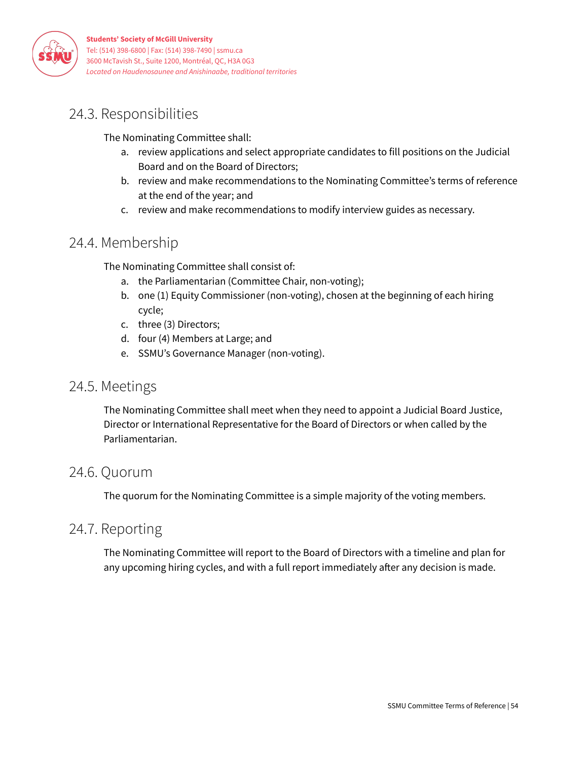## 24.3. Responsibilities

The Nominating Committee shall:

a. review applications and select appropriate candidates to fill positions on the Judicial Board and on the Board of Directors;
b. review and make recommendations to the Nominating Committee's terms of reference at the end of the year; and
c. review and make recommendations to modify interview guides as necessary.

## 24.4. Membership

The Nominating Committee shall consist of:

a. the Parliamentarian (Committee Chair, non-voting);
b. one (1) Equity Commissioner (non-voting), chosen at the beginning of each hiring cycle;
c. three (3) Directors;
d. four (4) Members at Large; and
e. SSMU's Governance Manager (non-voting).

## 24.5. Meetings

The Nominating Committee shall meet when they need to appoint a Judicial Board Justice, Director or International Representative for the Board of Directors or when called by the Parliamentarian.

## 24.6. Quorum

The quorum for the Nominating Committee is a simple majority of the voting members.

## 24.7. Reporting

The Nominating Committee will report to the Board of Directors with a timeline and plan for any upcoming hiring cycles, and with a full report immediately after any decision is made.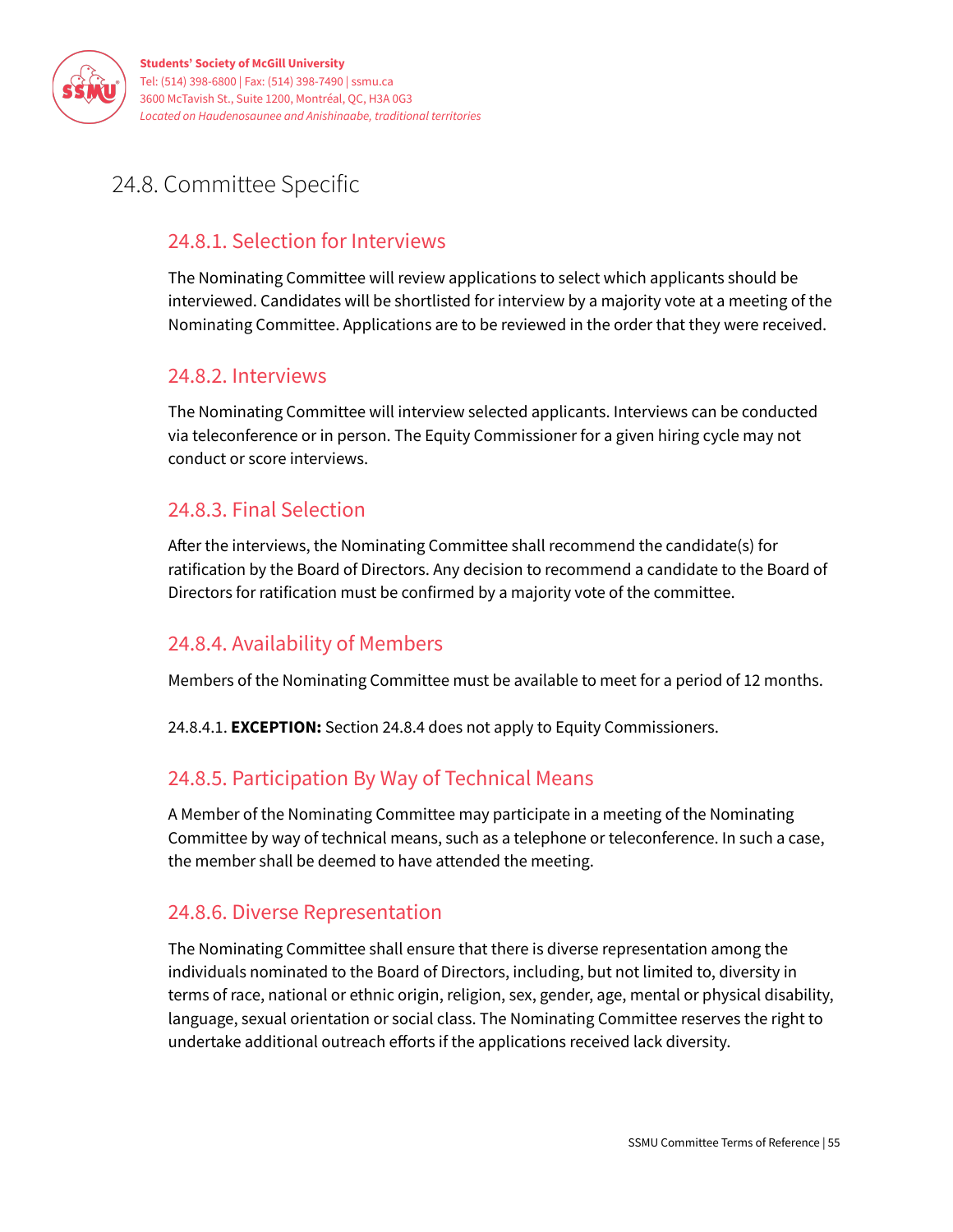## 24.8. Committee Specific

### 24.8.1. Selection for Interviews

The Nominating Committee will review applications to select which applicants should be interviewed. Candidates will be shortlisted for interview by a majority vote at a meeting of the Nominating Committee. Applications are to be reviewed in the order that they were received.

### 24.8.2. Interviews

The Nominating Committee will interview selected applicants. Interviews can be conducted via teleconference or in person. The Equity Commissioner for a given hiring cycle may not conduct or score interviews.

### 24.8.3. Final Selection

After the interviews, the Nominating Committee shall recommend the candidate(s) for ratification by the Board of Directors. Any decision to recommend a candidate to the Board of Directors for ratification must be confirmed by a majority vote of the committee.

### 24.8.4. Availability of Members

Members of the Nominating Committee must be available to meet for a period of 12 months.

24.8.4.1. **EXCEPTION:** Section 24.8.4 does not apply to Equity Commissioners.

### 24.8.5. Participation By Way of Technical Means

A Member of the Nominating Committee may participate in a meeting of the Nominating Committee by way of technical means, such as a telephone or teleconference. In such a case, the member shall be deemed to have attended the meeting.

### 24.8.6. Diverse Representation

The Nominating Committee shall ensure that there is diverse representation among the individuals nominated to the Board of Directors, including, but not limited to, diversity in terms of race, national or ethnic origin, religion, sex, gender, age, mental or physical disability, language, sexual orientation or social class. The Nominating Committee reserves the right to undertake additional outreach efforts if the applications received lack diversity.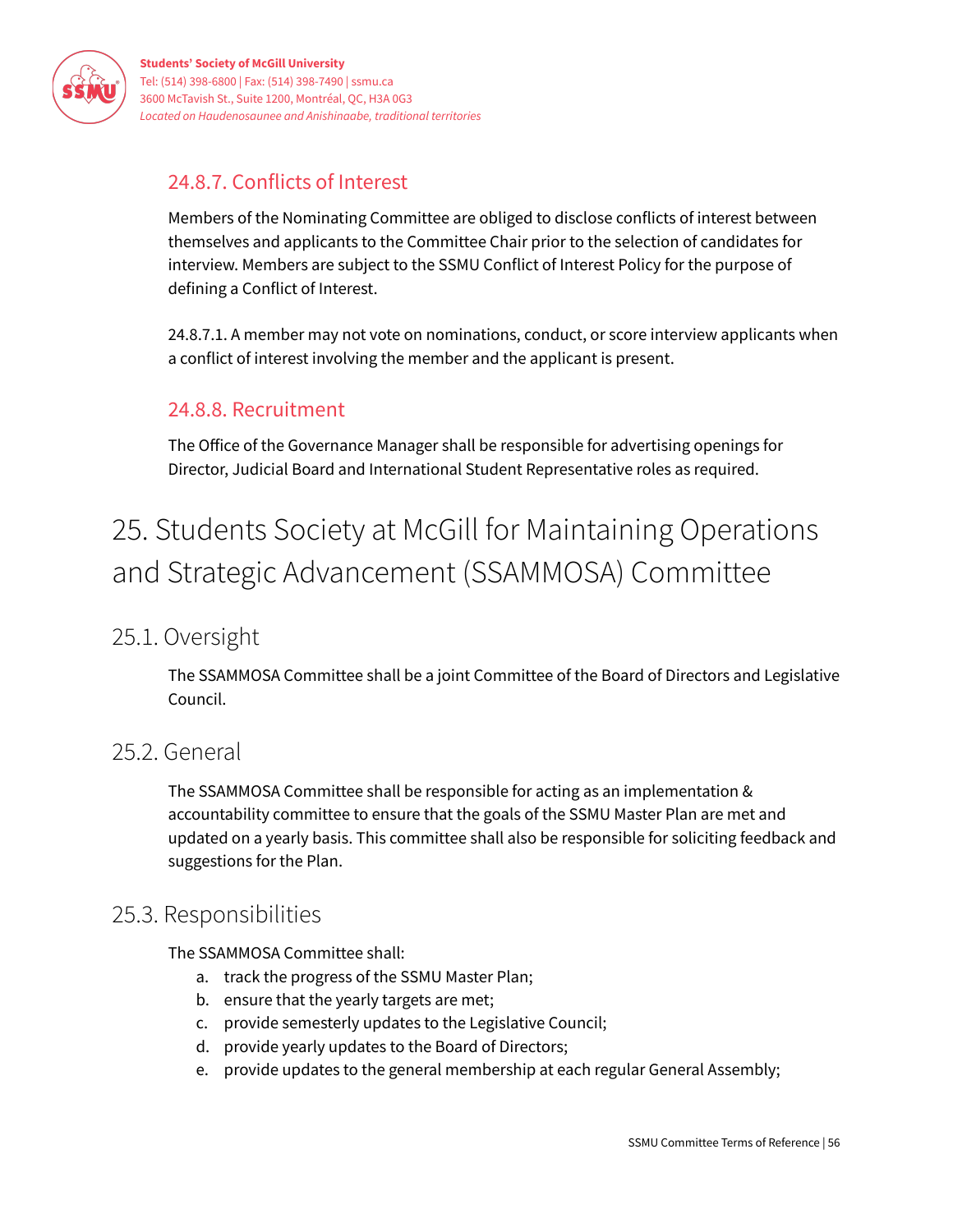### 24.8.7. Conflicts of Interest

Members of the Nominating Committee are obliged to disclose conflicts of interest between themselves and applicants to the Committee Chair prior to the selection of candidates for interview. Members are subject to the SSMU Conflict of Interest Policy for the purpose of defining a Conflict of Interest.

24.8.7.1. A member may not vote on nominations, conduct, or score interview applicants when a conflict of interest involving the member and the applicant is present.

### 24.8.8. Recruitment

The Office of the Governance Manager shall be responsible for advertising openings for Director, Judicial Board and International Student Representative roles as required.

# 25. Students Society at McGill for Maintaining Operations and Strategic Advancement (SSAMMOSA) Committee

## 25.1. Oversight

The SSAMMOSA Committee shall be a joint Committee of the Board of Directors and Legislative Council.

## 25.2. General

The SSAMMOSA Committee shall be responsible for acting as an implementation & accountability committee to ensure that the goals of the SSMU Master Plan are met and updated on a yearly basis. This committee shall also be responsible for soliciting feedback and suggestions for the Plan.

## 25.3. Responsibilities

The SSAMMOSA Committee shall:

a. track the progress of the SSMU Master Plan;
b. ensure that the yearly targets are met;
c. provide semesterly updates to the Legislative Council;
d. provide yearly updates to the Board of Directors;
e. provide updates to the general membership at each regular General Assembly;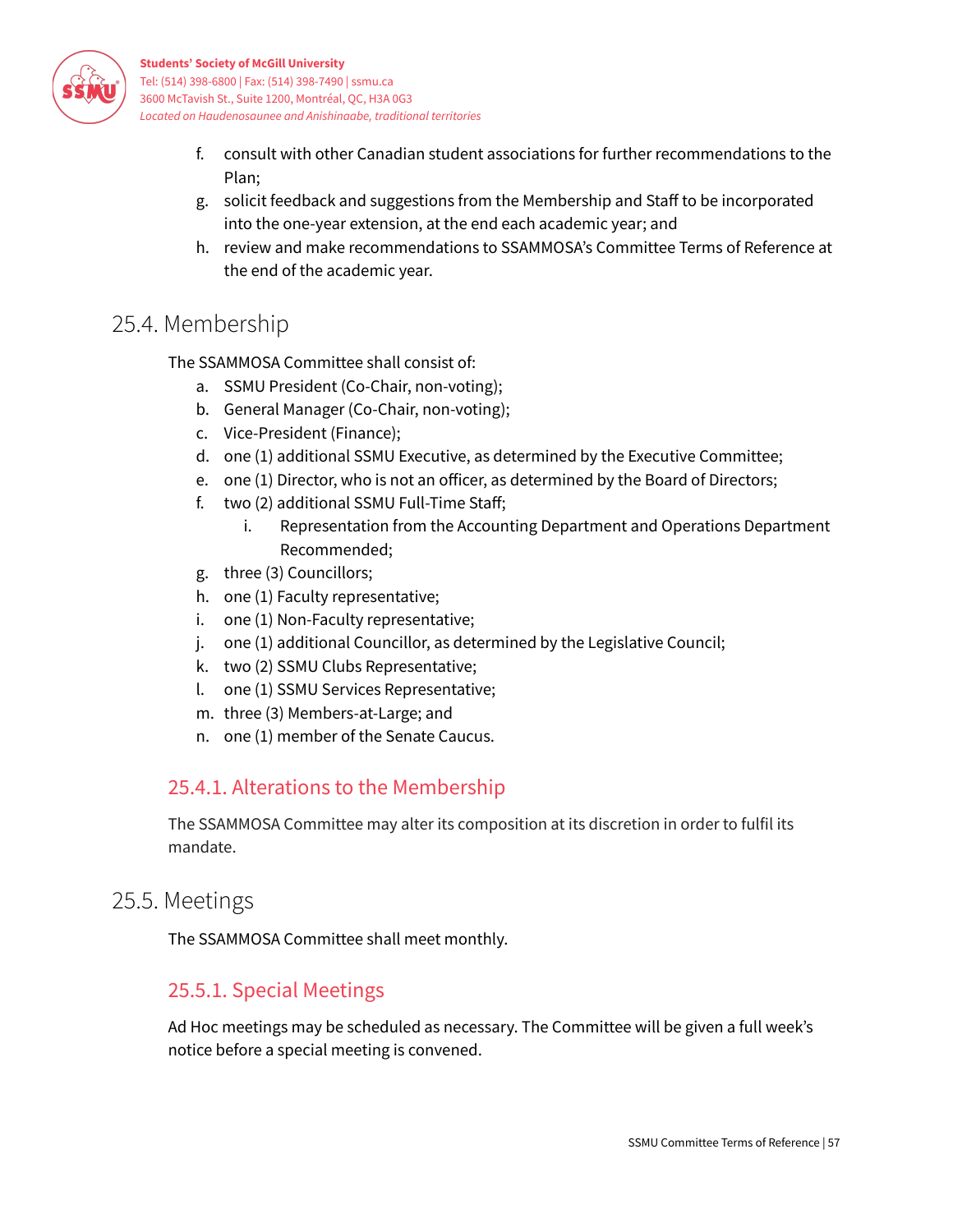f. consult with other Canadian student associations for further recommendations to the Plan;
g. solicit feedback and suggestions from the Membership and Staff to be incorporated into the one-year extension, at the end each academic year; and
h. review and make recommendations to SSAMMOSA's Committee Terms of Reference at the end of the academic year.

## 25.4. Membership

The SSAMMOSA Committee shall consist of:

a. SSMU President (Co-Chair, non-voting);
b. General Manager (Co-Chair, non-voting);
c. Vice-President (Finance);
d. one (1) additional SSMU Executive, as determined by the Executive Committee;
e. one (1) Director, who is not an officer, as determined by the Board of Directors;
f. two (2) additional SSMU Full-Time Staff;
    i. Representation from the Accounting Department and Operations Department Recommended;
g. three (3) Councillors;
h. one (1) Faculty representative;
i. one (1) Non-Faculty representative;
j. one (1) additional Councillor, as determined by the Legislative Council;
k. two (2) SSMU Clubs Representative;
l. one (1) SSMU Services Representative;
m. three (3) Members-at-Large; and
n. one (1) member of the Senate Caucus.

### 25.4.1. Alterations to the Membership

The SSAMMOSA Committee may alter its composition at its discretion in order to fulfil its mandate.

## 25.5. Meetings

The SSAMMOSA Committee shall meet monthly.

### 25.5.1. Special Meetings

Ad Hoc meetings may be scheduled as necessary. The Committee will be given a full week's notice before a special meeting is convened.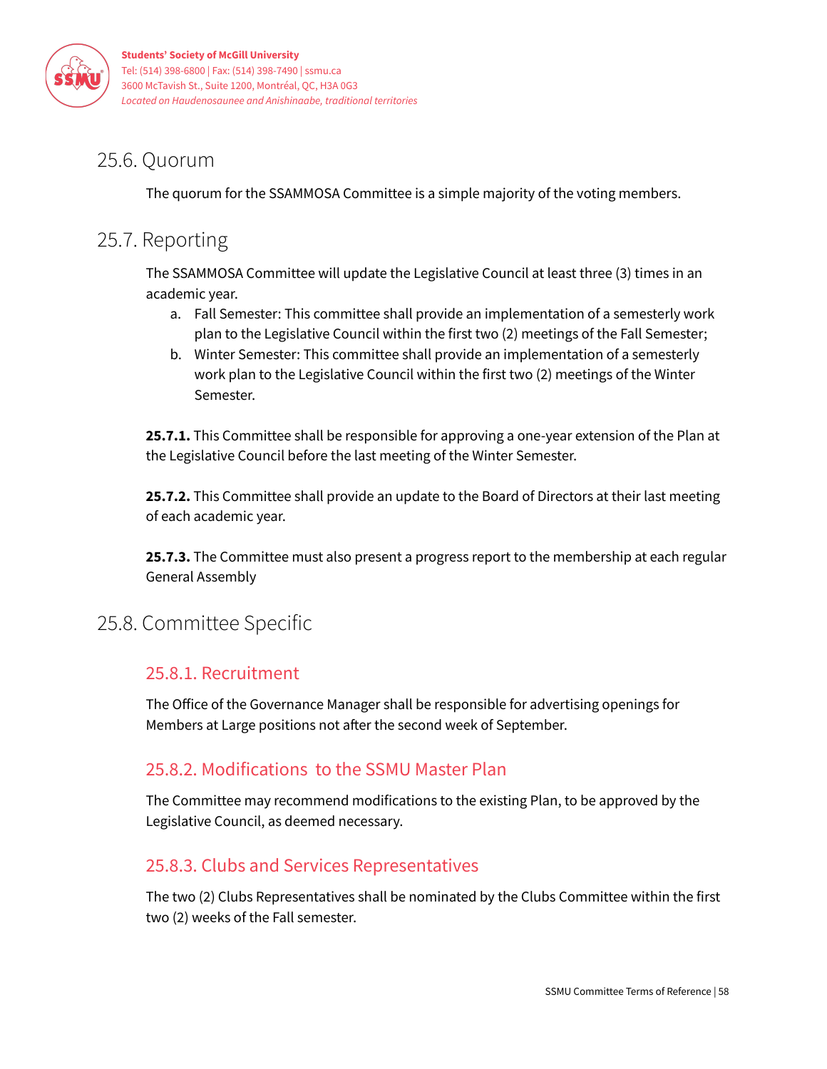## 25.6. Quorum

The quorum for the SSAMMOSA Committee is a simple majority of the voting members.

## 25.7. Reporting

The SSAMMOSA Committee will update the Legislative Council at least three (3) times in an academic year.

a. Fall Semester: This committee shall provide an implementation of a semesterly work plan to the Legislative Council within the first two (2) meetings of the Fall Semester;
b. Winter Semester: This committee shall provide an implementation of a semesterly work plan to the Legislative Council within the first two (2) meetings of the Winter Semester.

**25.7.1.** This Committee shall be responsible for approving a one-year extension of the Plan at the Legislative Council before the last meeting of the Winter Semester.

**25.7.2.** This Committee shall provide an update to the Board of Directors at their last meeting of each academic year.

**25.7.3.** The Committee must also present a progress report to the membership at each regular General Assembly

## 25.8. Committee Specific

### 25.8.1. Recruitment

The Office of the Governance Manager shall be responsible for advertising openings for Members at Large positions not after the second week of September.

### 25.8.2. Modifications to the SSMU Master Plan

The Committee may recommend modifications to the existing Plan, to be approved by the Legislative Council, as deemed necessary.

### 25.8.3. Clubs and Services Representatives

The two (2) Clubs Representatives shall be nominated by the Clubs Committee within the first two (2) weeks of the Fall semester.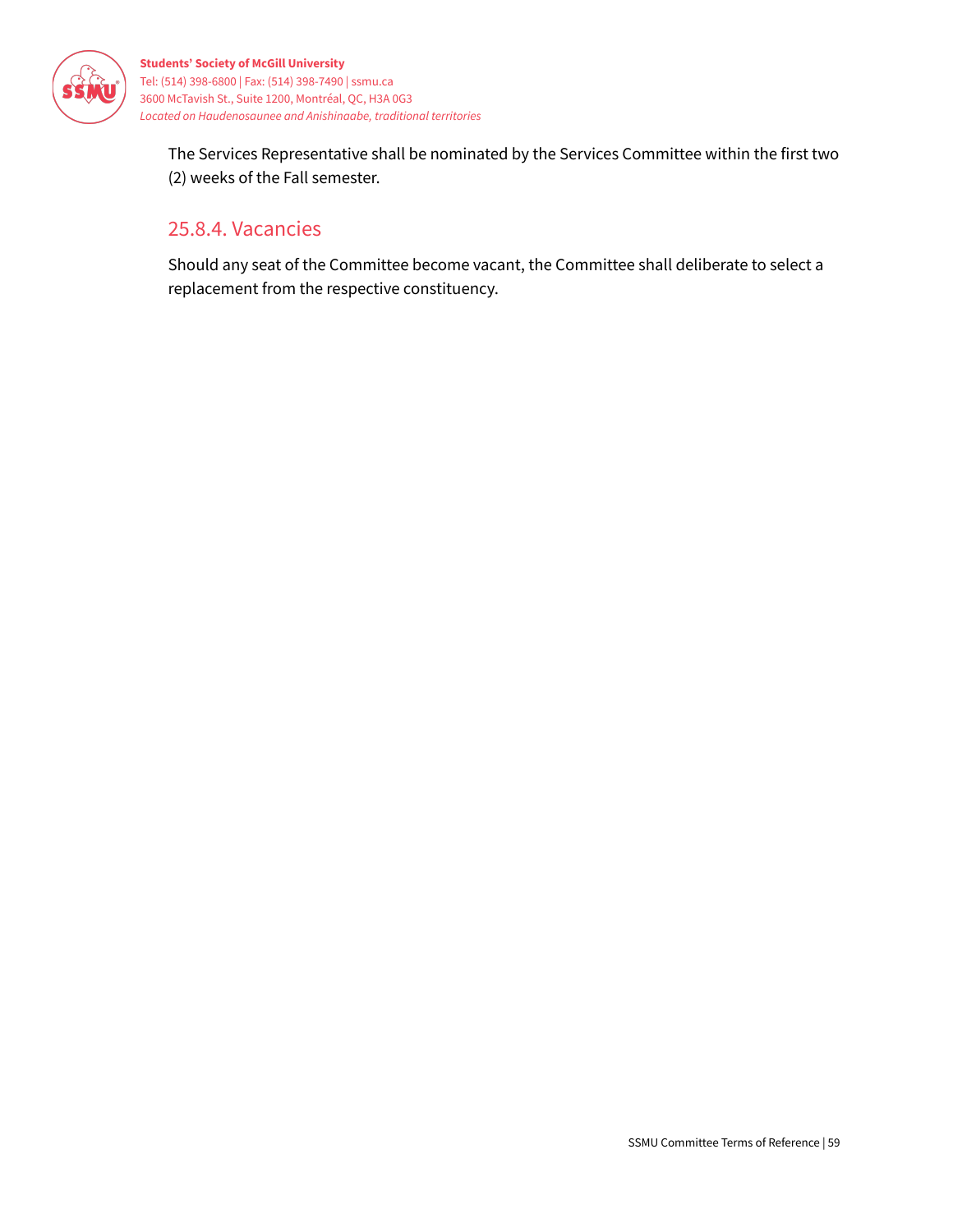The Services Representative shall be nominated by the Services Committee within the first two (2) weeks of the Fall semester.

### 25.8.4. Vacancies

Should any seat of the Committee become vacant, the Committee shall deliberate to select a replacement from the respective constituency.